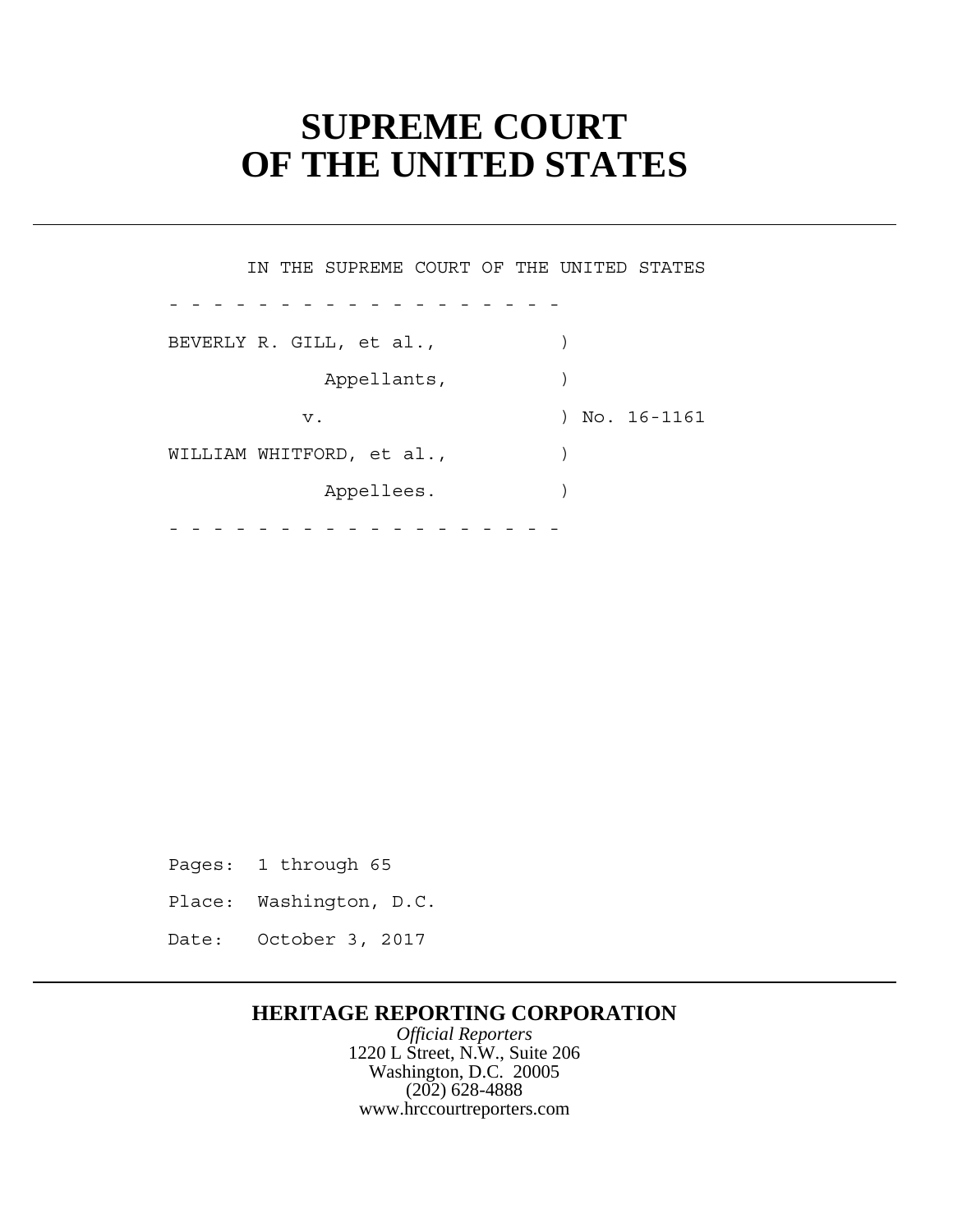# SUPREME COURT OF THE UNITED STATES

IN THE SUPREME COURT OF THE UNITED STATES

\- - - - - - - - - - - - - - - - - - -

BEVERLY R. GILL, et al., )

Appellants, )

v. ) No. 16-1161

WILLIAM WHITFORD, et al., )

Appellees. )

\- - - - - - - - - - - - - - - - - - -

Pages: 1 through 65

Place: Washington, D.C.

Date: October 3, 2017

**HERITAGE REPORTING CORPORATION**

*Official Reporters*

1220 L Street, N.W., Suite 206

Washington, D.C. 20005

(202) 628-4888

www.hrccourtreporters.com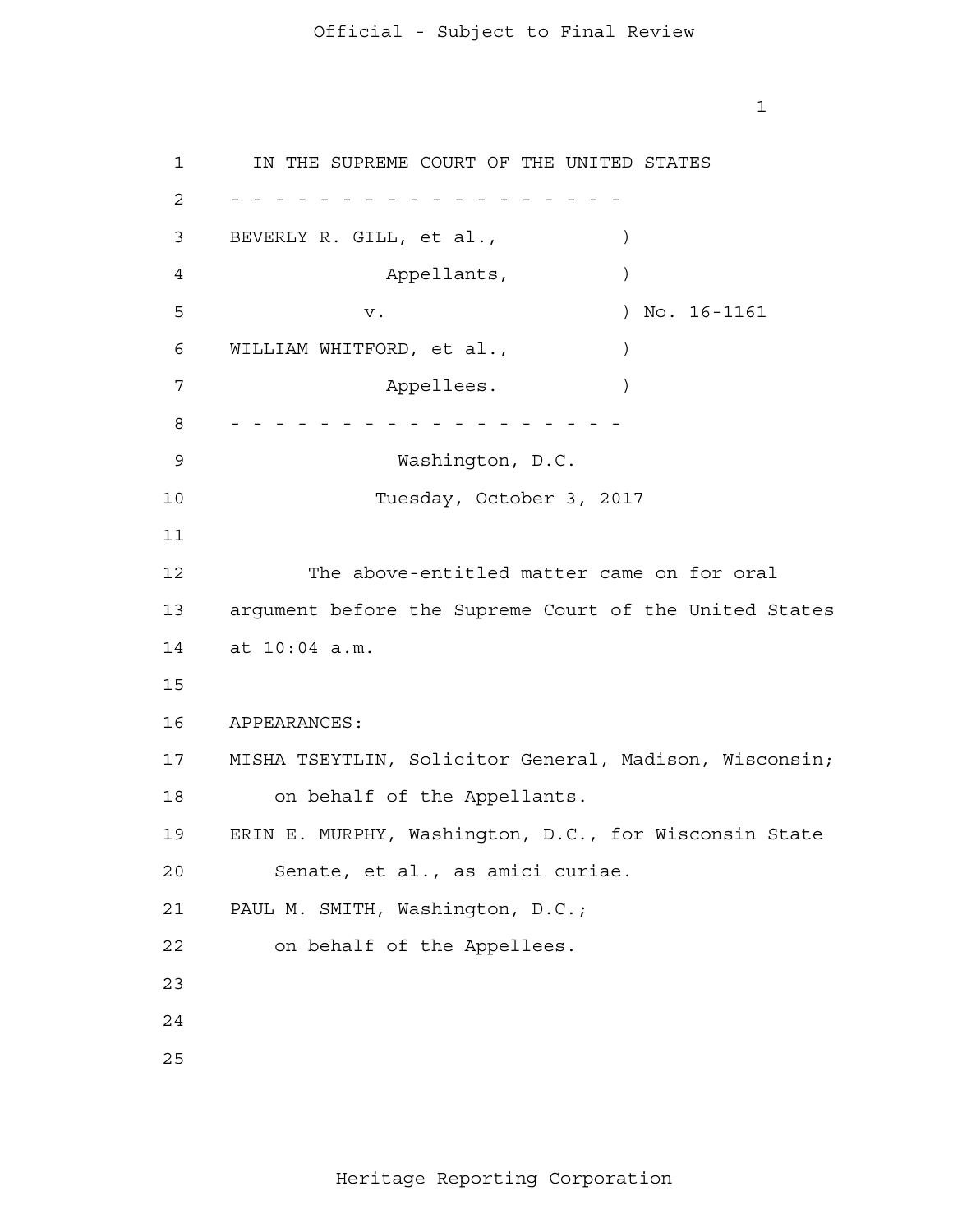IN THE SUPREME COURT OF THE UNITED STATES

- - - - - - - - - - - - - - - - - - -

BEVERLY R. GILL, et al., )
Appellants, )
v. ) No. 16-1161
WILLIAM WHITFORD, et al., )
Appellees. )

- - - - - - - - - - - - - - - - - - -

Washington, D.C.

Tuesday, October 3, 2017

The above-entitled matter came on for oral argument before the Supreme Court of the United States at 10:04 a.m.

APPEARANCES:

MISHA TSEYTLIN, Solicitor General, Madison, Wisconsin; on behalf of the Appellants.

ERIN E. MURPHY, Washington, D.C., for Wisconsin State Senate, et al., as amici curiae.

PAUL M. SMITH, Washington, D.C.; on behalf of the Appellees.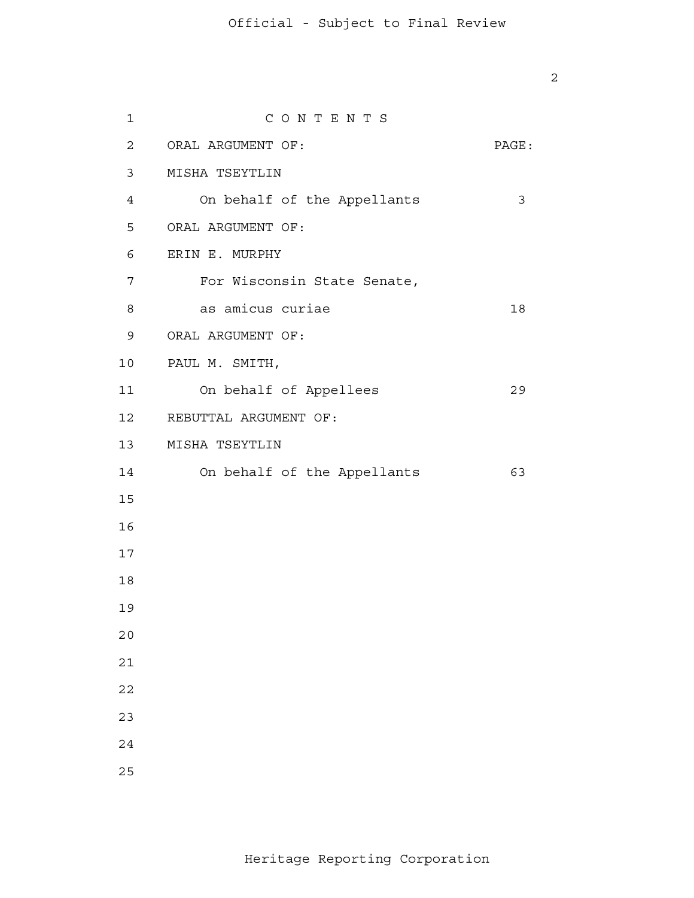C O N T E N T S

| ORAL ARGUMENT OF: | PAGE: |
| --- | --- |
| MISHA TSEYTLIN | |
| On behalf of the Appellants | 3 |
| ORAL ARGUMENT OF: | |
| ERIN E. MURPHY | |
| For Wisconsin State Senate, | |
| as amicus curiae | 18 |
| ORAL ARGUMENT OF: | |
| PAUL M. SMITH, | |
| On behalf of Appellees | 29 |
| REBUTTAL ARGUMENT OF: | |
| MISHA TSEYTLIN | |
| On behalf of the Appellants | 63 |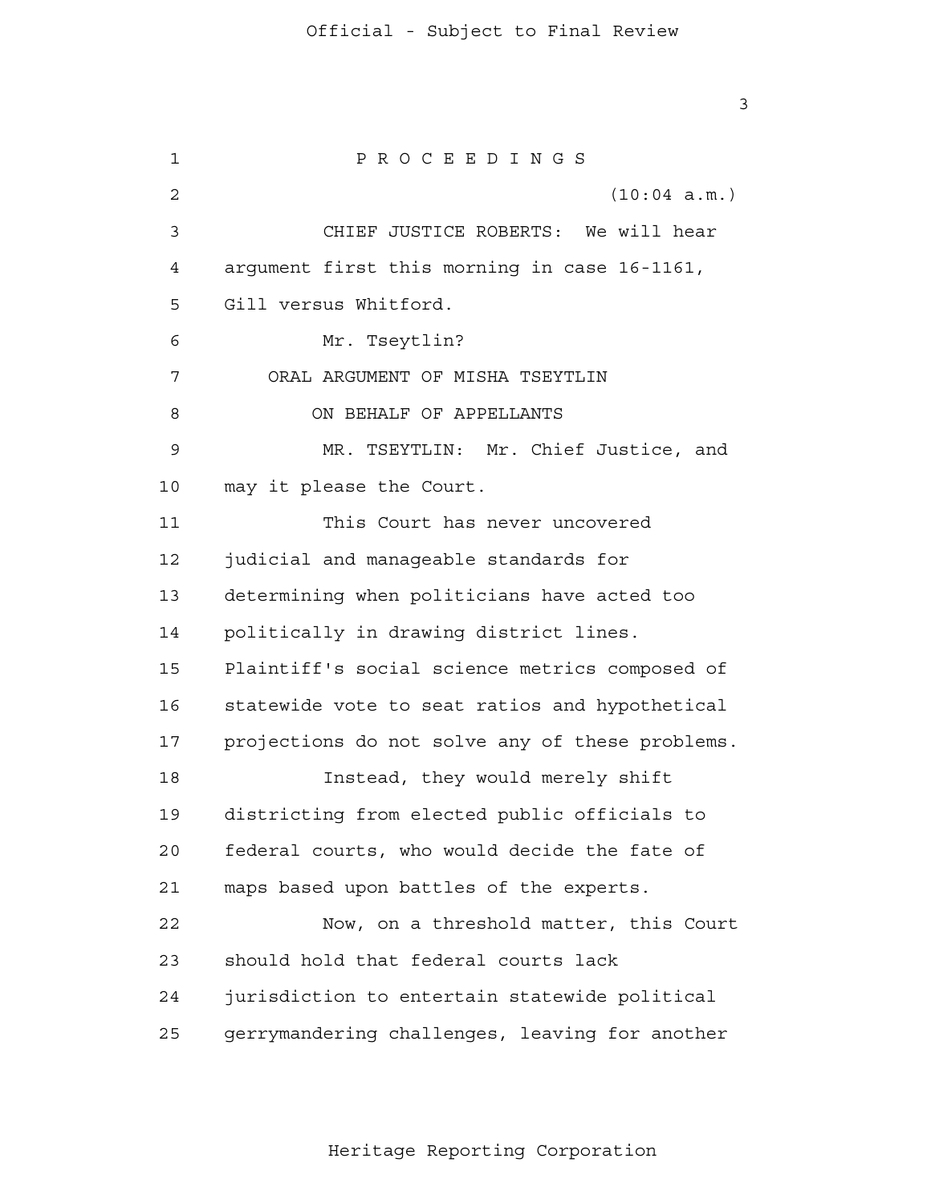P R O C E E D I N G S

(10:04 a.m.)

CHIEF JUSTICE ROBERTS: We will hear argument first this morning in case 16-1161, Gill versus Whitford.

Mr. Tseytlin?

ORAL ARGUMENT OF MISHA TSEYTLIN

ON BEHALF OF APPELLANTS

MR. TSEYTLIN: Mr. Chief Justice, and may it please the Court.

This Court has never uncovered judicial and manageable standards for determining when politicians have acted too politically in drawing district lines. Plaintiff's social science metrics composed of statewide vote to seat ratios and hypothetical projections do not solve any of these problems.

Instead, they would merely shift districting from elected public officials to federal courts, who would decide the fate of maps based upon battles of the experts.

Now, on a threshold matter, this Court should hold that federal courts lack jurisdiction to entertain statewide political gerrymandering challenges, leaving for another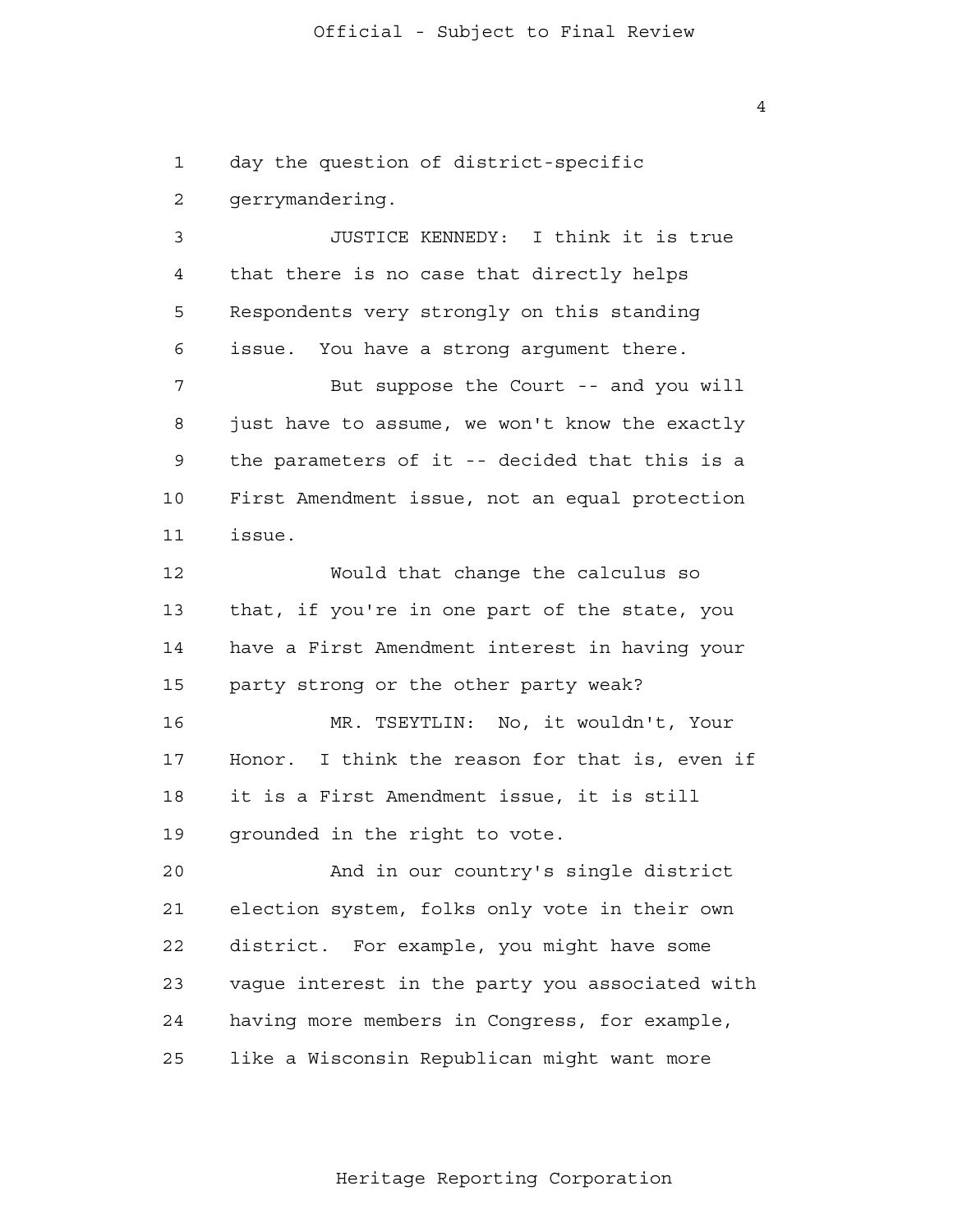day the question of district-specific gerrymandering.

JUSTICE KENNEDY: I think it is true that there is no case that directly helps Respondents very strongly on this standing issue. You have a strong argument there.

But suppose the Court -- and you will just have to assume, we won't know the exactly the parameters of it -- decided that this is a First Amendment issue, not an equal protection issue.

Would that change the calculus so that, if you're in one part of the state, you have a First Amendment interest in having your party strong or the other party weak?

MR. TSEYTLIN: No, it wouldn't, Your Honor. I think the reason for that is, even if it is a First Amendment issue, it is still grounded in the right to vote.

And in our country's single district election system, folks only vote in their own district. For example, you might have some vague interest in the party you associated with having more members in Congress, for example, like a Wisconsin Republican might want more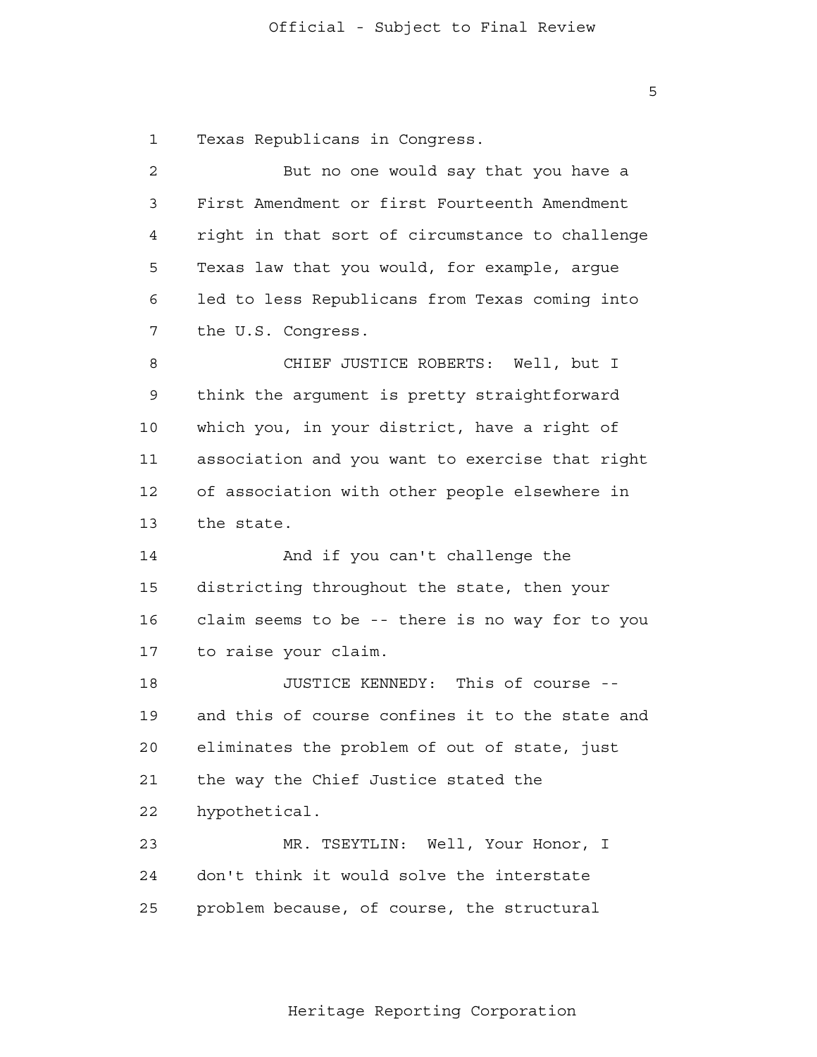Texas Republicans in Congress.

But no one would say that you have a First Amendment or first Fourteenth Amendment right in that sort of circumstance to challenge Texas law that you would, for example, argue led to less Republicans from Texas coming into the U.S. Congress.

CHIEF JUSTICE ROBERTS: Well, but I think the argument is pretty straightforward which you, in your district, have a right of association and you want to exercise that right of association with other people elsewhere in the state.

And if you can't challenge the districting throughout the state, then your claim seems to be -- there is no way for to you to raise your claim.

JUSTICE KENNEDY: This of course -- and this of course confines it to the state and eliminates the problem of out of state, just the way the Chief Justice stated the hypothetical.

MR. TSEYTLIN: Well, Your Honor, I don't think it would solve the interstate problem because, of course, the structural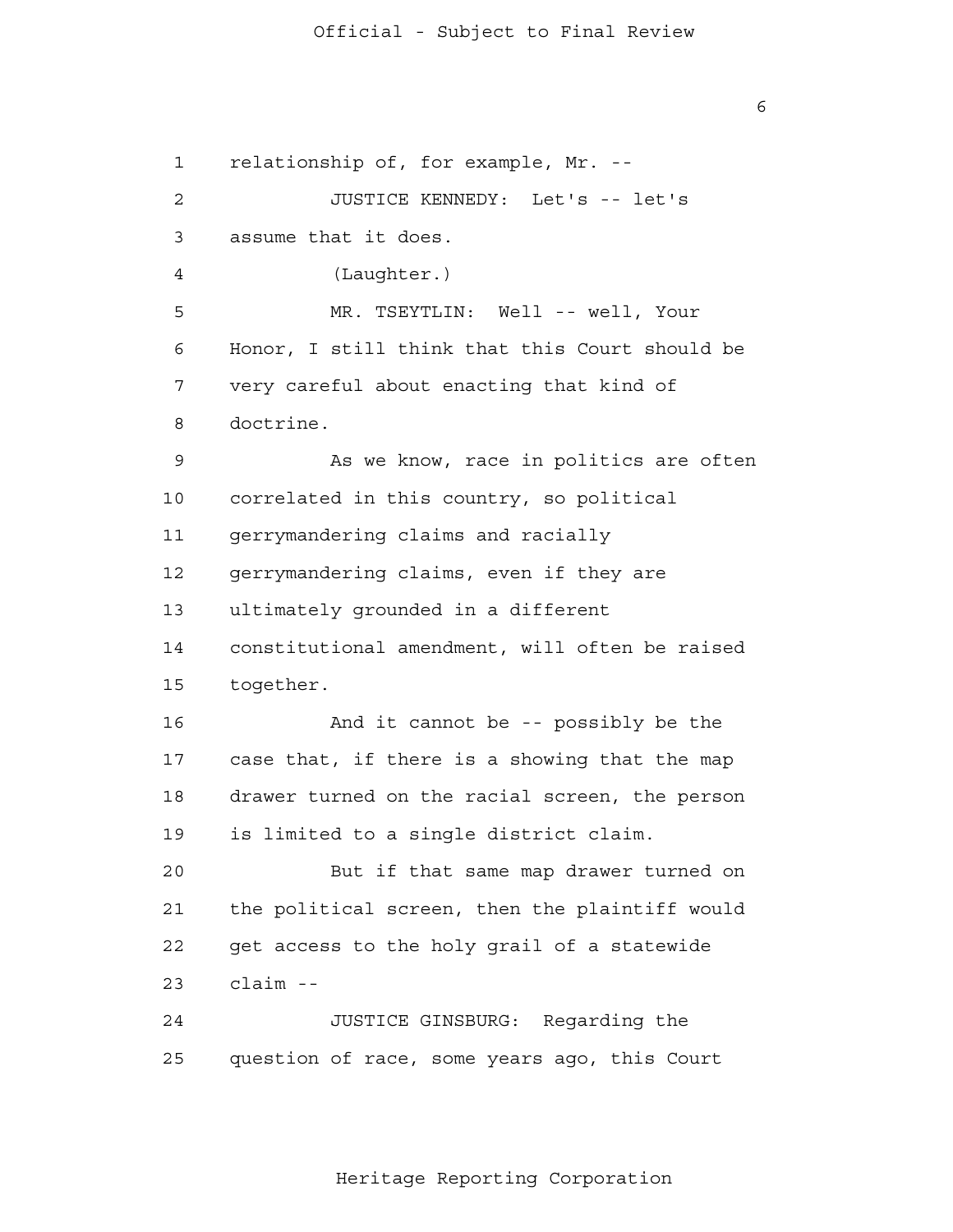relationship of, for example, Mr. --

JUSTICE KENNEDY: Let's -- let's assume that it does.

(Laughter.)

MR. TSEYTLIN: Well -- well, Your Honor, I still think that this Court should be very careful about enacting that kind of doctrine.

As we know, race in politics are often correlated in this country, so political gerrymandering claims and racially gerrymandering claims, even if they are ultimately grounded in a different constitutional amendment, will often be raised together.

And it cannot be -- possibly be the case that, if there is a showing that the map drawer turned on the racial screen, the person is limited to a single district claim.

But if that same map drawer turned on the political screen, then the plaintiff would get access to the holy grail of a statewide claim --

JUSTICE GINSBURG: Regarding the question of race, some years ago, this Court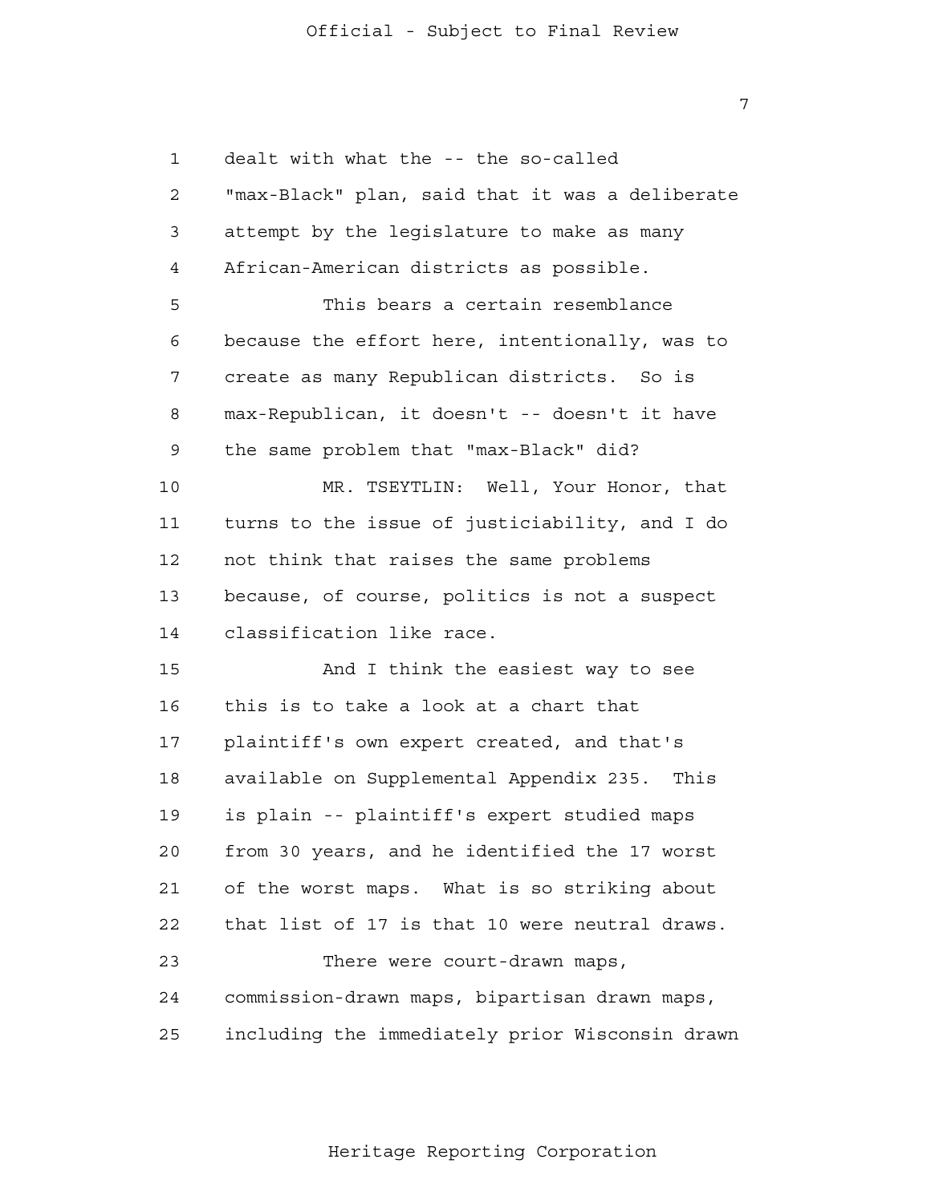dealt with what the -- the so-called "max-Black" plan, said that it was a deliberate attempt by the legislature to make as many African-American districts as possible.

This bears a certain resemblance because the effort here, intentionally, was to create as many Republican districts. So is max-Republican, it doesn't -- doesn't it have the same problem that "max-Black" did?

MR. TSEYTLIN: Well, Your Honor, that turns to the issue of justiciability, and I do not think that raises the same problems because, of course, politics is not a suspect classification like race.

And I think the easiest way to see this is to take a look at a chart that plaintiff's own expert created, and that's available on Supplemental Appendix 235. This is plain -- plaintiff's expert studied maps from 30 years, and he identified the 17 worst of the worst maps. What is so striking about that list of 17 is that 10 were neutral draws.

There were court-drawn maps, commission-drawn maps, bipartisan drawn maps, including the immediately prior Wisconsin drawn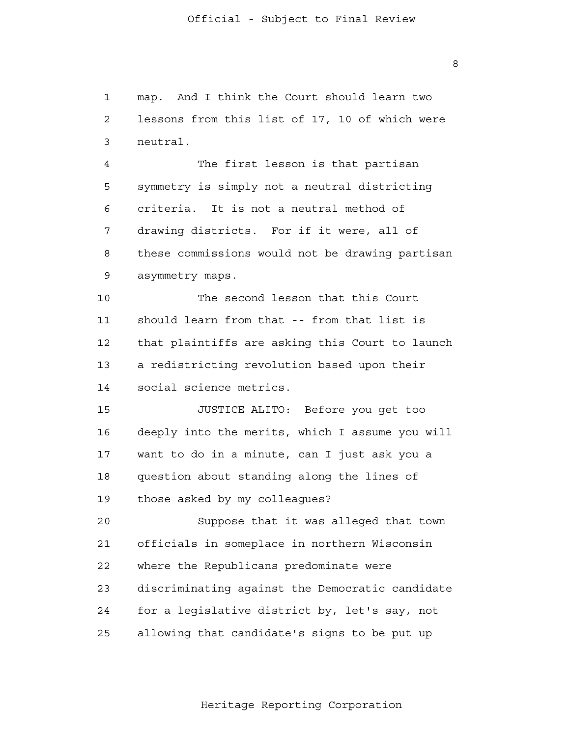map. And I think the Court should learn two lessons from this list of 17, 10 of which were neutral.

The first lesson is that partisan symmetry is simply not a neutral districting criteria. It is not a neutral method of drawing districts. For if it were, all of these commissions would not be drawing partisan asymmetry maps.

The second lesson that this Court should learn from that -- from that list is that plaintiffs are asking this Court to launch a redistricting revolution based upon their social science metrics.

JUSTICE ALITO: Before you get too deeply into the merits, which I assume you will want to do in a minute, can I just ask you a question about standing along the lines of those asked by my colleagues?

Suppose that it was alleged that town officials in someplace in northern Wisconsin where the Republicans predominate were discriminating against the Democratic candidate for a legislative district by, let's say, not allowing that candidate's signs to be put up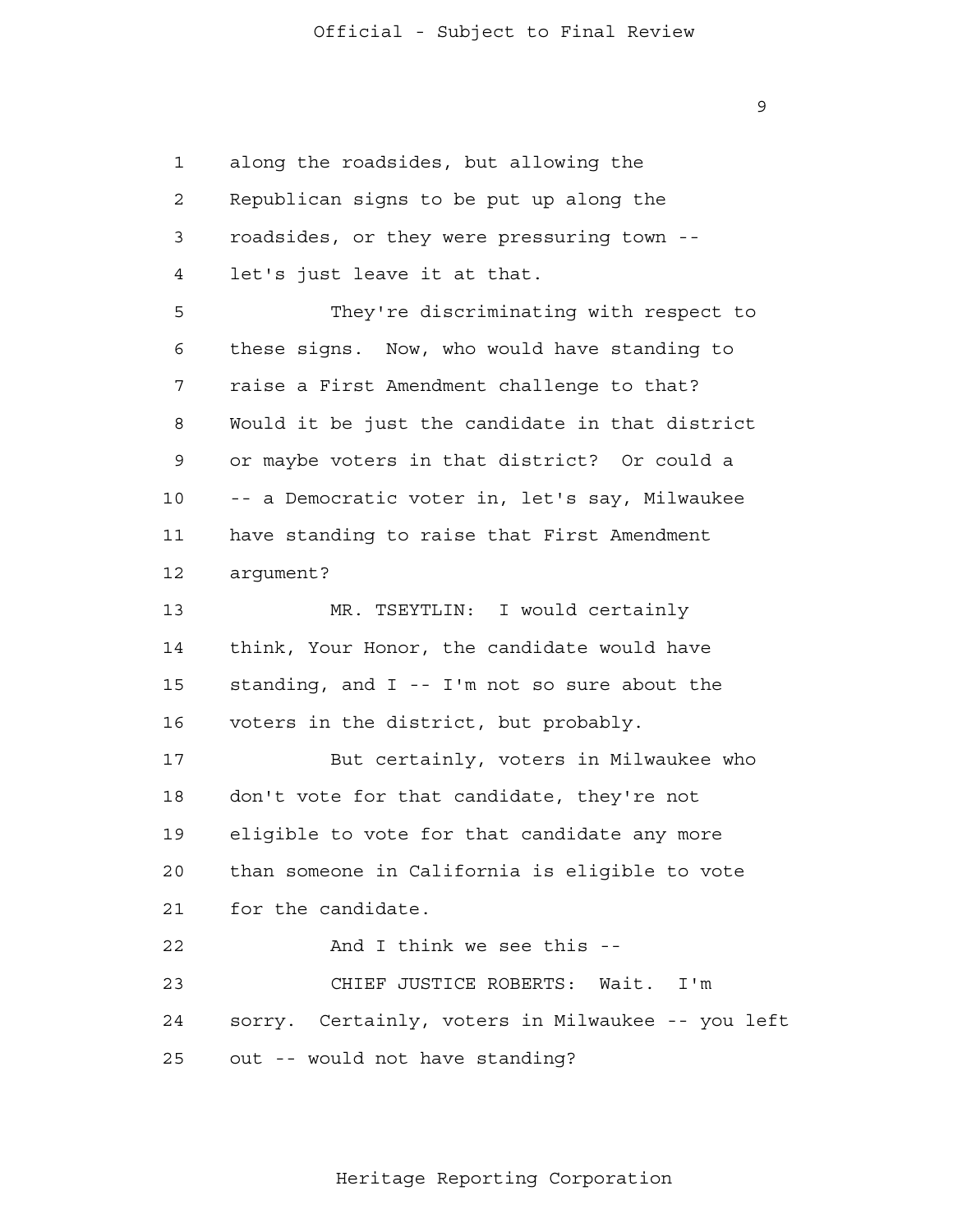along the roadsides, but allowing the Republican signs to be put up along the roadsides, or they were pressuring town -- let's just leave it at that.

They're discriminating with respect to these signs. Now, who would have standing to raise a First Amendment challenge to that? Would it be just the candidate in that district or maybe voters in that district? Or could a -- a Democratic voter in, let's say, Milwaukee have standing to raise that First Amendment argument?

MR. TSEYTLIN: I would certainly think, Your Honor, the candidate would have standing, and I -- I'm not so sure about the voters in the district, but probably.

But certainly, voters in Milwaukee who don't vote for that candidate, they're not eligible to vote for that candidate any more than someone in California is eligible to vote for the candidate.

And I think we see this --

CHIEF JUSTICE ROBERTS: Wait. I'm sorry. Certainly, voters in Milwaukee -- you left out -- would not have standing?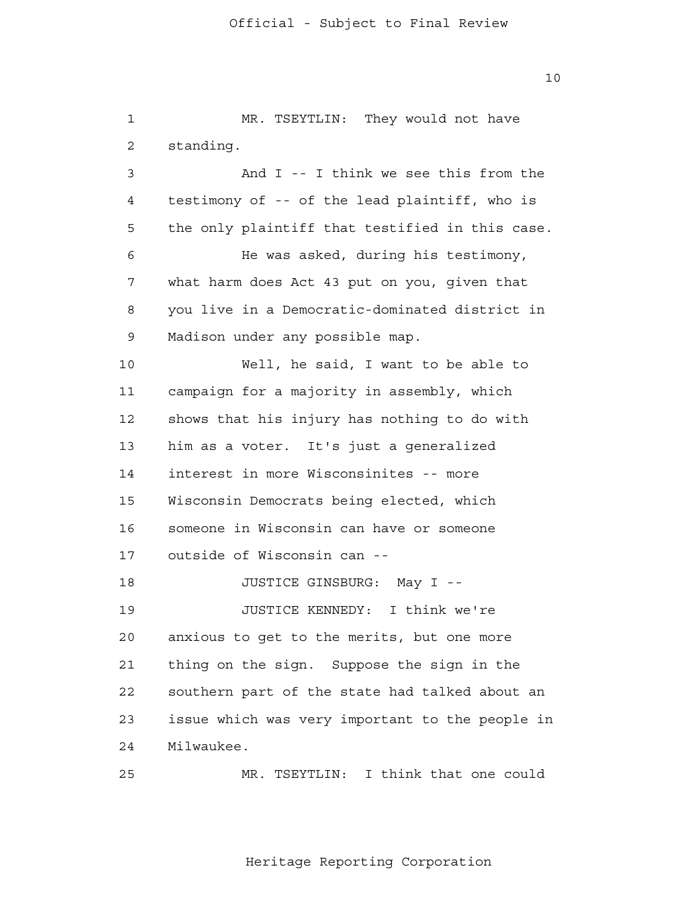MR. TSEYTLIN: They would not have standing.

And I -- I think we see this from the testimony of -- of the lead plaintiff, who is the only plaintiff that testified in this case.

He was asked, during his testimony, what harm does Act 43 put on you, given that you live in a Democratic-dominated district in Madison under any possible map.

Well, he said, I want to be able to campaign for a majority in assembly, which shows that his injury has nothing to do with him as a voter. It's just a generalized interest in more Wisconsinites -- more Wisconsin Democrats being elected, which someone in Wisconsin can have or someone outside of Wisconsin can --

JUSTICE GINSBURG: May I --

JUSTICE KENNEDY: I think we're anxious to get to the merits, but one more thing on the sign. Suppose the sign in the southern part of the state had talked about an issue which was very important to the people in Milwaukee.

MR. TSEYTLIN: I think that one could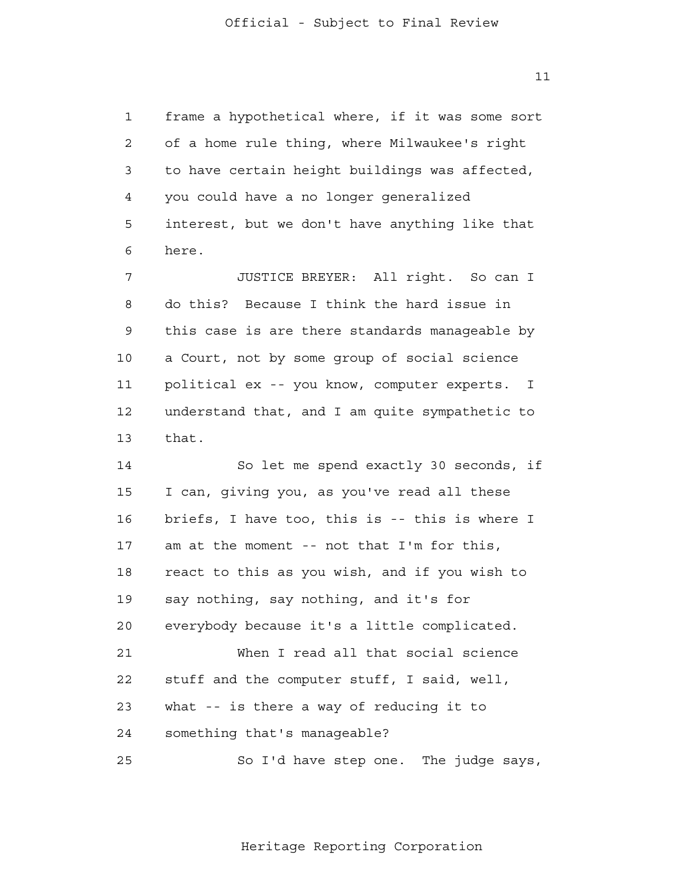frame a hypothetical where, if it was some sort of a home rule thing, where Milwaukee's right to have certain height buildings was affected, you could have a no longer generalized interest, but we don't have anything like that here.

JUSTICE BREYER: All right. So can I do this? Because I think the hard issue in this case is are there standards manageable by a Court, not by some group of social science political ex -- you know, computer experts. I understand that, and I am quite sympathetic to that.

So let me spend exactly 30 seconds, if I can, giving you, as you've read all these briefs, I have too, this is -- this is where I am at the moment -- not that I'm for this, react to this as you wish, and if you wish to say nothing, say nothing, and it's for everybody because it's a little complicated.

When I read all that social science stuff and the computer stuff, I said, well, what -- is there a way of reducing it to something that's manageable?

So I'd have step one. The judge says,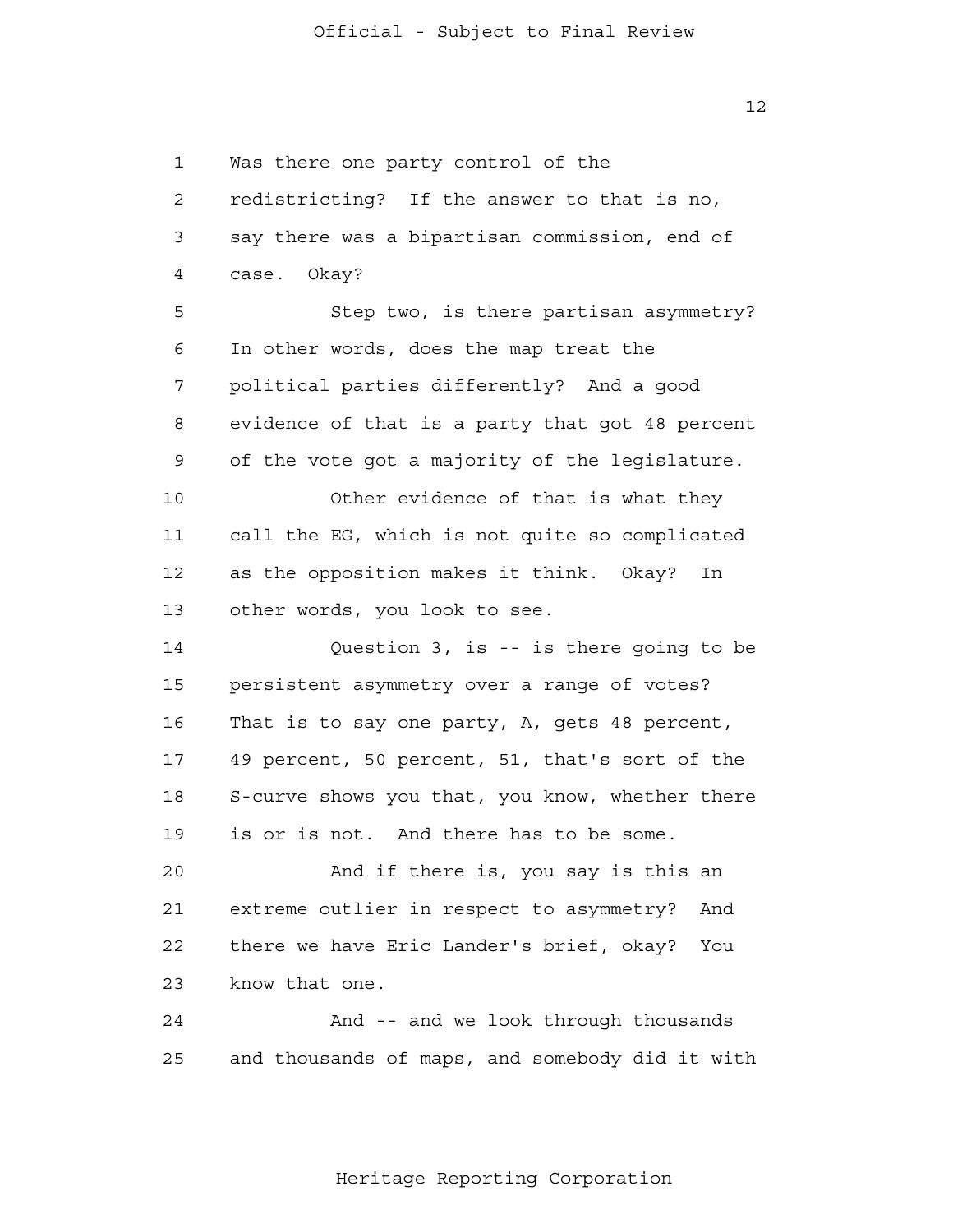Was there one party control of the redistricting? If the answer to that is no, say there was a bipartisan commission, end of case. Okay?

Step two, is there partisan asymmetry? In other words, does the map treat the political parties differently? And a good evidence of that is a party that got 48 percent of the vote got a majority of the legislature.

Other evidence of that is what they call the EG, which is not quite so complicated as the opposition makes it think. Okay? In other words, you look to see.

Question 3, is -- is there going to be persistent asymmetry over a range of votes? That is to say one party, A, gets 48 percent, 49 percent, 50 percent, 51, that's sort of the S-curve shows you that, you know, whether there is or is not. And there has to be some.

And if there is, you say is this an extreme outlier in respect to asymmetry? And there we have Eric Lander's brief, okay? You know that one.

And -- and we look through thousands and thousands of maps, and somebody did it with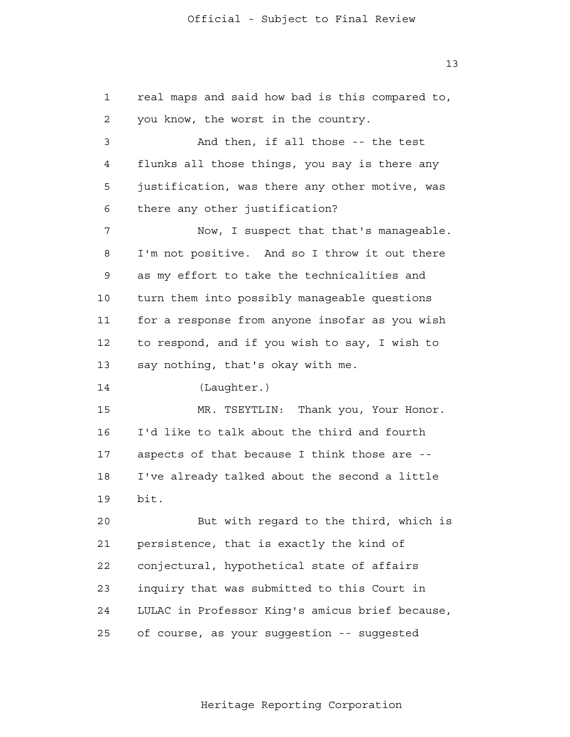real maps and said how bad is this compared to, you know, the worst in the country.

And then, if all those -- the test flunks all those things, you say is there any justification, was there any other motive, was there any other justification?

Now, I suspect that that's manageable. I'm not positive. And so I throw it out there as my effort to take the technicalities and turn them into possibly manageable questions for a response from anyone insofar as you wish to respond, and if you wish to say, I wish to say nothing, that's okay with me.

(Laughter.)

MR. TSEYTLIN: Thank you, Your Honor. I'd like to talk about the third and fourth aspects of that because I think those are -- I've already talked about the second a little bit.

But with regard to the third, which is persistence, that is exactly the kind of conjectural, hypothetical state of affairs inquiry that was submitted to this Court in LULAC in Professor King's amicus brief because, of course, as your suggestion -- suggested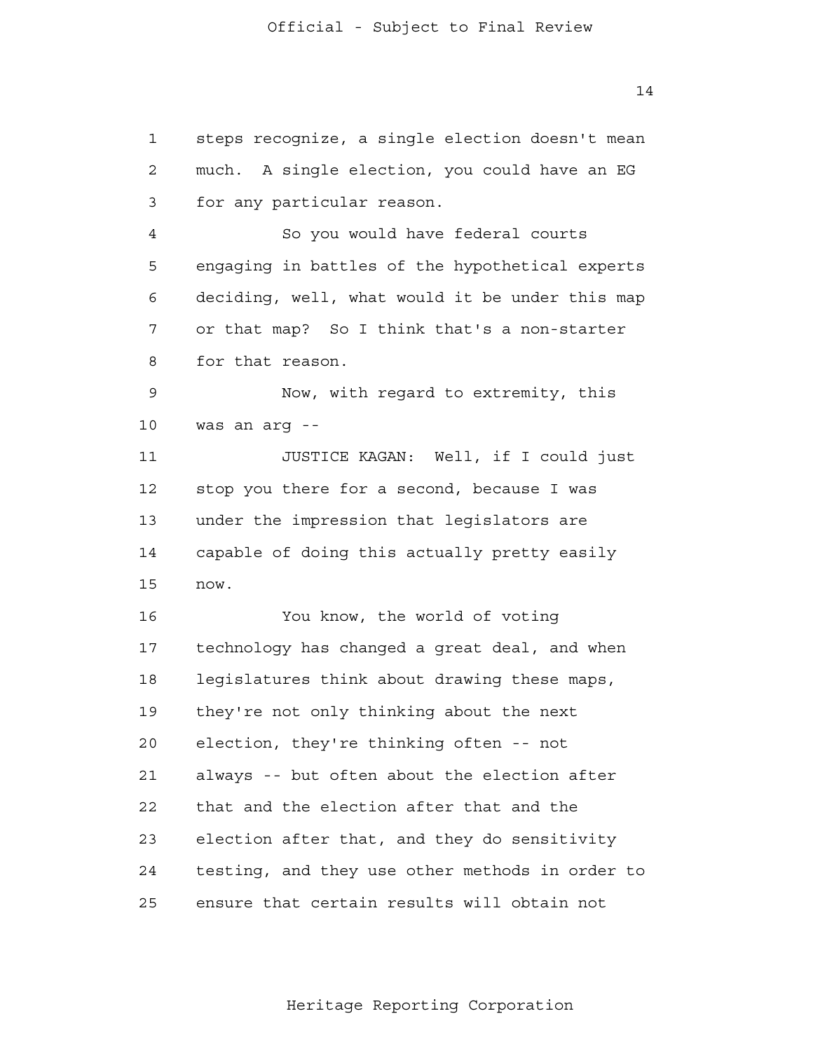steps recognize, a single election doesn't mean much. A single election, you could have an EG for any particular reason.

So you would have federal courts engaging in battles of the hypothetical experts deciding, well, what would it be under this map or that map? So I think that's a non-starter for that reason.

Now, with regard to extremity, this was an arg --

JUSTICE KAGAN: Well, if I could just stop you there for a second, because I was under the impression that legislators are capable of doing this actually pretty easily now.

You know, the world of voting technology has changed a great deal, and when legislatures think about drawing these maps, they're not only thinking about the next election, they're thinking often -- not always -- but often about the election after that and the election after that and the election after that, and they do sensitivity testing, and they use other methods in order to ensure that certain results will obtain not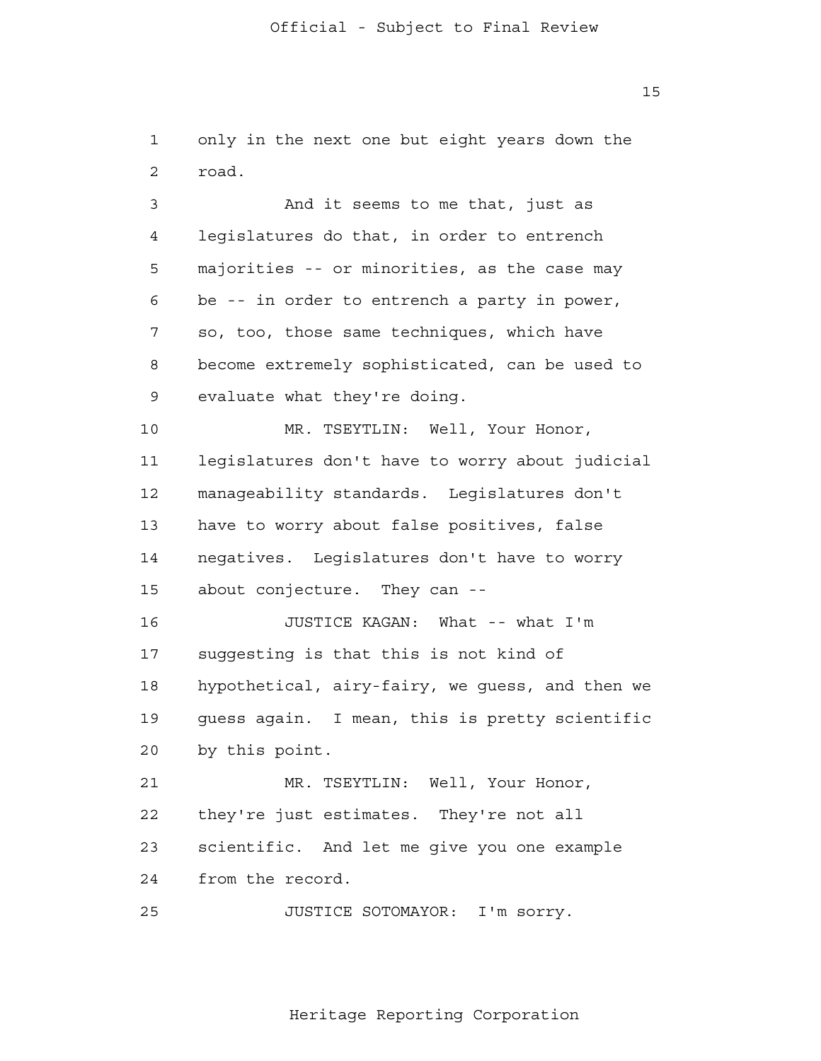only in the next one but eight years down the road.

And it seems to me that, just as legislatures do that, in order to entrench majorities -- or minorities, as the case may be -- in order to entrench a party in power, so, too, those same techniques, which have become extremely sophisticated, can be used to evaluate what they're doing.

MR. TSEYTLIN: Well, Your Honor, legislatures don't have to worry about judicial manageability standards. Legislatures don't have to worry about false positives, false negatives. Legislatures don't have to worry about conjecture. They can --

JUSTICE KAGAN: What -- what I'm suggesting is that this is not kind of hypothetical, airy-fairy, we guess, and then we guess again. I mean, this is pretty scientific by this point.

MR. TSEYTLIN: Well, Your Honor, they're just estimates. They're not all scientific. And let me give you one example from the record.

JUSTICE SOTOMAYOR: I'm sorry.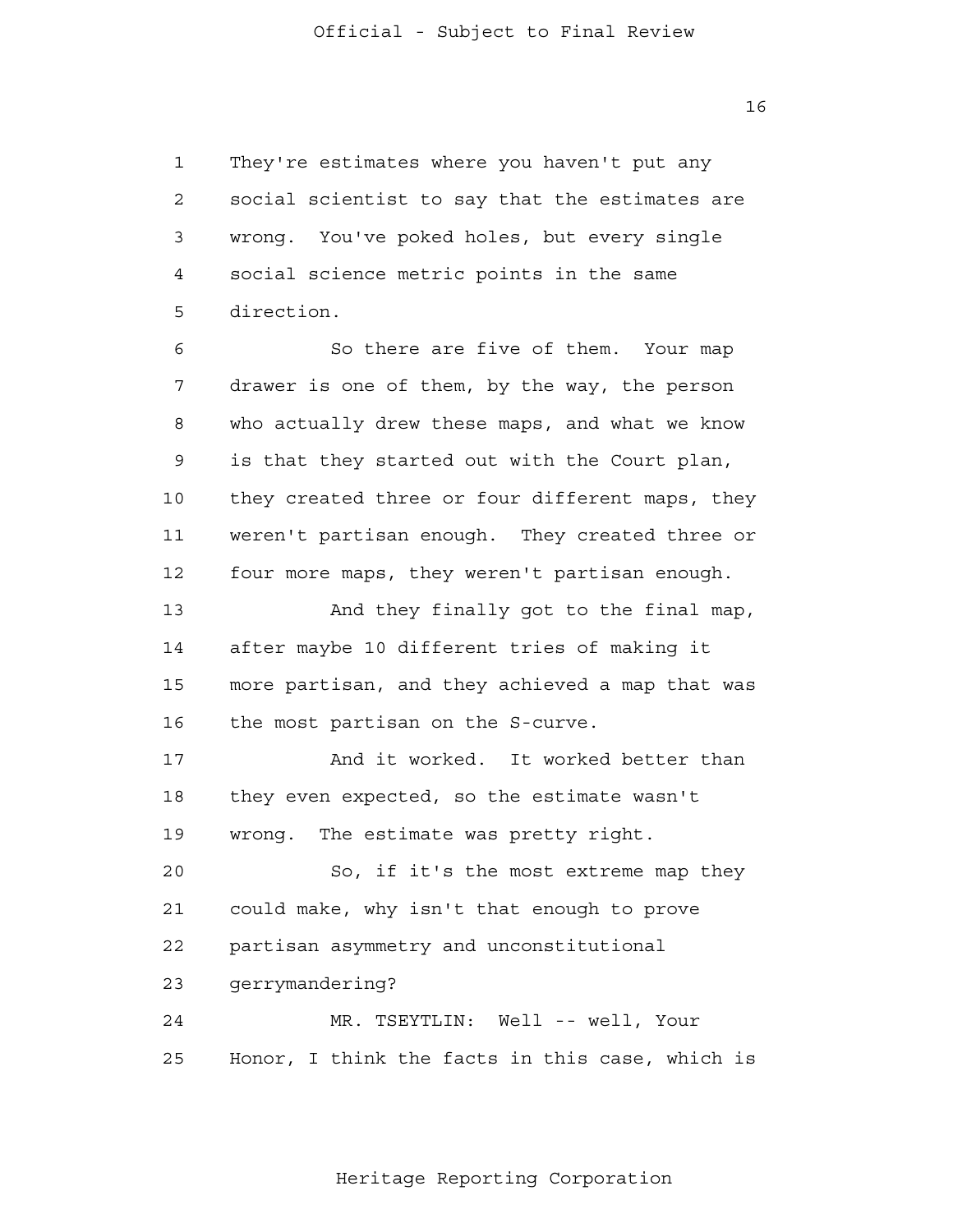They're estimates where you haven't put any social scientist to say that the estimates are wrong. You've poked holes, but every single social science metric points in the same direction.

So there are five of them. Your map drawer is one of them, by the way, the person who actually drew these maps, and what we know is that they started out with the Court plan, they created three or four different maps, they weren't partisan enough. They created three or four more maps, they weren't partisan enough.

And they finally got to the final map, after maybe 10 different tries of making it more partisan, and they achieved a map that was the most partisan on the S-curve.

And it worked. It worked better than they even expected, so the estimate wasn't wrong. The estimate was pretty right.

So, if it's the most extreme map they could make, why isn't that enough to prove partisan asymmetry and unconstitutional gerrymandering?

MR. TSEYTLIN: Well -- well, Your Honor, I think the facts in this case, which is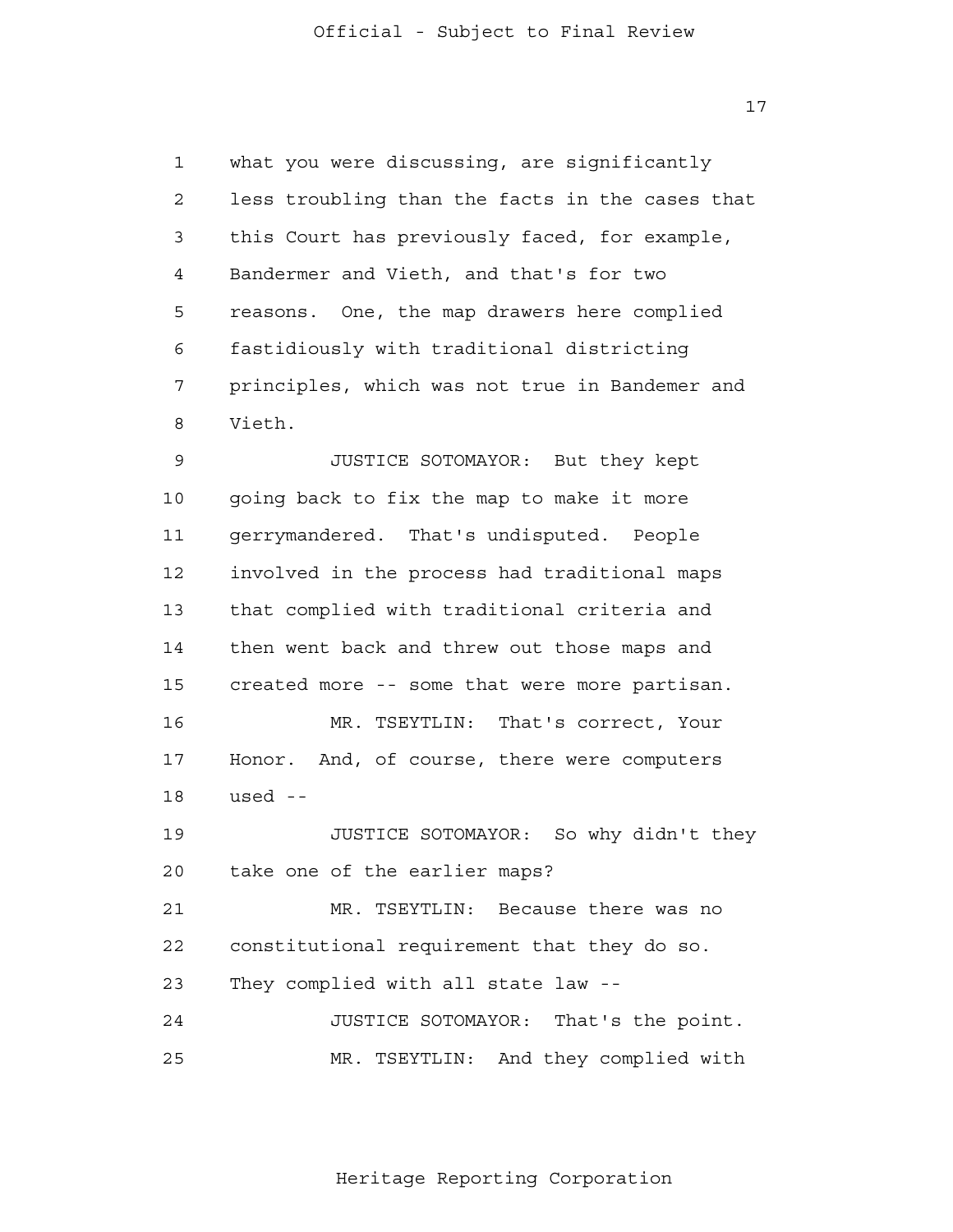what you were discussing, are significantly less troubling than the facts in the cases that this Court has previously faced, for example, Bandermer and Vieth, and that's for two reasons. One, the map drawers here complied fastidiously with traditional districting principles, which was not true in Bandemer and Vieth.

JUSTICE SOTOMAYOR: But they kept going back to fix the map to make it more gerrymandered. That's undisputed. People involved in the process had traditional maps that complied with traditional criteria and then went back and threw out those maps and created more -- some that were more partisan.

MR. TSEYTLIN: That's correct, Your Honor. And, of course, there were computers used --

JUSTICE SOTOMAYOR: So why didn't they take one of the earlier maps?

MR. TSEYTLIN: Because there was no constitutional requirement that they do so. They complied with all state law --

JUSTICE SOTOMAYOR: That's the point.

MR. TSEYTLIN: And they complied with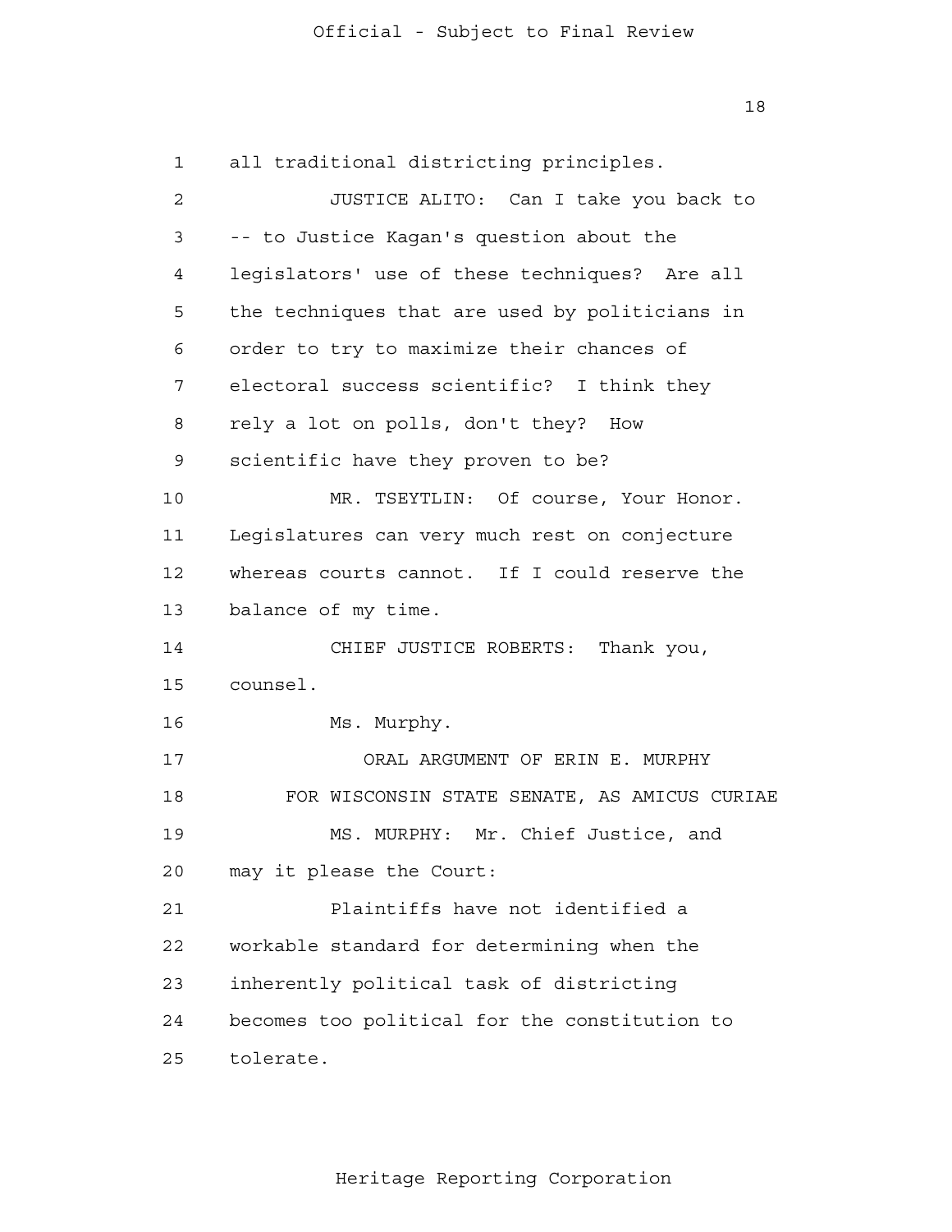1 all traditional districting principles.

2 JUSTICE ALITO: Can I take you back to

3 -- to Justice Kagan's question about the

4 legislators' use of these techniques? Are all

5 the techniques that are used by politicians in

6 order to try to maximize their chances of

7 electoral success scientific? I think they

8 rely a lot on polls, don't they? How

9 scientific have they proven to be?

10 MR. TSEYTLIN: Of course, Your Honor.

11 Legislatures can very much rest on conjecture

12 whereas courts cannot. If I could reserve the

13 balance of my time.

14 CHIEF JUSTICE ROBERTS: Thank you,

15 counsel.

16 Ms. Murphy.

17 ORAL ARGUMENT OF ERIN E. MURPHY

18 FOR WISCONSIN STATE SENATE, AS AMICUS CURIAE

19 MS. MURPHY: Mr. Chief Justice, and

20 may it please the Court:

21 Plaintiffs have not identified a

22 workable standard for determining when the

23 inherently political task of districting

24 becomes too political for the constitution to

25 tolerate.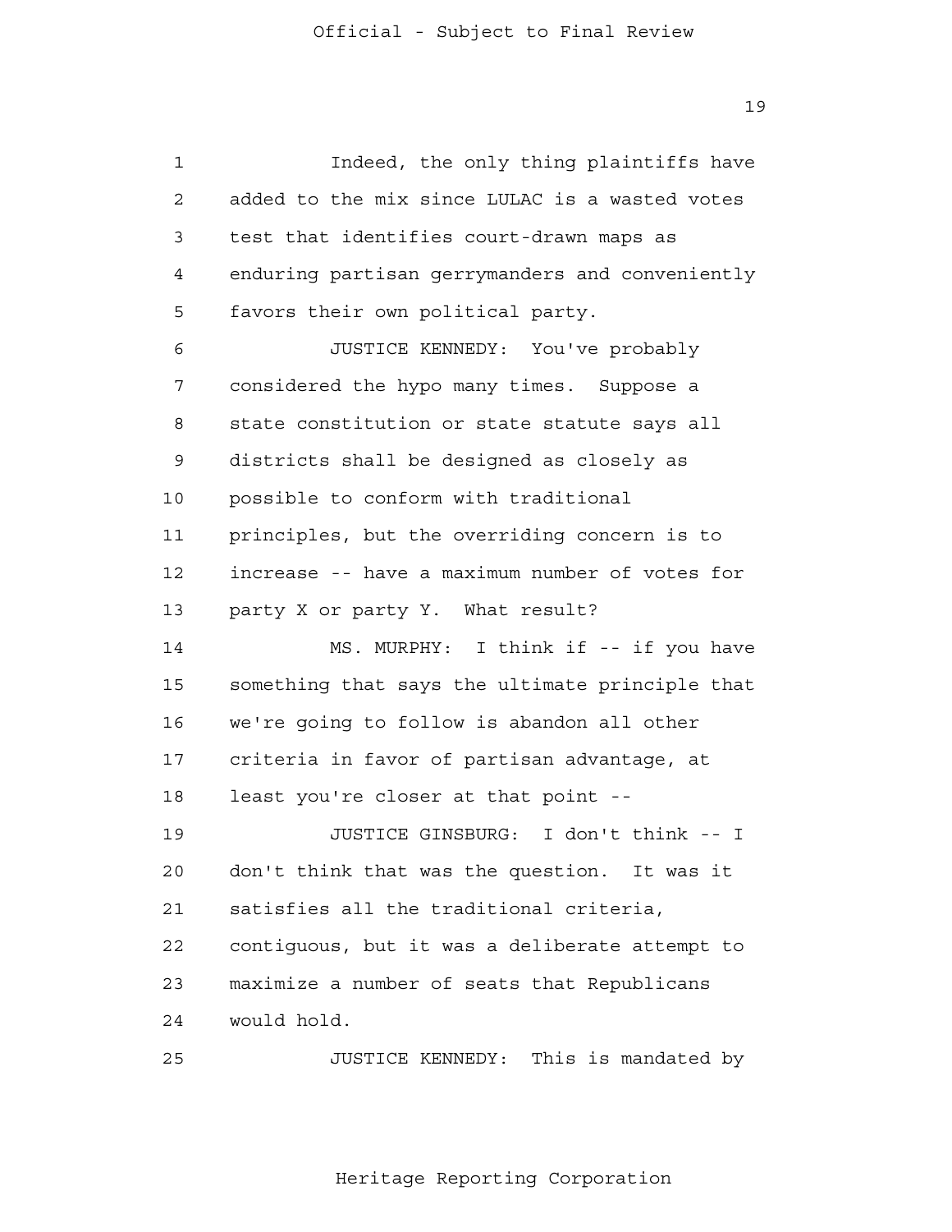Indeed, the only thing plaintiffs have added to the mix since LULAC is a wasted votes test that identifies court-drawn maps as enduring partisan gerrymanders and conveniently favors their own political party.

JUSTICE KENNEDY: You've probably considered the hypo many times. Suppose a state constitution or state statute says all districts shall be designed as closely as possible to conform with traditional principles, but the overriding concern is to increase -- have a maximum number of votes for party X or party Y. What result?

MS. MURPHY: I think if -- if you have something that says the ultimate principle that we're going to follow is abandon all other criteria in favor of partisan advantage, at least you're closer at that point --

JUSTICE GINSBURG: I don't think -- I don't think that was the question. It was it satisfies all the traditional criteria, contiguous, but it was a deliberate attempt to maximize a number of seats that Republicans would hold.

JUSTICE KENNEDY: This is mandated by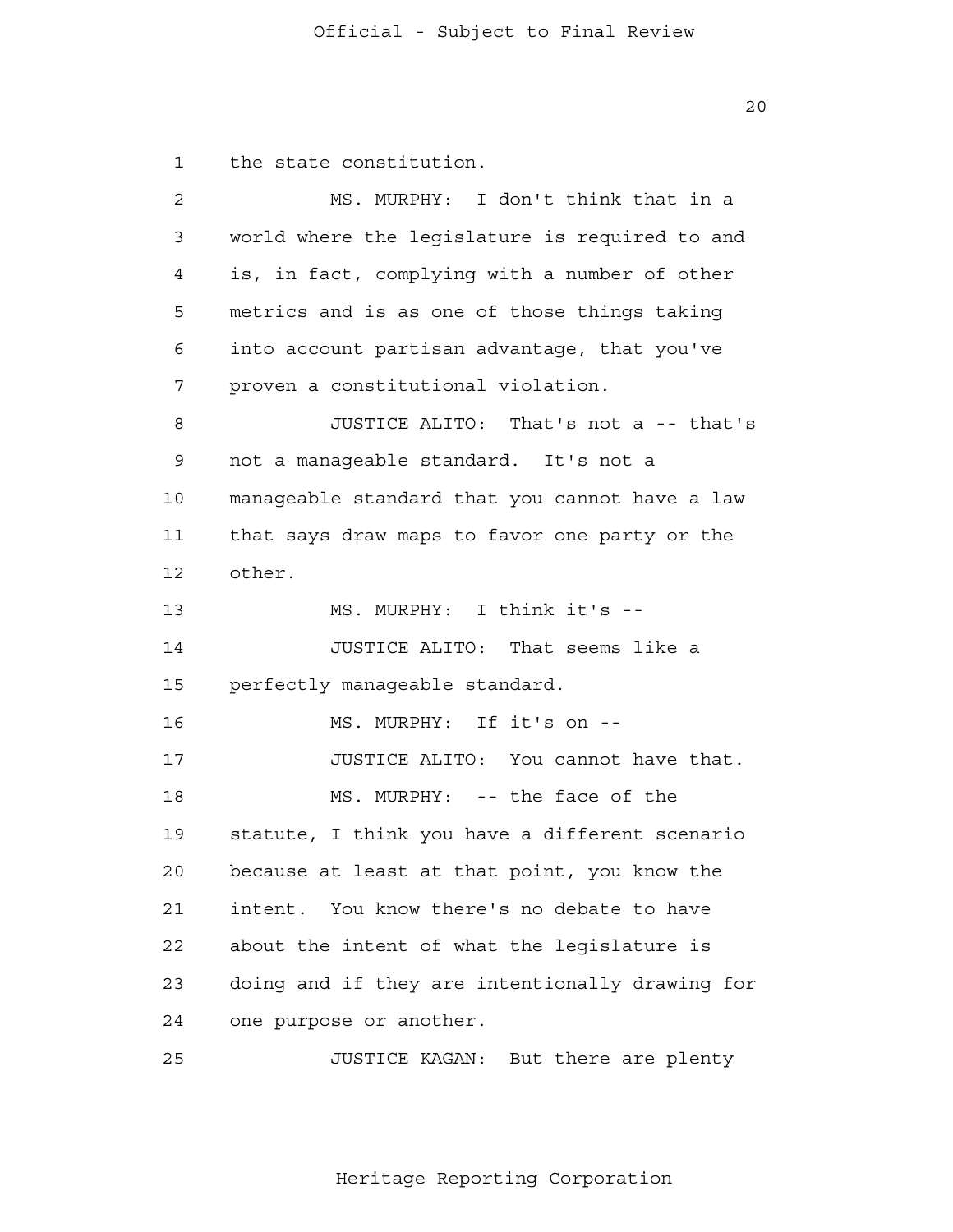1 the state constitution.

2 MS. MURPHY: I don't think that in a

3 world where the legislature is required to and

4 is, in fact, complying with a number of other

5 metrics and is as one of those things taking

6 into account partisan advantage, that you've

7 proven a constitutional violation.

8 JUSTICE ALITO: That's not a -- that's

9 not a manageable standard. It's not a

10 manageable standard that you cannot have a law

11 that says draw maps to favor one party or the

12 other.

13 MS. MURPHY: I think it's --

14 JUSTICE ALITO: That seems like a

15 perfectly manageable standard.

16 MS. MURPHY: If it's on --

17 JUSTICE ALITO: You cannot have that.

18 MS. MURPHY: -- the face of the

19 statute, I think you have a different scenario

20 because at least at that point, you know the

21 intent. You know there's no debate to have

22 about the intent of what the legislature is

23 doing and if they are intentionally drawing for

24 one purpose or another.

25 JUSTICE KAGAN: But there are plenty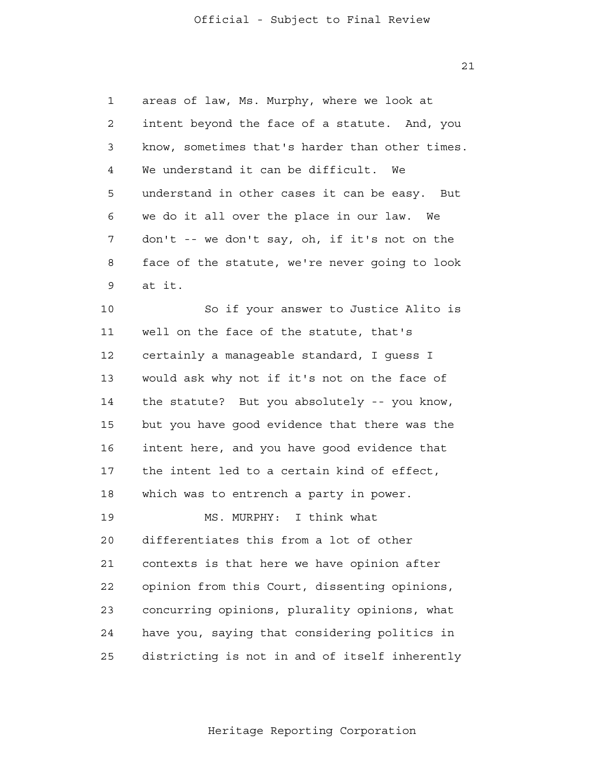areas of law, Ms. Murphy, where we look at intent beyond the face of a statute. And, you know, sometimes that's harder than other times. We understand it can be difficult. We understand in other cases it can be easy. But we do it all over the place in our law. We don't -- we don't say, oh, if it's not on the face of the statute, we're never going to look at it.

So if your answer to Justice Alito is well on the face of the statute, that's certainly a manageable standard, I guess I would ask why not if it's not on the face of the statute? But you absolutely -- you know, but you have good evidence that there was the intent here, and you have good evidence that the intent led to a certain kind of effect, which was to entrench a party in power.

MS. MURPHY: I think what differentiates this from a lot of other contexts is that here we have opinion after opinion from this Court, dissenting opinions, concurring opinions, plurality opinions, what have you, saying that considering politics in districting is not in and of itself inherently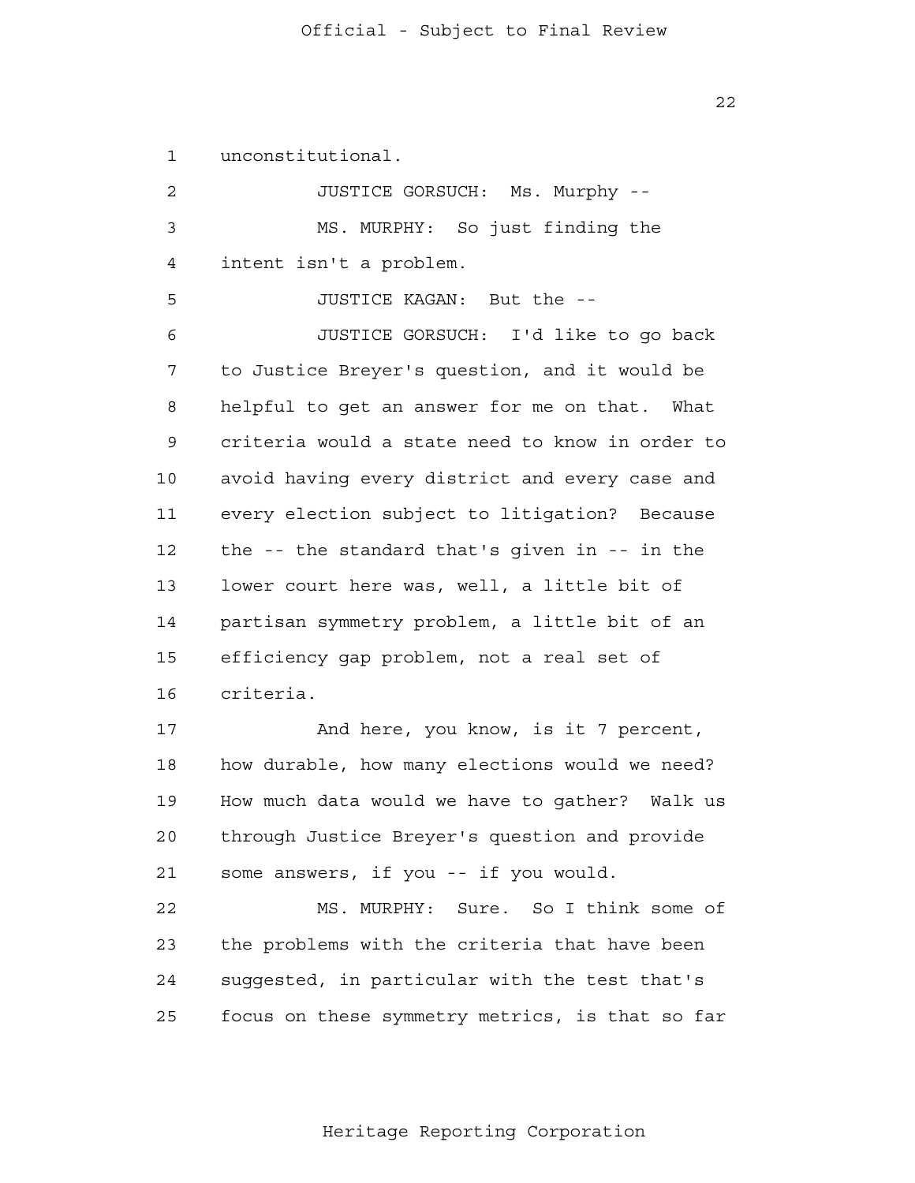unconstitutional.

JUSTICE GORSUCH: Ms. Murphy --

MS. MURPHY: So just finding the intent isn't a problem.

JUSTICE KAGAN: But the --

JUSTICE GORSUCH: I'd like to go back to Justice Breyer's question, and it would be helpful to get an answer for me on that. What criteria would a state need to know in order to avoid having every district and every case and every election subject to litigation? Because the -- the standard that's given in -- in the lower court here was, well, a little bit of partisan symmetry problem, a little bit of an efficiency gap problem, not a real set of criteria.

And here, you know, is it 7 percent, how durable, how many elections would we need? How much data would we have to gather? Walk us through Justice Breyer's question and provide some answers, if you -- if you would.

MS. MURPHY: Sure. So I think some of the problems with the criteria that have been suggested, in particular with the test that's focus on these symmetry metrics, is that so far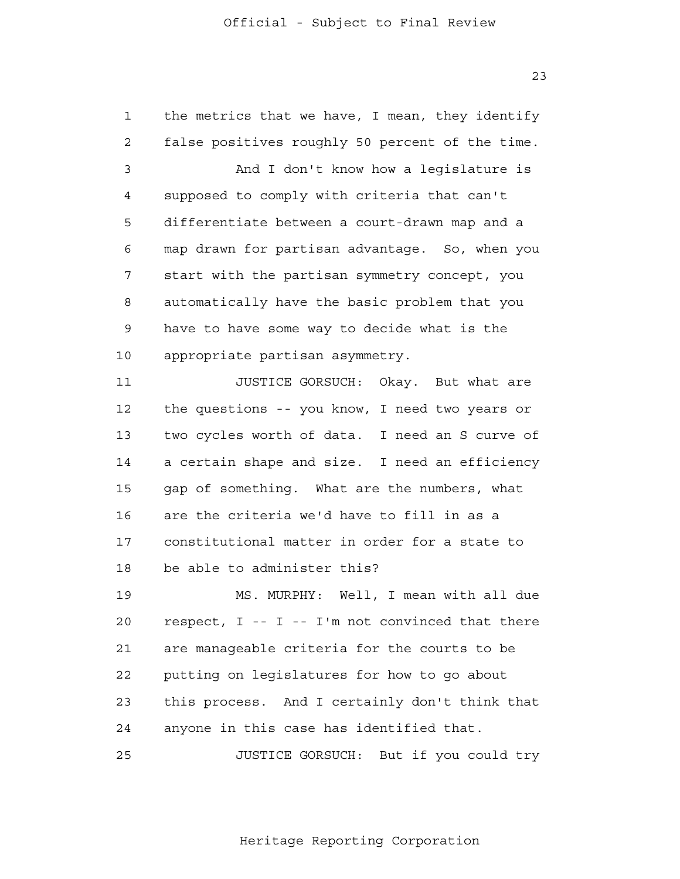the metrics that we have, I mean, they identify false positives roughly 50 percent of the time.

And I don't know how a legislature is supposed to comply with criteria that can't differentiate between a court-drawn map and a map drawn for partisan advantage. So, when you start with the partisan symmetry concept, you automatically have the basic problem that you have to have some way to decide what is the appropriate partisan asymmetry.

JUSTICE GORSUCH: Okay. But what are the questions -- you know, I need two years or two cycles worth of data. I need an S curve of a certain shape and size. I need an efficiency gap of something. What are the numbers, what are the criteria we'd have to fill in as a constitutional matter in order for a state to be able to administer this?

MS. MURPHY: Well, I mean with all due respect, I -- I -- I'm not convinced that there are manageable criteria for the courts to be putting on legislatures for how to go about this process. And I certainly don't think that anyone in this case has identified that.

JUSTICE GORSUCH: But if you could try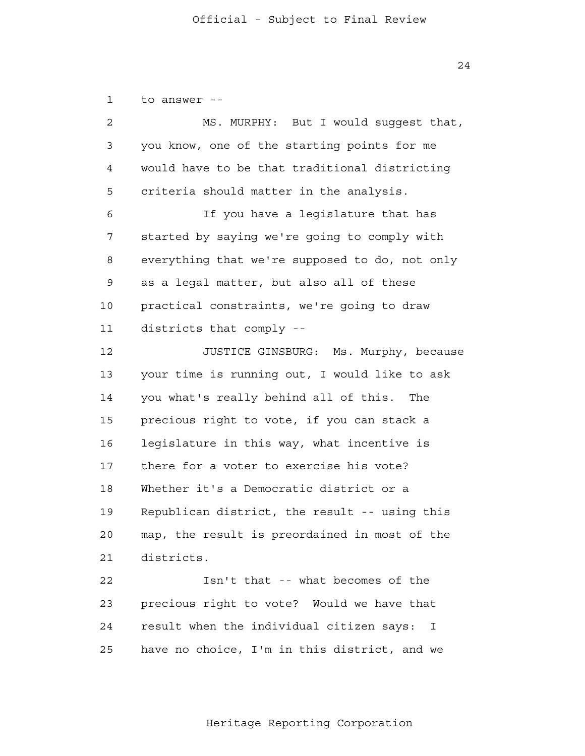to answer --

MS. MURPHY: But I would suggest that, you know, one of the starting points for me would have to be that traditional districting criteria should matter in the analysis.

If you have a legislature that has started by saying we're going to comply with everything that we're supposed to do, not only as a legal matter, but also all of these practical constraints, we're going to draw districts that comply --

JUSTICE GINSBURG: Ms. Murphy, because your time is running out, I would like to ask you what's really behind all of this. The precious right to vote, if you can stack a legislature in this way, what incentive is there for a voter to exercise his vote? Whether it's a Democratic district or a Republican district, the result -- using this map, the result is preordained in most of the districts.

Isn't that -- what becomes of the precious right to vote? Would we have that result when the individual citizen says: I have no choice, I'm in this district, and we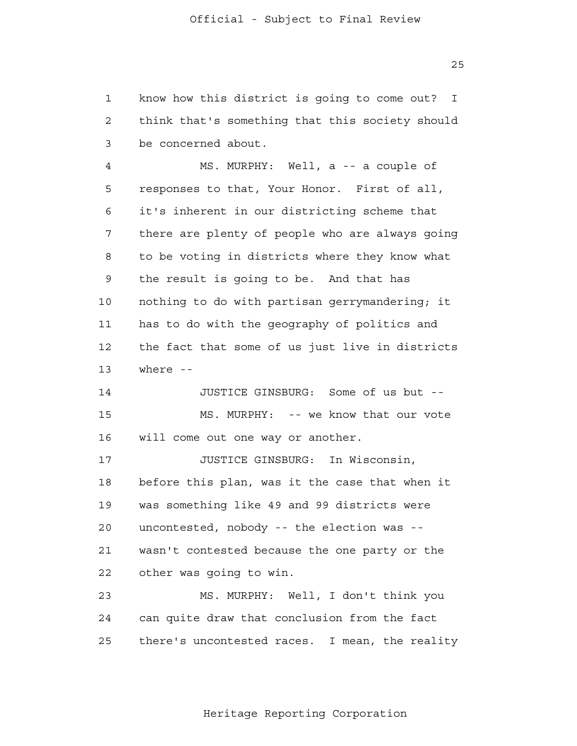know how this district is going to come out? I think that's something that this society should be concerned about.

MS. MURPHY: Well, a -- a couple of responses to that, Your Honor. First of all, it's inherent in our districting scheme that there are plenty of people who are always going to be voting in districts where they know what the result is going to be. And that has nothing to do with partisan gerrymandering; it has to do with the geography of politics and the fact that some of us just live in districts where --

JUSTICE GINSBURG: Some of us but --

MS. MURPHY: -- we know that our vote will come out one way or another.

JUSTICE GINSBURG: In Wisconsin, before this plan, was it the case that when it was something like 49 and 99 districts were uncontested, nobody -- the election was -- wasn't contested because the one party or the other was going to win.

MS. MURPHY: Well, I don't think you can quite draw that conclusion from the fact there's uncontested races. I mean, the reality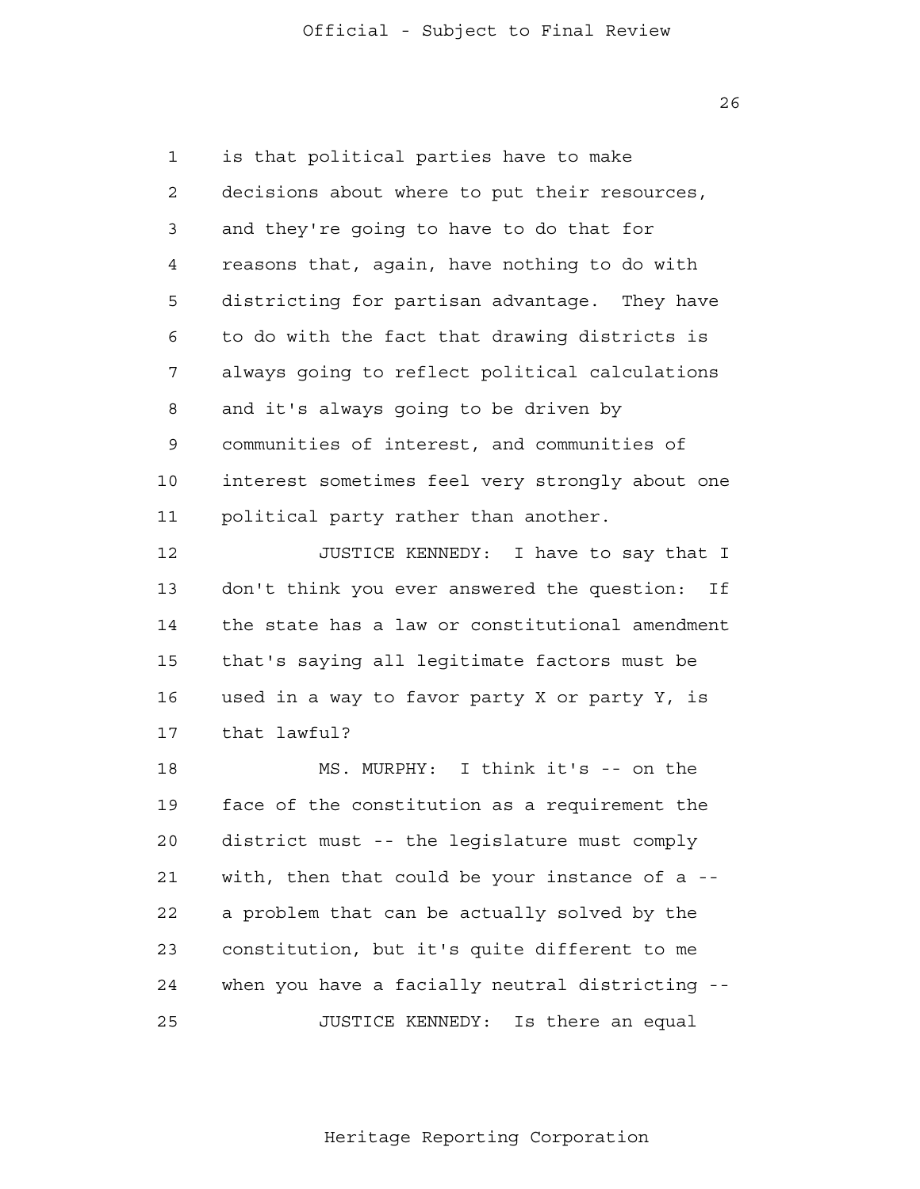is that political parties have to make decisions about where to put their resources, and they're going to have to do that for reasons that, again, have nothing to do with districting for partisan advantage. They have to do with the fact that drawing districts is always going to reflect political calculations and it's always going to be driven by communities of interest, and communities of interest sometimes feel very strongly about one political party rather than another.

JUSTICE KENNEDY: I have to say that I don't think you ever answered the question: If the state has a law or constitutional amendment that's saying all legitimate factors must be used in a way to favor party X or party Y, is that lawful?

MS. MURPHY: I think it's -- on the face of the constitution as a requirement the district must -- the legislature must comply with, then that could be your instance of a -- a problem that can be actually solved by the constitution, but it's quite different to me when you have a facially neutral districting --

JUSTICE KENNEDY: Is there an equal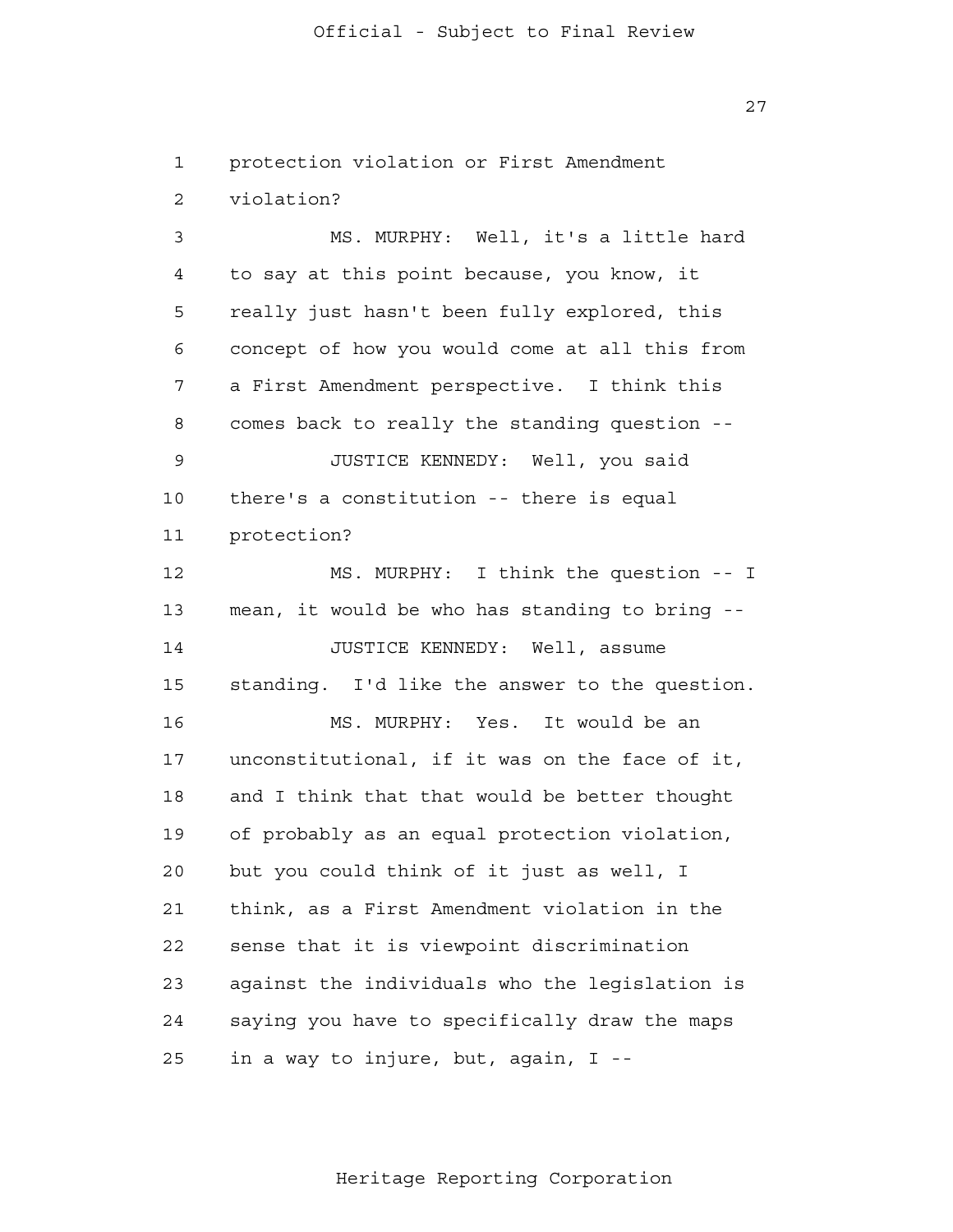protection violation or First Amendment violation?

MS. MURPHY: Well, it's a little hard to say at this point because, you know, it really just hasn't been fully explored, this concept of how you would come at all this from a First Amendment perspective. I think this comes back to really the standing question --

JUSTICE KENNEDY: Well, you said there's a constitution -- there is equal protection?

MS. MURPHY: I think the question -- I mean, it would be who has standing to bring --

JUSTICE KENNEDY: Well, assume standing. I'd like the answer to the question.

MS. MURPHY: Yes. It would be an unconstitutional, if it was on the face of it, and I think that that would be better thought of probably as an equal protection violation, but you could think of it just as well, I think, as a First Amendment violation in the sense that it is viewpoint discrimination against the individuals who the legislation is saying you have to specifically draw the maps in a way to injure, but, again, I --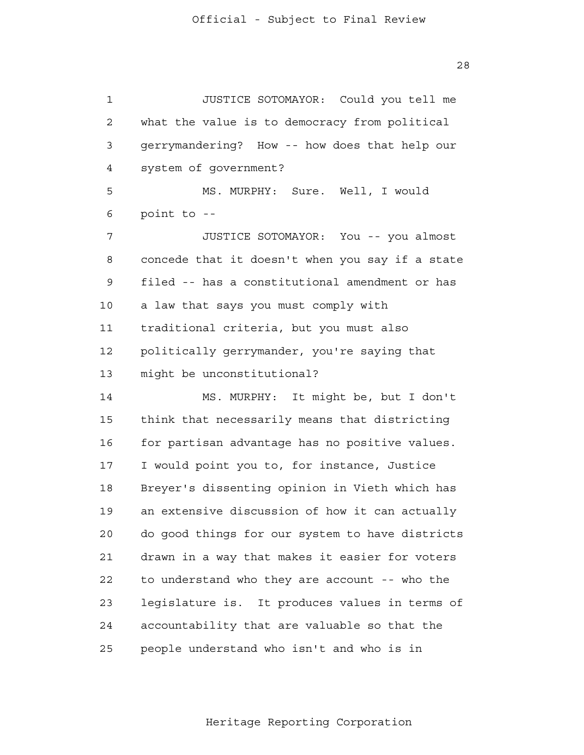JUSTICE SOTOMAYOR: Could you tell me what the value is to democracy from political gerrymandering? How -- how does that help our system of government?

MS. MURPHY: Sure. Well, I would point to --

JUSTICE SOTOMAYOR: You -- you almost concede that it doesn't when you say if a state filed -- has a constitutional amendment or has a law that says you must comply with traditional criteria, but you must also politically gerrymander, you're saying that might be unconstitutional?

MS. MURPHY: It might be, but I don't think that necessarily means that districting for partisan advantage has no positive values. I would point you to, for instance, Justice Breyer's dissenting opinion in Vieth which has an extensive discussion of how it can actually do good things for our system to have districts drawn in a way that makes it easier for voters to understand who they are account -- who the legislature is. It produces values in terms of accountability that are valuable so that the people understand who isn't and who is in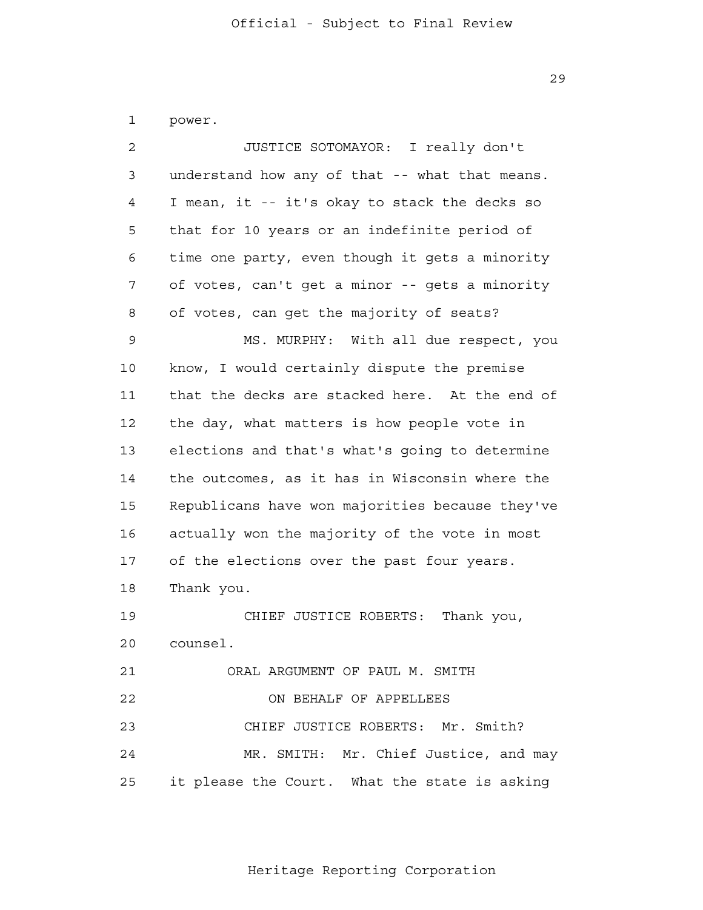power.

JUSTICE SOTOMAYOR: I really don't understand how any of that -- what that means. I mean, it -- it's okay to stack the decks so that for 10 years or an indefinite period of time one party, even though it gets a minority of votes, can't get a minor -- gets a minority of votes, can get the majority of seats?

MS. MURPHY: With all due respect, you know, I would certainly dispute the premise that the decks are stacked here. At the end of the day, what matters is how people vote in elections and that's what's going to determine the outcomes, as it has in Wisconsin where the Republicans have won majorities because they've actually won the majority of the vote in most of the elections over the past four years. Thank you.

CHIEF JUSTICE ROBERTS: Thank you, counsel.

ORAL ARGUMENT OF PAUL M. SMITH

ON BEHALF OF APPELLEES

CHIEF JUSTICE ROBERTS: Mr. Smith?

MR. SMITH: Mr. Chief Justice, and may it please the Court. What the state is asking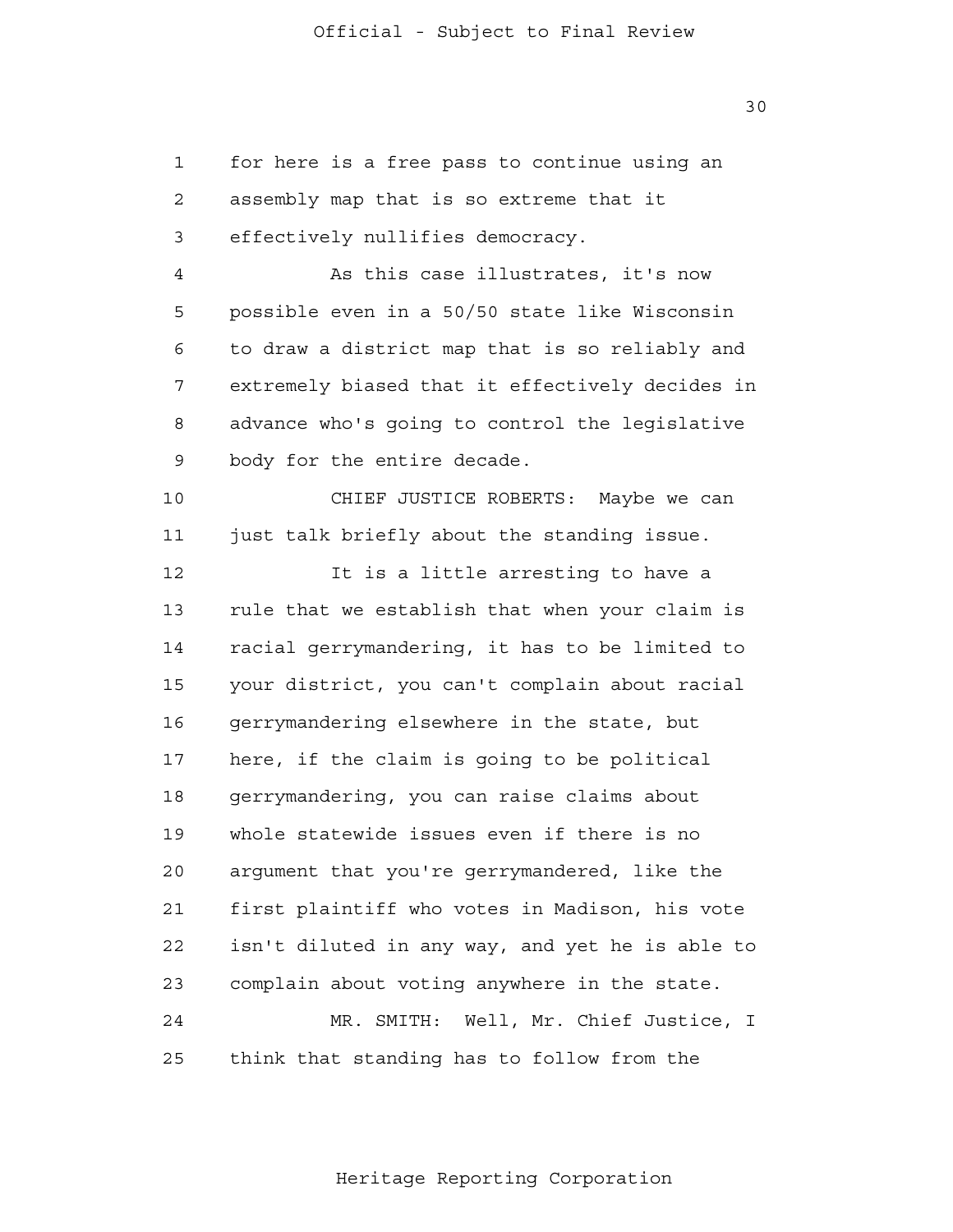for here is a free pass to continue using an assembly map that is so extreme that it effectively nullifies democracy.

As this case illustrates, it's now possible even in a 50/50 state like Wisconsin to draw a district map that is so reliably and extremely biased that it effectively decides in advance who's going to control the legislative body for the entire decade.

CHIEF JUSTICE ROBERTS: Maybe we can just talk briefly about the standing issue.

It is a little arresting to have a rule that we establish that when your claim is racial gerrymandering, it has to be limited to your district, you can't complain about racial gerrymandering elsewhere in the state, but here, if the claim is going to be political gerrymandering, you can raise claims about whole statewide issues even if there is no argument that you're gerrymandered, like the first plaintiff who votes in Madison, his vote isn't diluted in any way, and yet he is able to complain about voting anywhere in the state.

MR. SMITH: Well, Mr. Chief Justice, I think that standing has to follow from the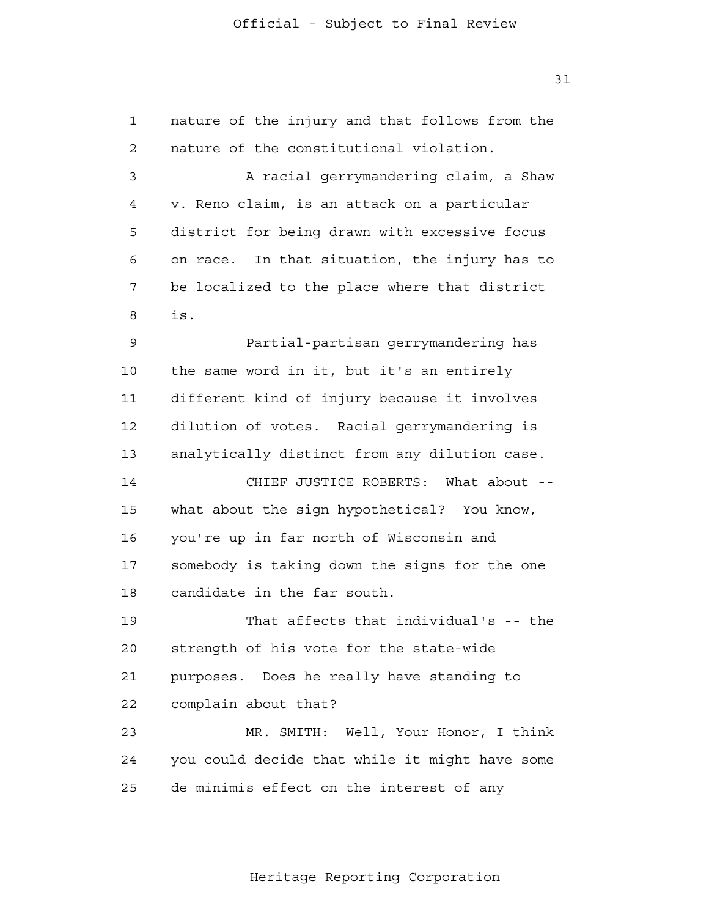nature of the injury and that follows from the nature of the constitutional violation.

A racial gerrymandering claim, a Shaw v. Reno claim, is an attack on a particular district for being drawn with excessive focus on race. In that situation, the injury has to be localized to the place where that district is.

Partial-partisan gerrymandering has the same word in it, but it's an entirely different kind of injury because it involves dilution of votes. Racial gerrymandering is analytically distinct from any dilution case.

CHIEF JUSTICE ROBERTS: What about -- what about the sign hypothetical? You know, you're up in far north of Wisconsin and somebody is taking down the signs for the one candidate in the far south.

That affects that individual's -- the strength of his vote for the state-wide purposes. Does he really have standing to complain about that?

MR. SMITH: Well, Your Honor, I think you could decide that while it might have some de minimis effect on the interest of any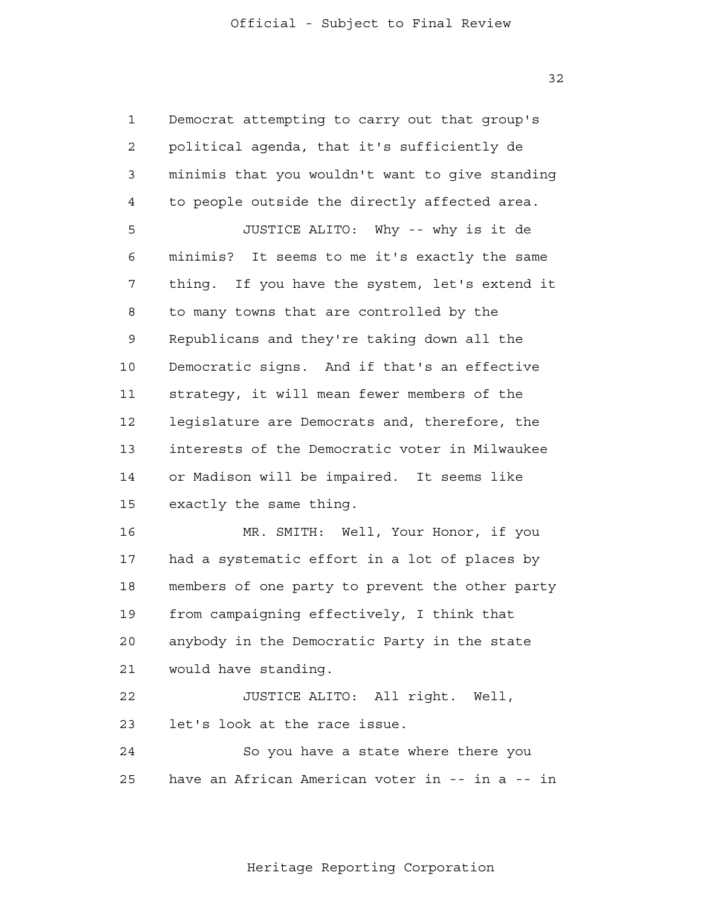Democrat attempting to carry out that group's political agenda, that it's sufficiently de minimis that you wouldn't want to give standing to people outside the directly affected area.

JUSTICE ALITO: Why -- why is it de minimis? It seems to me it's exactly the same thing. If you have the system, let's extend it to many towns that are controlled by the Republicans and they're taking down all the Democratic signs. And if that's an effective strategy, it will mean fewer members of the legislature are Democrats and, therefore, the interests of the Democratic voter in Milwaukee or Madison will be impaired. It seems like exactly the same thing.

MR. SMITH: Well, Your Honor, if you had a systematic effort in a lot of places by members of one party to prevent the other party from campaigning effectively, I think that anybody in the Democratic Party in the state would have standing.

JUSTICE ALITO: All right. Well, let's look at the race issue.

So you have a state where there you have an African American voter in -- in a -- in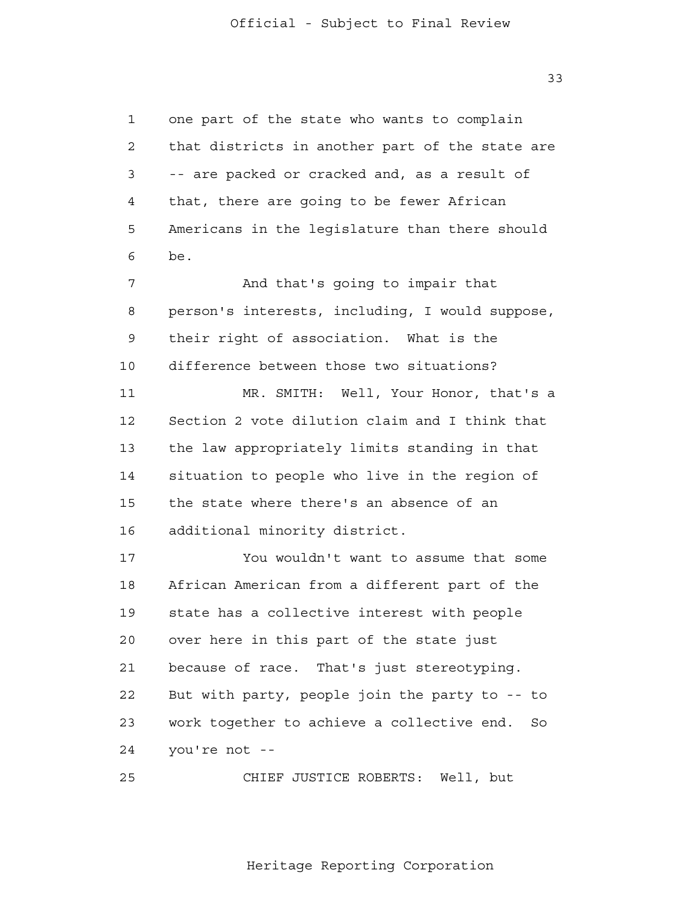one part of the state who wants to complain that districts in another part of the state are -- are packed or cracked and, as a result of that, there are going to be fewer African Americans in the legislature than there should be.

And that's going to impair that person's interests, including, I would suppose, their right of association. What is the difference between those two situations?

MR. SMITH: Well, Your Honor, that's a Section 2 vote dilution claim and I think that the law appropriately limits standing in that situation to people who live in the region of the state where there's an absence of an additional minority district.

You wouldn't want to assume that some African American from a different part of the state has a collective interest with people over here in this part of the state just because of race. That's just stereotyping. But with party, people join the party to -- to work together to achieve a collective end. So you're not --

CHIEF JUSTICE ROBERTS: Well, but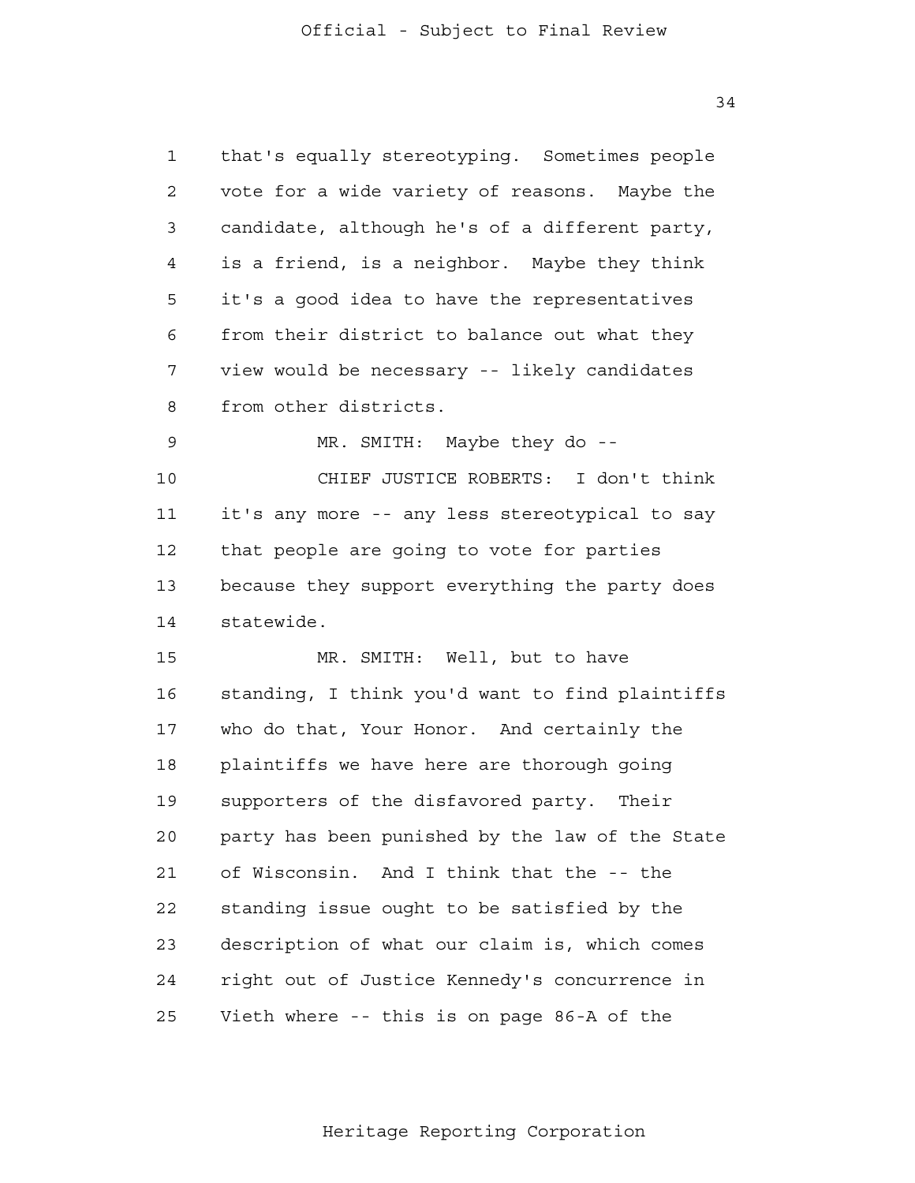that's equally stereotyping. Sometimes people vote for a wide variety of reasons. Maybe the candidate, although he's of a different party, is a friend, is a neighbor. Maybe they think it's a good idea to have the representatives from their district to balance out what they view would be necessary -- likely candidates from other districts.

MR. SMITH: Maybe they do --

CHIEF JUSTICE ROBERTS: I don't think it's any more -- any less stereotypical to say that people are going to vote for parties because they support everything the party does statewide.

MR. SMITH: Well, but to have standing, I think you'd want to find plaintiffs who do that, Your Honor. And certainly the plaintiffs we have here are thorough going supporters of the disfavored party. Their party has been punished by the law of the State of Wisconsin. And I think that the -- the standing issue ought to be satisfied by the description of what our claim is, which comes right out of Justice Kennedy's concurrence in Vieth where -- this is on page 86-A of the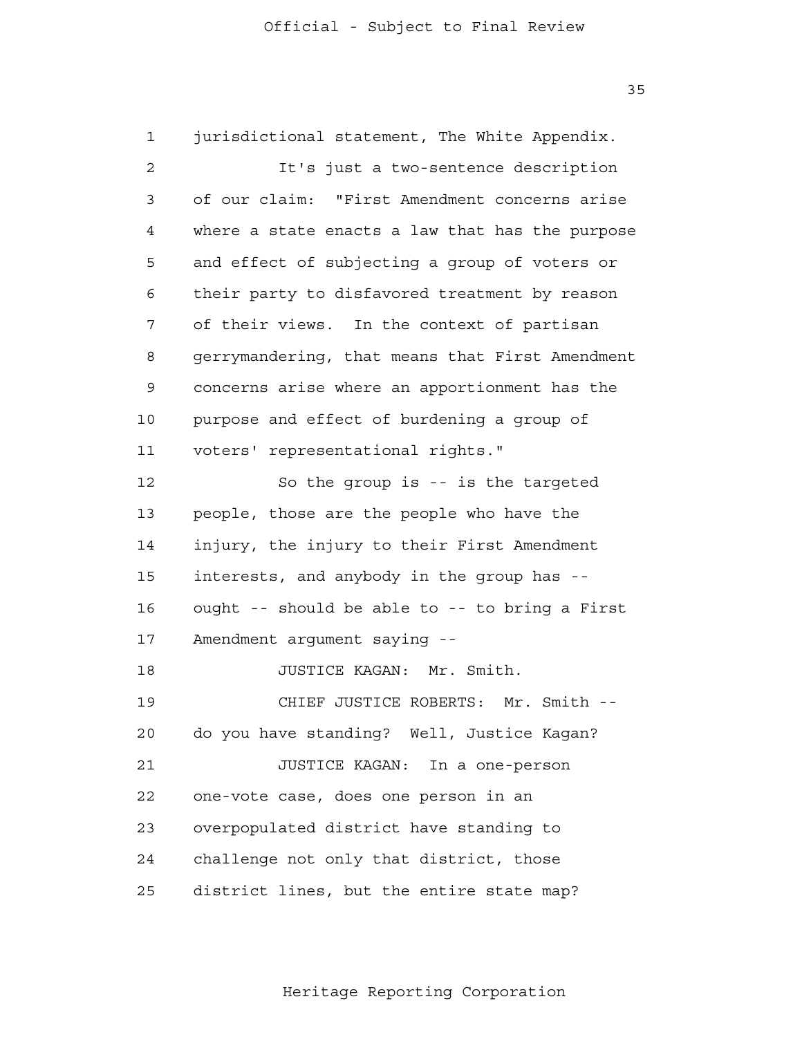jurisdictional statement, The White Appendix.

It's just a two-sentence description of our claim: "First Amendment concerns arise where a state enacts a law that has the purpose and effect of subjecting a group of voters or their party to disfavored treatment by reason of their views. In the context of partisan gerrymandering, that means that First Amendment concerns arise where an apportionment has the purpose and effect of burdening a group of voters' representational rights."

So the group is -- is the targeted people, those are the people who have the injury, the injury to their First Amendment interests, and anybody in the group has -- ought -- should be able to -- to bring a First Amendment argument saying --

JUSTICE KAGAN: Mr. Smith.

CHIEF JUSTICE ROBERTS: Mr. Smith -- do you have standing? Well, Justice Kagan?

JUSTICE KAGAN: In a one-person one-vote case, does one person in an overpopulated district have standing to challenge not only that district, those district lines, but the entire state map?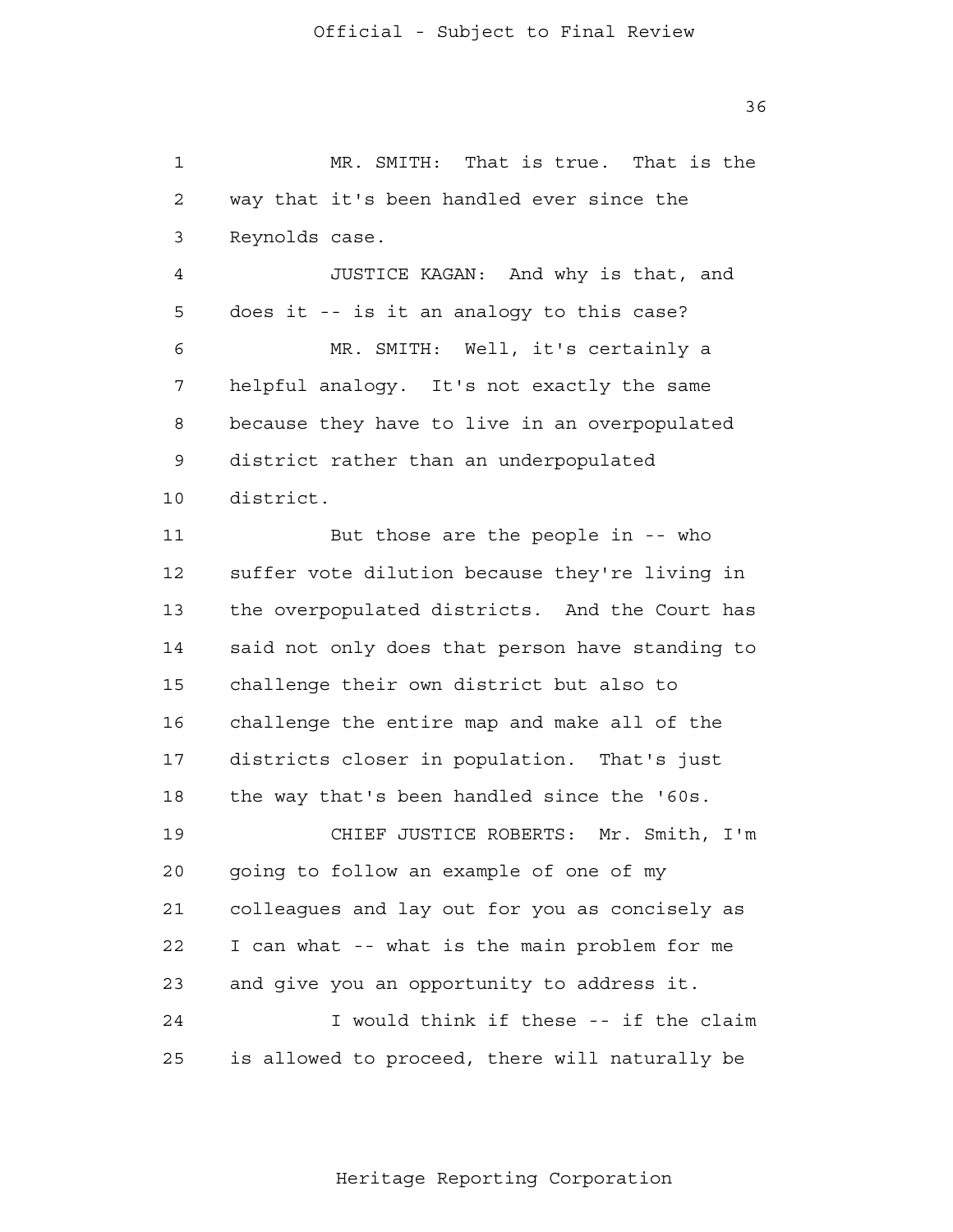MR. SMITH: That is true. That is the way that it's been handled ever since the Reynolds case.

JUSTICE KAGAN: And why is that, and does it -- is it an analogy to this case?

MR. SMITH: Well, it's certainly a helpful analogy. It's not exactly the same because they have to live in an overpopulated district rather than an underpopulated district.

But those are the people in -- who suffer vote dilution because they're living in the overpopulated districts. And the Court has said not only does that person have standing to challenge their own district but also to challenge the entire map and make all of the districts closer in population. That's just the way that's been handled since the '60s.

CHIEF JUSTICE ROBERTS: Mr. Smith, I'm going to follow an example of one of my colleagues and lay out for you as concisely as I can what -- what is the main problem for me and give you an opportunity to address it.

I would think if these -- if the claim is allowed to proceed, there will naturally be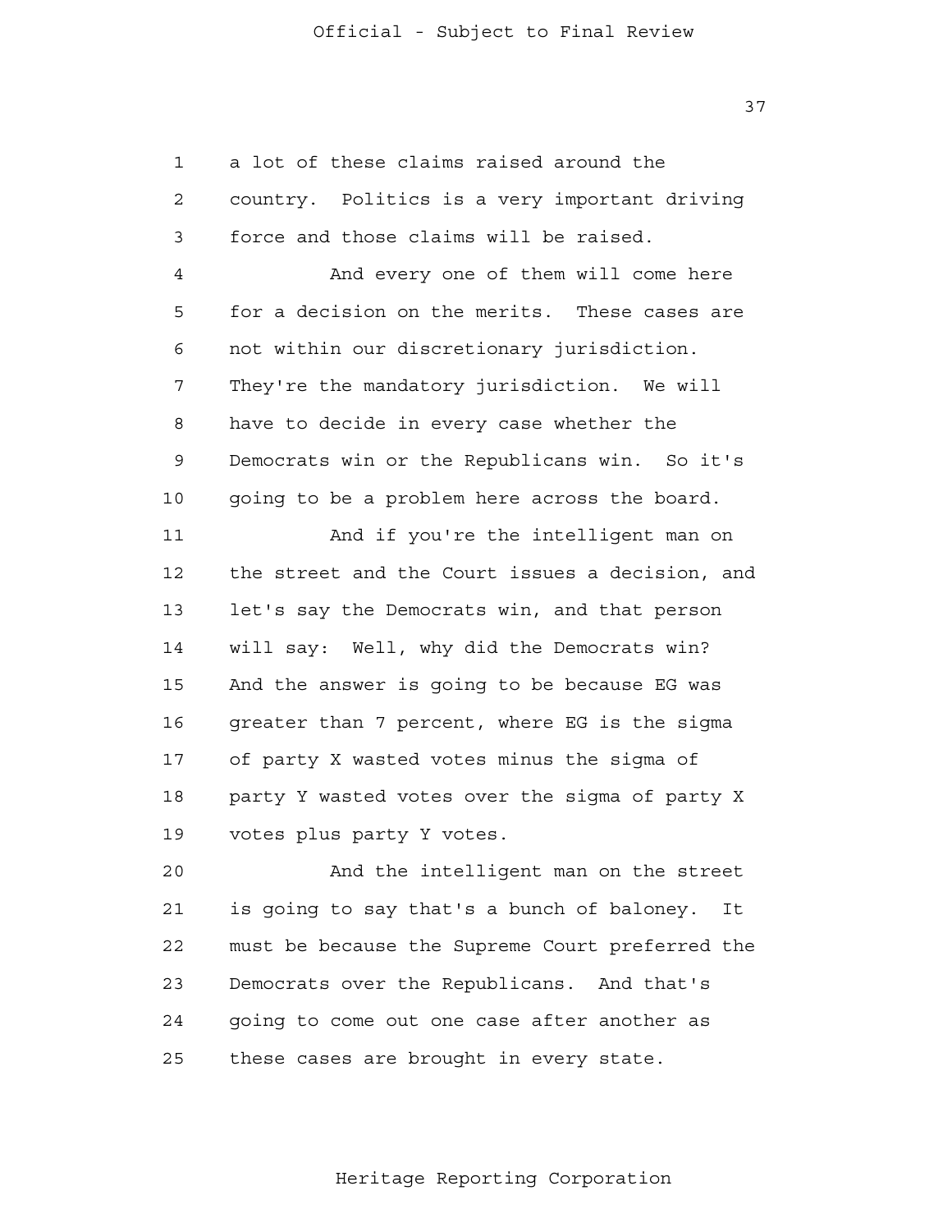a lot of these claims raised around the country. Politics is a very important driving force and those claims will be raised.

And every one of them will come here for a decision on the merits. These cases are not within our discretionary jurisdiction. They're the mandatory jurisdiction. We will have to decide in every case whether the Democrats win or the Republicans win. So it's going to be a problem here across the board.

And if you're the intelligent man on the street and the Court issues a decision, and let's say the Democrats win, and that person will say: Well, why did the Democrats win? And the answer is going to be because EG was greater than 7 percent, where EG is the sigma of party X wasted votes minus the sigma of party Y wasted votes over the sigma of party X votes plus party Y votes.

And the intelligent man on the street is going to say that's a bunch of baloney. It must be because the Supreme Court preferred the Democrats over the Republicans. And that's going to come out one case after another as these cases are brought in every state.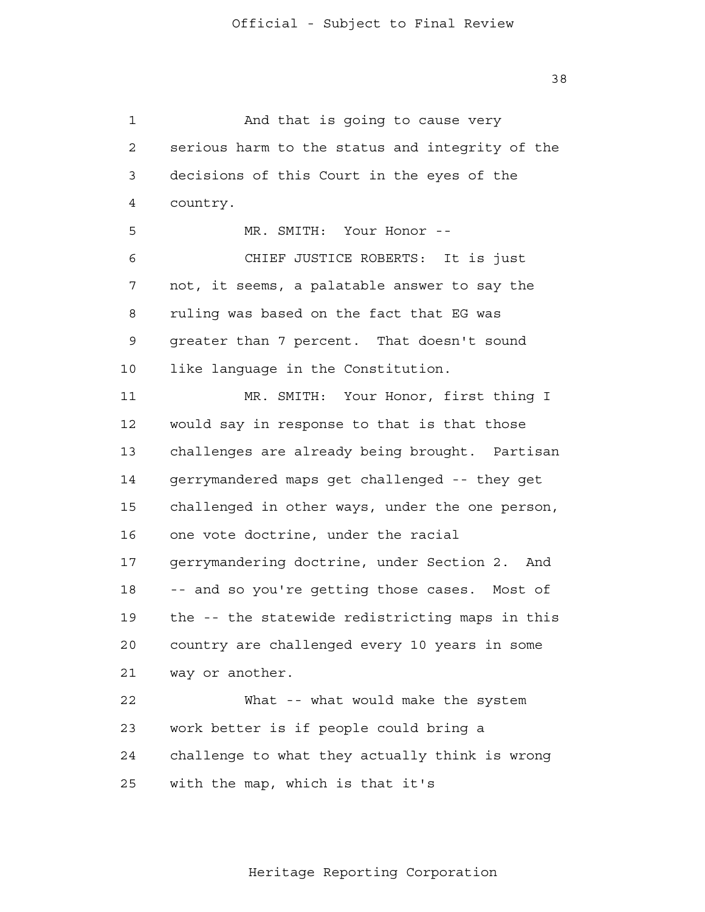And that is going to cause very serious harm to the status and integrity of the decisions of this Court in the eyes of the country.

MR. SMITH: Your Honor --

CHIEF JUSTICE ROBERTS: It is just not, it seems, a palatable answer to say the ruling was based on the fact that EG was greater than 7 percent. That doesn't sound like language in the Constitution.

MR. SMITH: Your Honor, first thing I would say in response to that is that those challenges are already being brought. Partisan gerrymandered maps get challenged -- they get challenged in other ways, under the one person, one vote doctrine, under the racial gerrymandering doctrine, under Section 2. And -- and so you're getting those cases. Most of the -- the statewide redistricting maps in this country are challenged every 10 years in some way or another.

What -- what would make the system work better is if people could bring a challenge to what they actually think is wrong with the map, which is that it's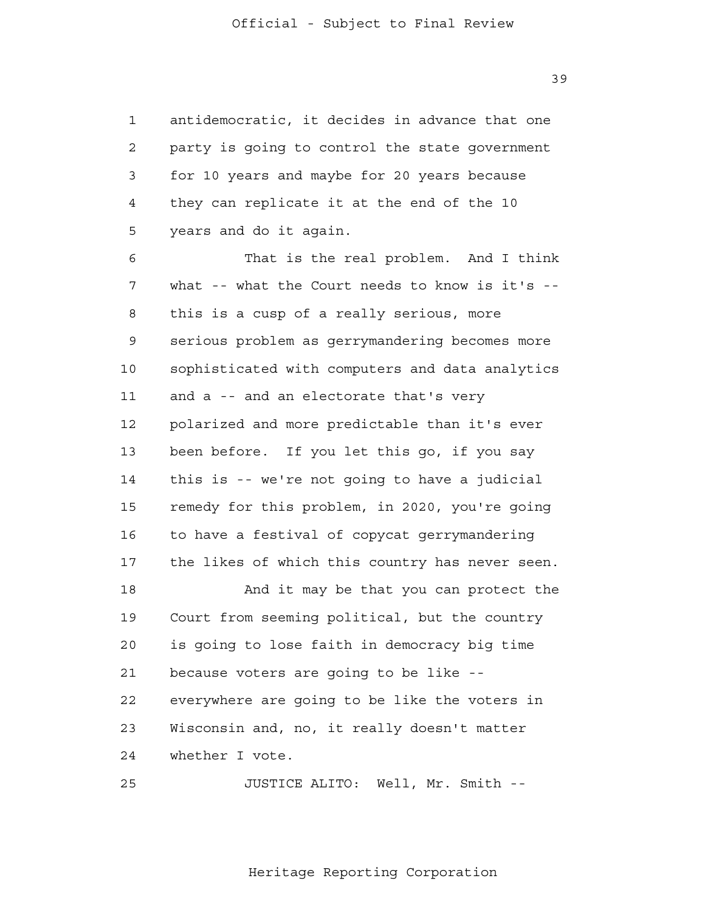antidemocratic, it decides in advance that one party is going to control the state government for 10 years and maybe for 20 years because they can replicate it at the end of the 10 years and do it again.

That is the real problem. And I think what -- what the Court needs to know is it's -- this is a cusp of a really serious, more serious problem as gerrymandering becomes more sophisticated with computers and data analytics and a -- and an electorate that's very polarized and more predictable than it's ever been before. If you let this go, if you say this is -- we're not going to have a judicial remedy for this problem, in 2020, you're going to have a festival of copycat gerrymandering the likes of which this country has never seen.

And it may be that you can protect the Court from seeming political, but the country is going to lose faith in democracy big time because voters are going to be like -- everywhere are going to be like the voters in Wisconsin and, no, it really doesn't matter whether I vote.

JUSTICE ALITO: Well, Mr. Smith --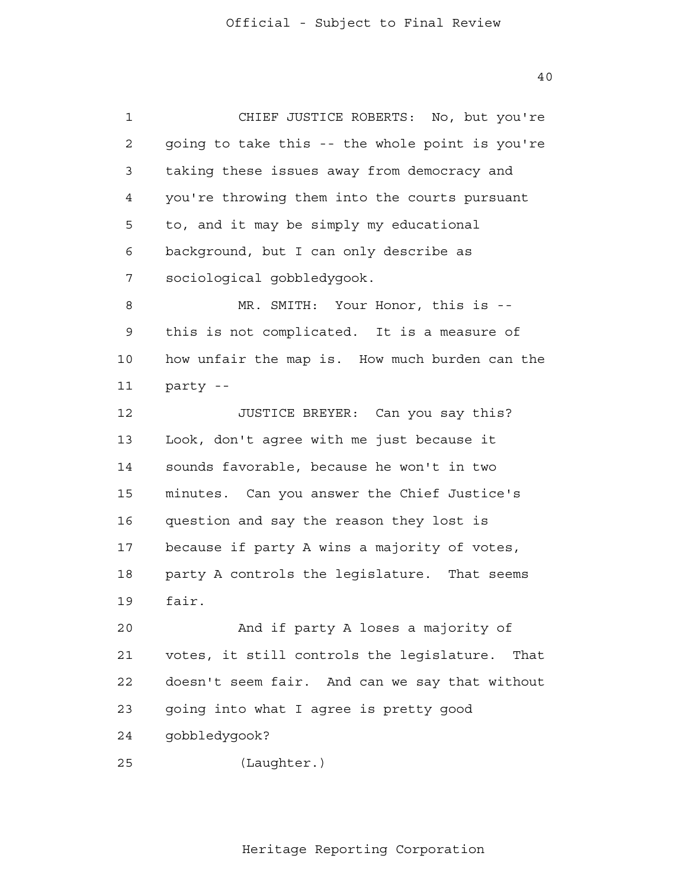CHIEF JUSTICE ROBERTS: No, but you're going to take this -- the whole point is you're taking these issues away from democracy and you're throwing them into the courts pursuant to, and it may be simply my educational background, but I can only describe as sociological gobbledygook.

MR. SMITH: Your Honor, this is -- this is not complicated. It is a measure of how unfair the map is. How much burden can the party --

JUSTICE BREYER: Can you say this? Look, don't agree with me just because it sounds favorable, because he won't in two minutes. Can you answer the Chief Justice's question and say the reason they lost is because if party A wins a majority of votes, party A controls the legislature. That seems fair.

And if party A loses a majority of votes, it still controls the legislature. That doesn't seem fair. And can we say that without going into what I agree is pretty good gobbledygook?

(Laughter.)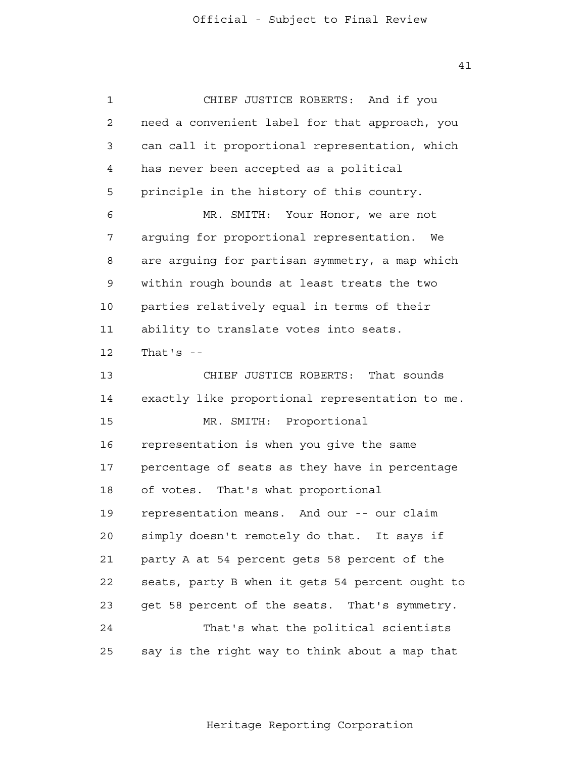CHIEF JUSTICE ROBERTS: And if you need a convenient label for that approach, you can call it proportional representation, which has never been accepted as a political principle in the history of this country.

MR. SMITH: Your Honor, we are not arguing for proportional representation. We are arguing for partisan symmetry, a map which within rough bounds at least treats the two parties relatively equal in terms of their ability to translate votes into seats. That's --

CHIEF JUSTICE ROBERTS: That sounds exactly like proportional representation to me.

MR. SMITH: Proportional representation is when you give the same percentage of seats as they have in percentage of votes. That's what proportional representation means. And our -- our claim simply doesn't remotely do that. It says if party A at 54 percent gets 58 percent of the seats, party B when it gets 54 percent ought to get 58 percent of the seats. That's symmetry.

That's what the political scientists say is the right way to think about a map that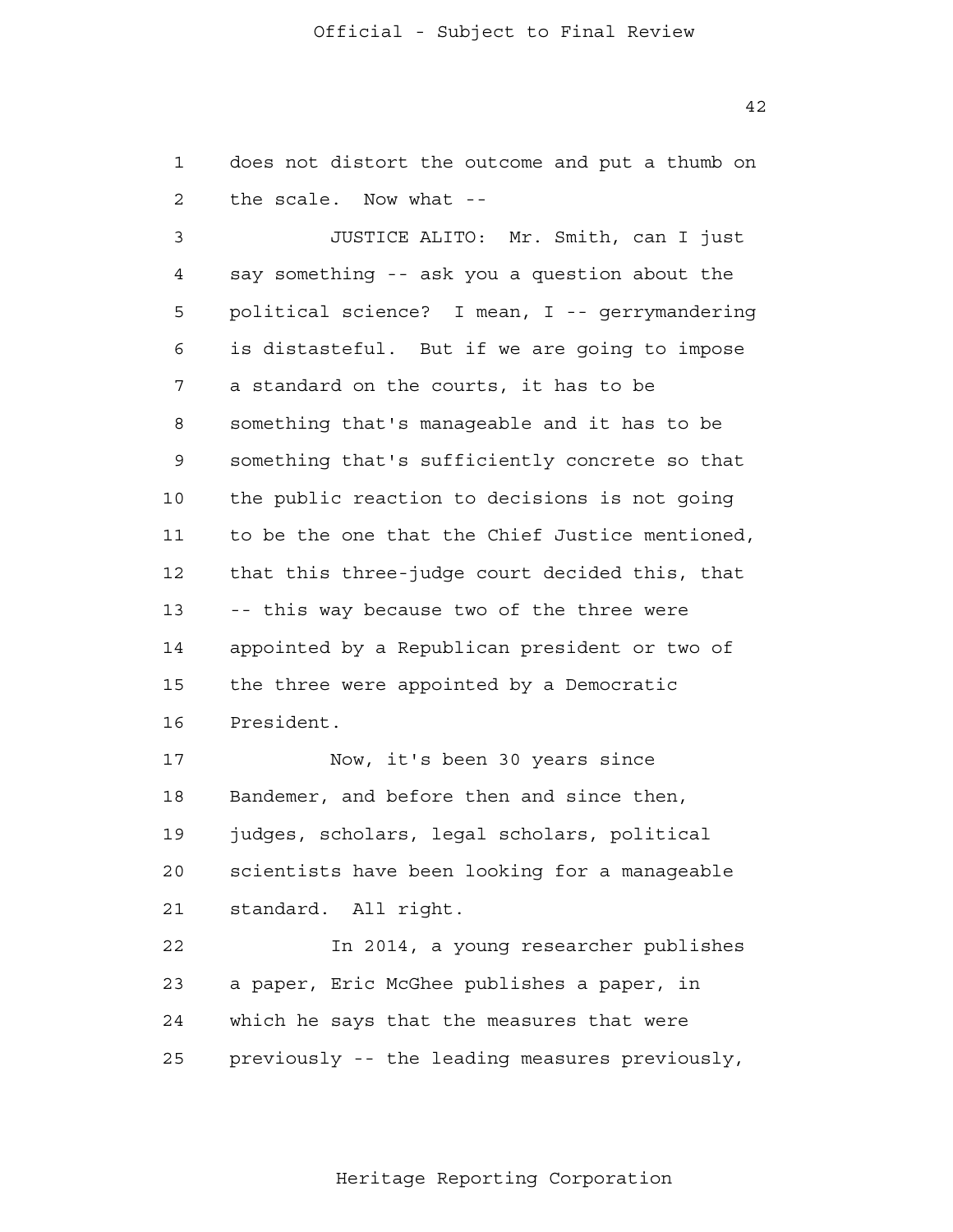does not distort the outcome and put a thumb on the scale. Now what --

JUSTICE ALITO: Mr. Smith, can I just say something -- ask you a question about the political science? I mean, I -- gerrymandering is distasteful. But if we are going to impose a standard on the courts, it has to be something that's manageable and it has to be something that's sufficiently concrete so that the public reaction to decisions is not going to be the one that the Chief Justice mentioned, that this three-judge court decided this, that -- this way because two of the three were appointed by a Republican president or two of the three were appointed by a Democratic President.

Now, it's been 30 years since Bandemer, and before then and since then, judges, scholars, legal scholars, political scientists have been looking for a manageable standard. All right.

In 2014, a young researcher publishes a paper, Eric McGhee publishes a paper, in which he says that the measures that were previously -- the leading measures previously,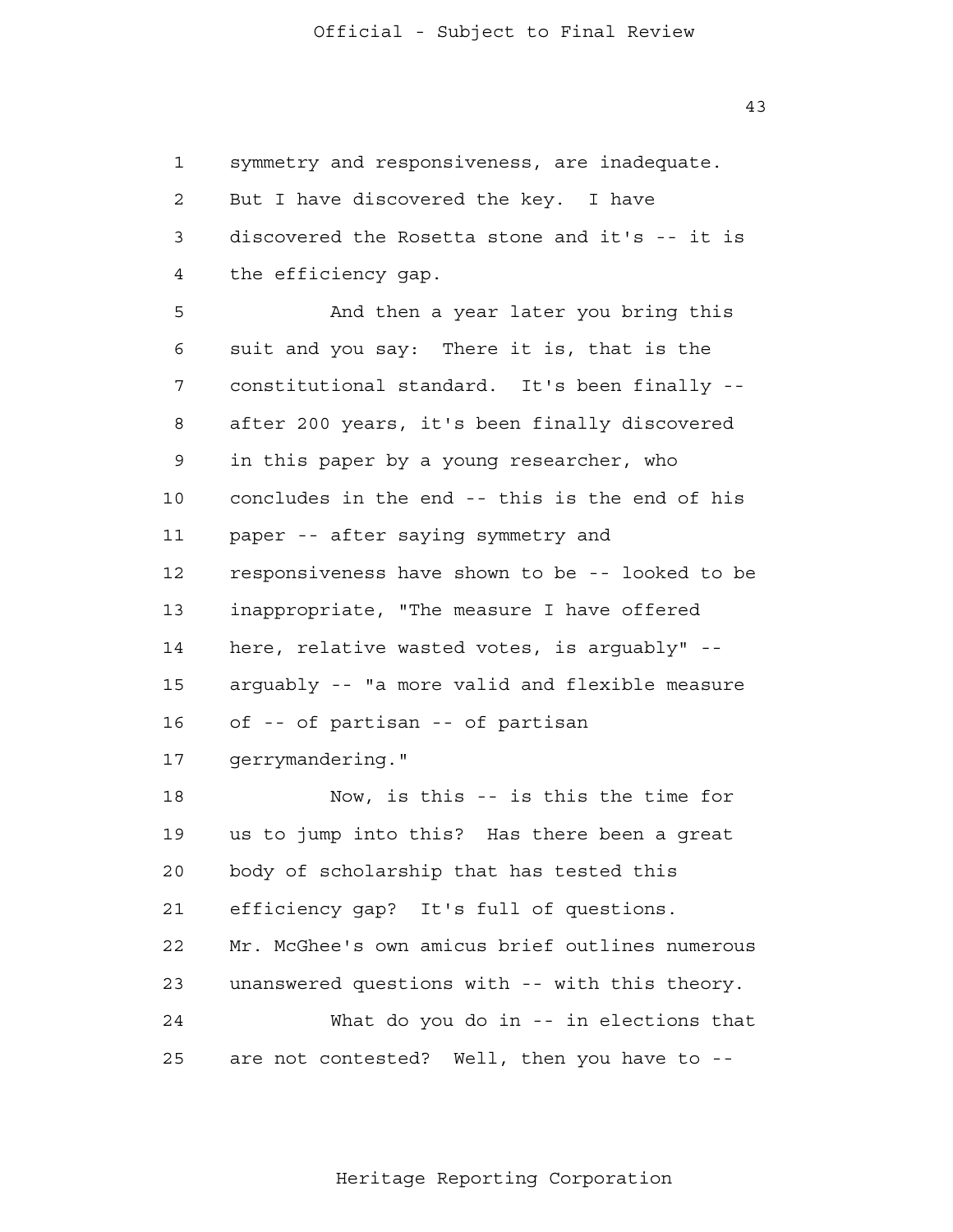symmetry and responsiveness, are inadequate. But I have discovered the key. I have discovered the Rosetta stone and it's -- it is the efficiency gap.

And then a year later you bring this suit and you say: There it is, that is the constitutional standard. It's been finally -- after 200 years, it's been finally discovered in this paper by a young researcher, who concludes in the end -- this is the end of his paper -- after saying symmetry and responsiveness have shown to be -- looked to be inappropriate, "The measure I have offered here, relative wasted votes, is arguably" -- arguably -- "a more valid and flexible measure of -- of partisan -- of partisan gerrymandering."

Now, is this -- is this the time for us to jump into this? Has there been a great body of scholarship that has tested this efficiency gap? It's full of questions. Mr. McGhee's own amicus brief outlines numerous unanswered questions with -- with this theory.

What do you do in -- in elections that are not contested? Well, then you have to --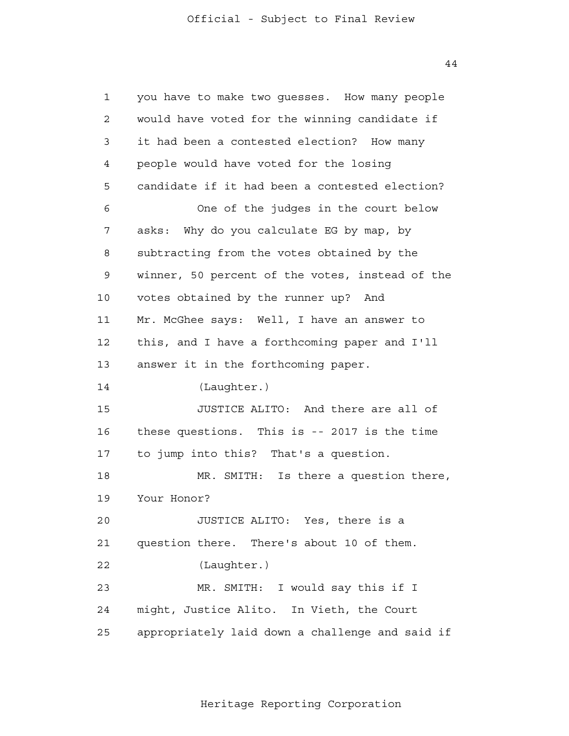1 you have to make two guesses. How many people
2 would have voted for the winning candidate if
3 it had been a contested election? How many
4 people would have voted for the losing
5 candidate if it had been a contested election?
6 One of the judges in the court below
7 asks: Why do you calculate EG by map, by
8 subtracting from the votes obtained by the
9 winner, 50 percent of the votes, instead of the
10 votes obtained by the runner up? And
11 Mr. McGhee says: Well, I have an answer to
12 this, and I have a forthcoming paper and I'll
13 answer it in the forthcoming paper.
14 (Laughter.)
15 JUSTICE ALITO: And there are all of
16 these questions. This is -- 2017 is the time
17 to jump into this? That's a question.
18 MR. SMITH: Is there a question there,
19 Your Honor?
20 JUSTICE ALITO: Yes, there is a
21 question there. There's about 10 of them.
22 (Laughter.)
23 MR. SMITH: I would say this if I
24 might, Justice Alito. In Vieth, the Court
25 appropriately laid down a challenge and said if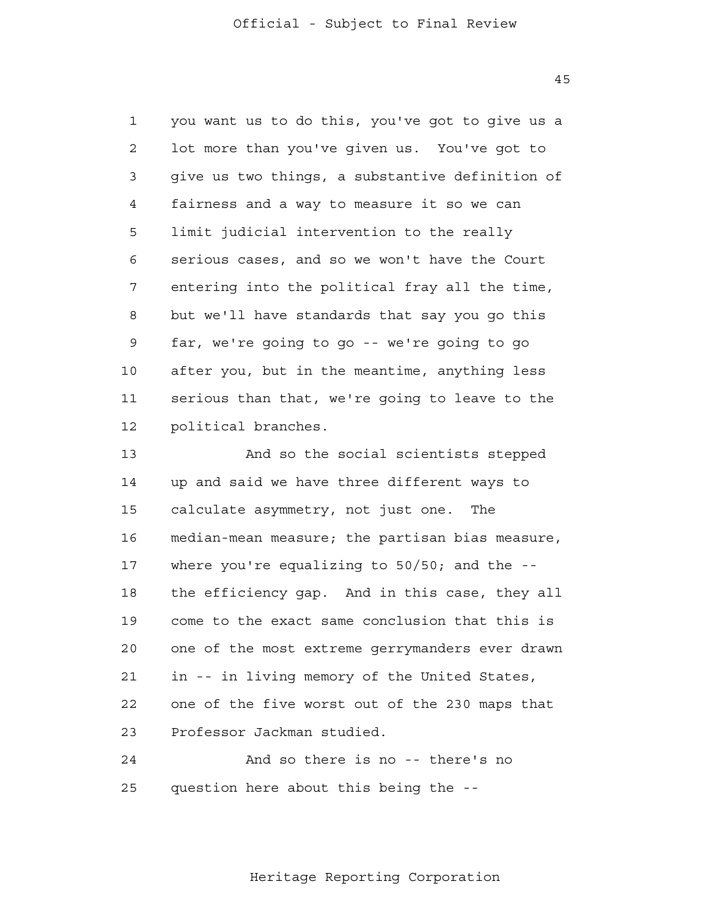you want us to do this, you've got to give us a lot more than you've given us. You've got to give us two things, a substantive definition of fairness and a way to measure it so we can limit judicial intervention to the really serious cases, and so we won't have the Court entering into the political fray all the time, but we'll have standards that say you go this far, we're going to go -- we're going to go after you, but in the meantime, anything less serious than that, we're going to leave to the political branches.

And so the social scientists stepped up and said we have three different ways to calculate asymmetry, not just one. The median-mean measure; the partisan bias measure, where you're equalizing to 50/50; and the -- the efficiency gap. And in this case, they all come to the exact same conclusion that this is one of the most extreme gerrymanders ever drawn in -- in living memory of the United States, one of the five worst out of the 230 maps that Professor Jackman studied.

And so there is no -- there's no question here about this being the --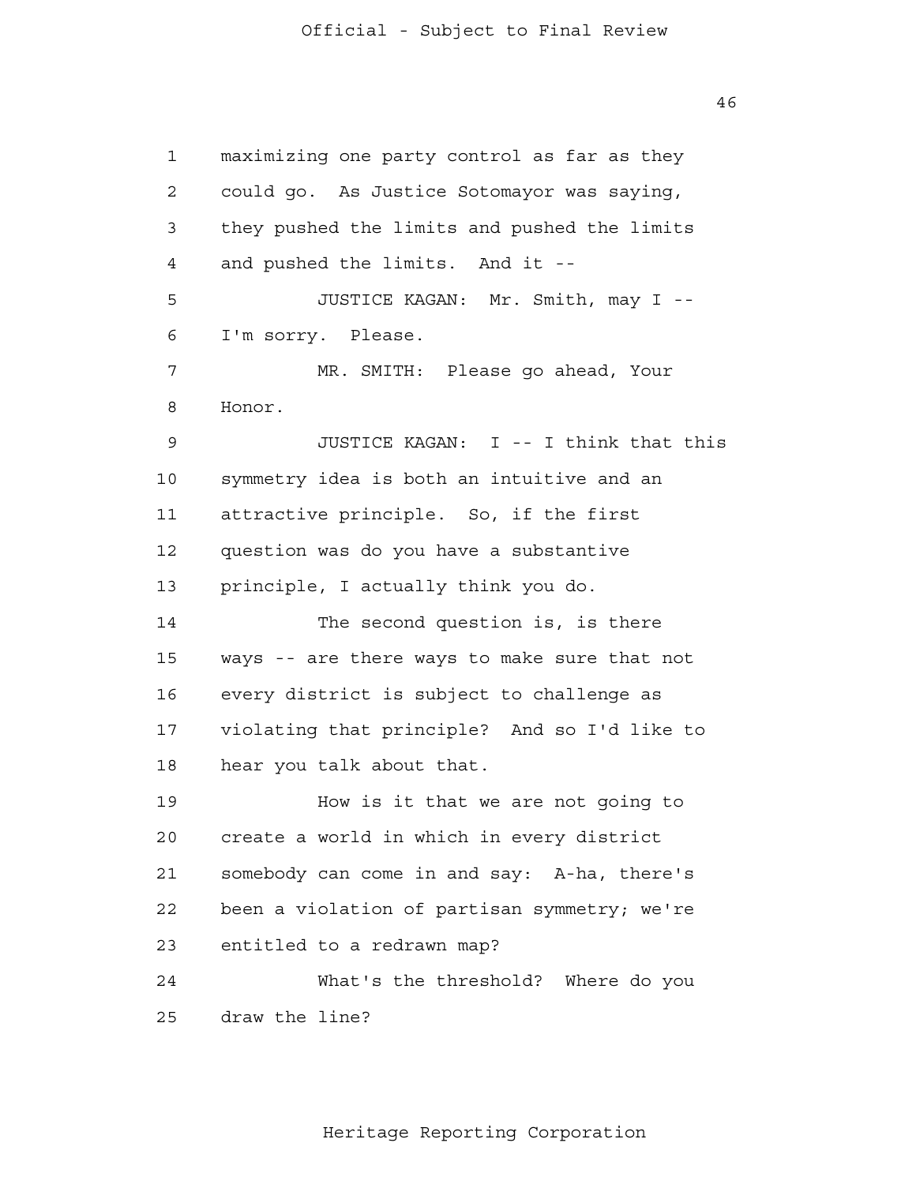maximizing one party control as far as they could go. As Justice Sotomayor was saying, they pushed the limits and pushed the limits and pushed the limits. And it --

JUSTICE KAGAN: Mr. Smith, may I -- I'm sorry. Please.

MR. SMITH: Please go ahead, Your Honor.

JUSTICE KAGAN: I -- I think that this symmetry idea is both an intuitive and an attractive principle. So, if the first question was do you have a substantive principle, I actually think you do.

The second question is, is there ways -- are there ways to make sure that not every district is subject to challenge as violating that principle? And so I'd like to hear you talk about that.

How is it that we are not going to create a world in which in every district somebody can come in and say: A-ha, there's been a violation of partisan symmetry; we're entitled to a redrawn map?

What's the threshold? Where do you draw the line?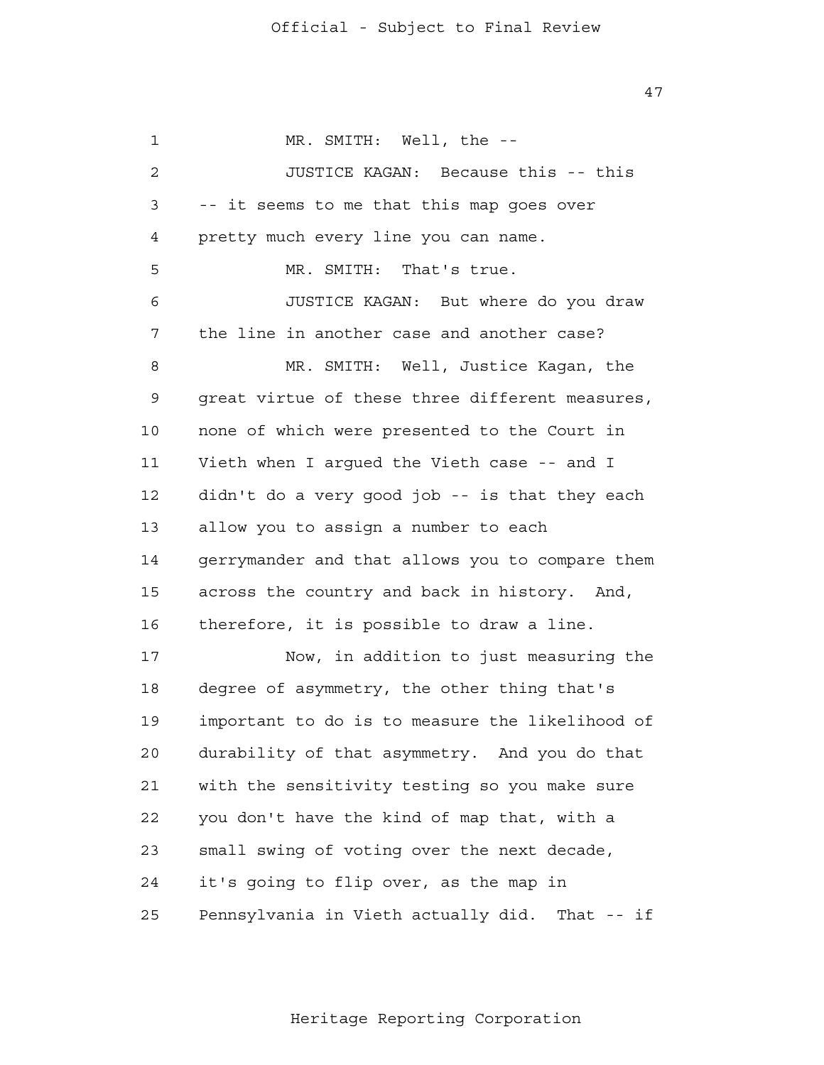MR. SMITH: Well, the --

JUSTICE KAGAN: Because this -- this -- it seems to me that this map goes over pretty much every line you can name.

MR. SMITH: That's true.

JUSTICE KAGAN: But where do you draw the line in another case and another case?

MR. SMITH: Well, Justice Kagan, the great virtue of these three different measures, none of which were presented to the Court in Vieth when I argued the Vieth case -- and I didn't do a very good job -- is that they each allow you to assign a number to each gerrymander and that allows you to compare them across the country and back in history. And, therefore, it is possible to draw a line.

Now, in addition to just measuring the degree of asymmetry, the other thing that's important to do is to measure the likelihood of durability of that asymmetry. And you do that with the sensitivity testing so you make sure you don't have the kind of map that, with a small swing of voting over the next decade, it's going to flip over, as the map in Pennsylvania in Vieth actually did. That -- if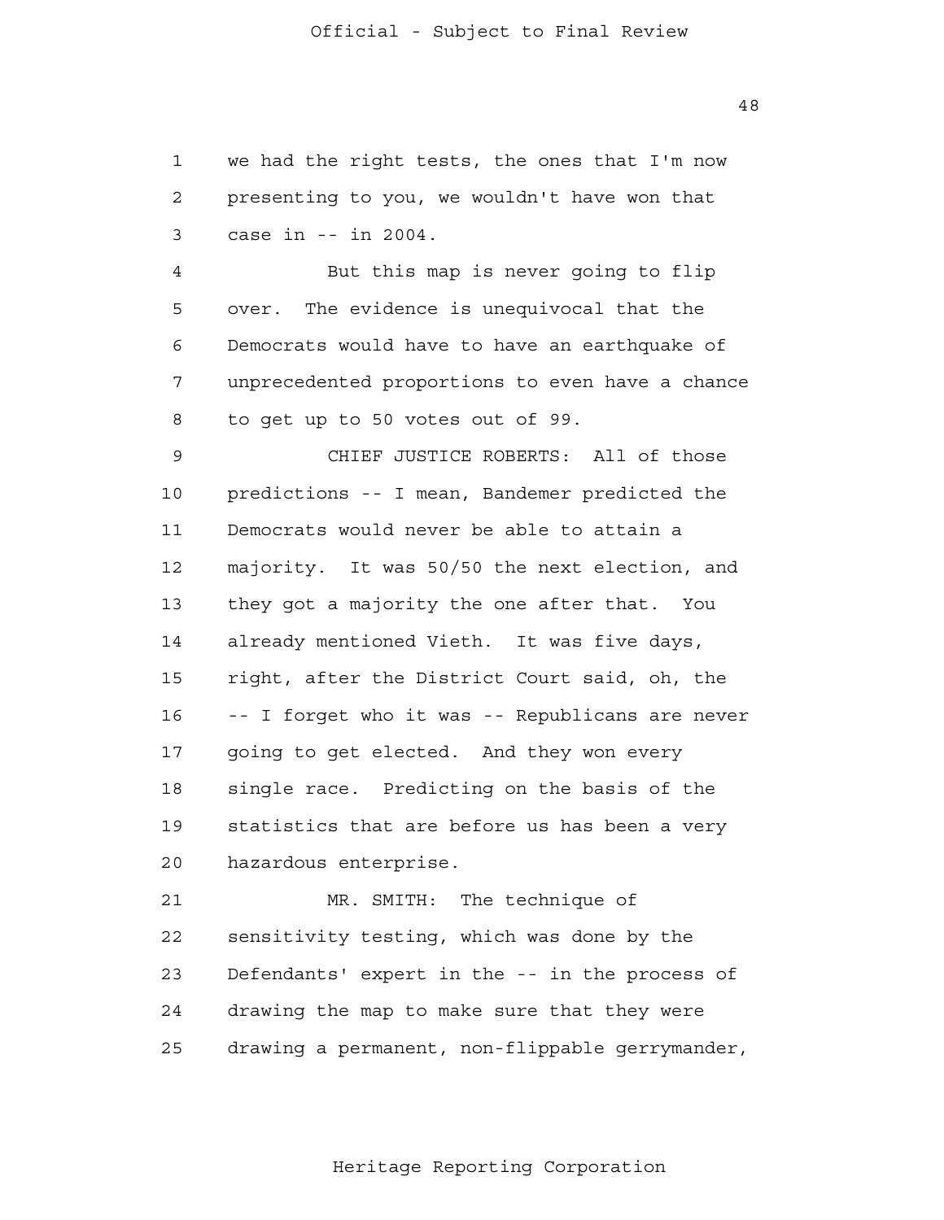we had the right tests, the ones that I'm now presenting to you, we wouldn't have won that case in -- in 2004.

But this map is never going to flip over. The evidence is unequivocal that the Democrats would have to have an earthquake of unprecedented proportions to even have a chance to get up to 50 votes out of 99.

CHIEF JUSTICE ROBERTS: All of those predictions -- I mean, Bandemer predicted the Democrats would never be able to attain a majority. It was 50/50 the next election, and they got a majority the one after that. You already mentioned Vieth. It was five days, right, after the District Court said, oh, the -- I forget who it was -- Republicans are never going to get elected. And they won every single race. Predicting on the basis of the statistics that are before us has been a very hazardous enterprise.

MR. SMITH: The technique of sensitivity testing, which was done by the Defendants' expert in the -- in the process of drawing the map to make sure that they were drawing a permanent, non-flippable gerrymander,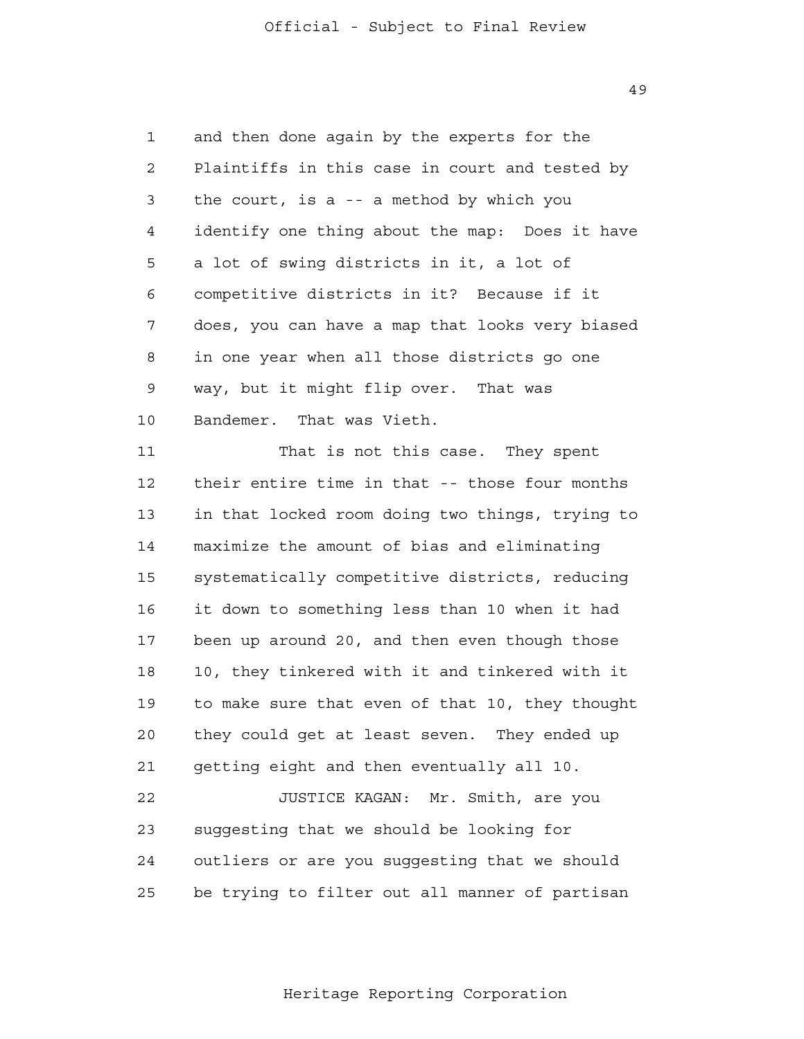and then done again by the experts for the Plaintiffs in this case in court and tested by the court, is a -- a method by which you identify one thing about the map: Does it have a lot of swing districts in it, a lot of competitive districts in it? Because if it does, you can have a map that looks very biased in one year when all those districts go one way, but it might flip over. That was Bandemer. That was Vieth.

That is not this case. They spent their entire time in that -- those four months in that locked room doing two things, trying to maximize the amount of bias and eliminating systematically competitive districts, reducing it down to something less than 10 when it had been up around 20, and then even though those 10, they tinkered with it and tinkered with it to make sure that even of that 10, they thought they could get at least seven. They ended up getting eight and then eventually all 10.

JUSTICE KAGAN: Mr. Smith, are you suggesting that we should be looking for outliers or are you suggesting that we should be trying to filter out all manner of partisan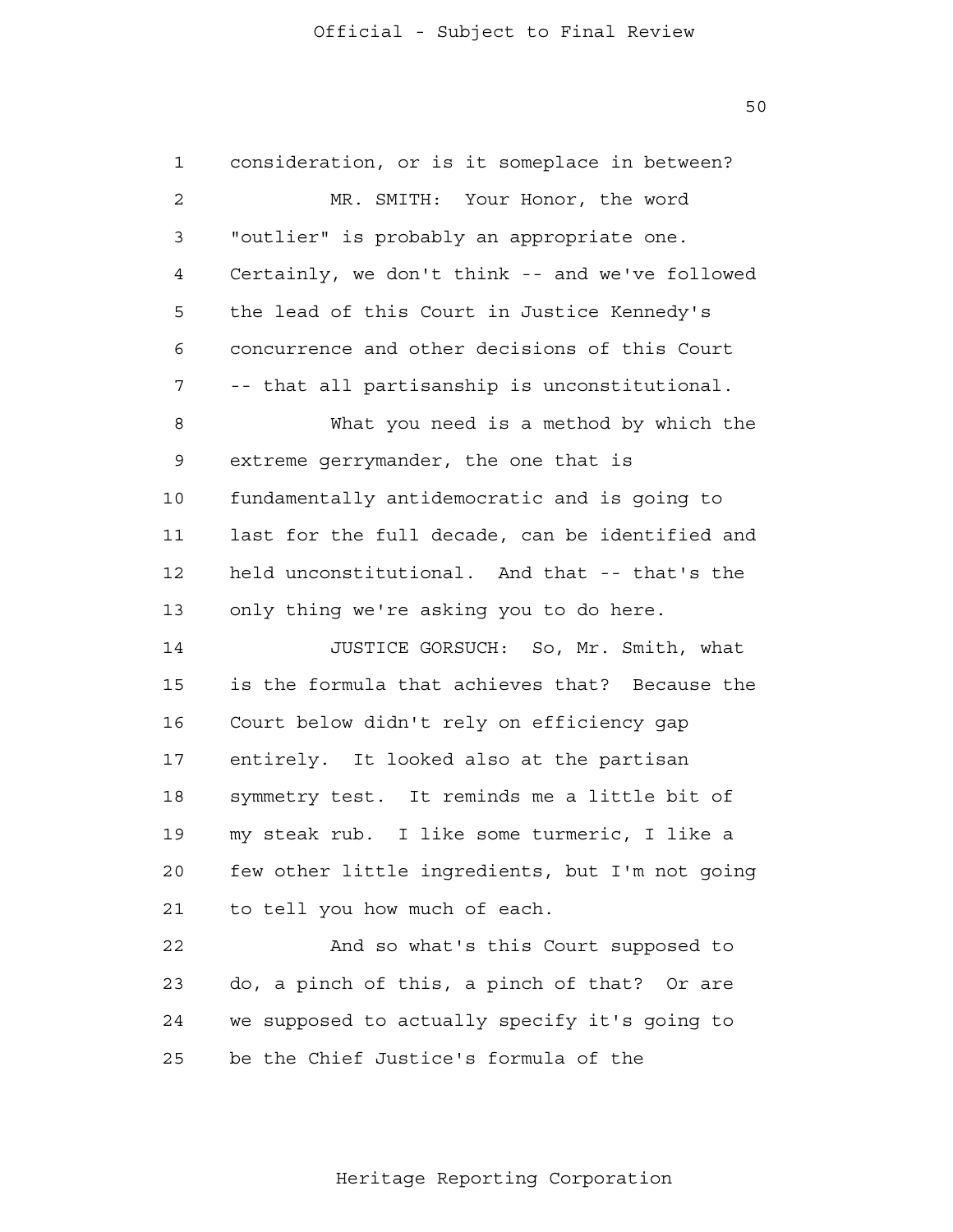consideration, or is it someplace in between?

MR. SMITH: Your Honor, the word "outlier" is probably an appropriate one. Certainly, we don't think -- and we've followed the lead of this Court in Justice Kennedy's concurrence and other decisions of this Court -- that all partisanship is unconstitutional.

What you need is a method by which the extreme gerrymander, the one that is fundamentally antidemocratic and is going to last for the full decade, can be identified and held unconstitutional. And that -- that's the only thing we're asking you to do here.

JUSTICE GORSUCH: So, Mr. Smith, what is the formula that achieves that? Because the Court below didn't rely on efficiency gap entirely. It looked also at the partisan symmetry test. It reminds me a little bit of my steak rub. I like some turmeric, I like a few other little ingredients, but I'm not going to tell you how much of each.

And so what's this Court supposed to do, a pinch of this, a pinch of that? Or are we supposed to actually specify it's going to be the Chief Justice's formula of the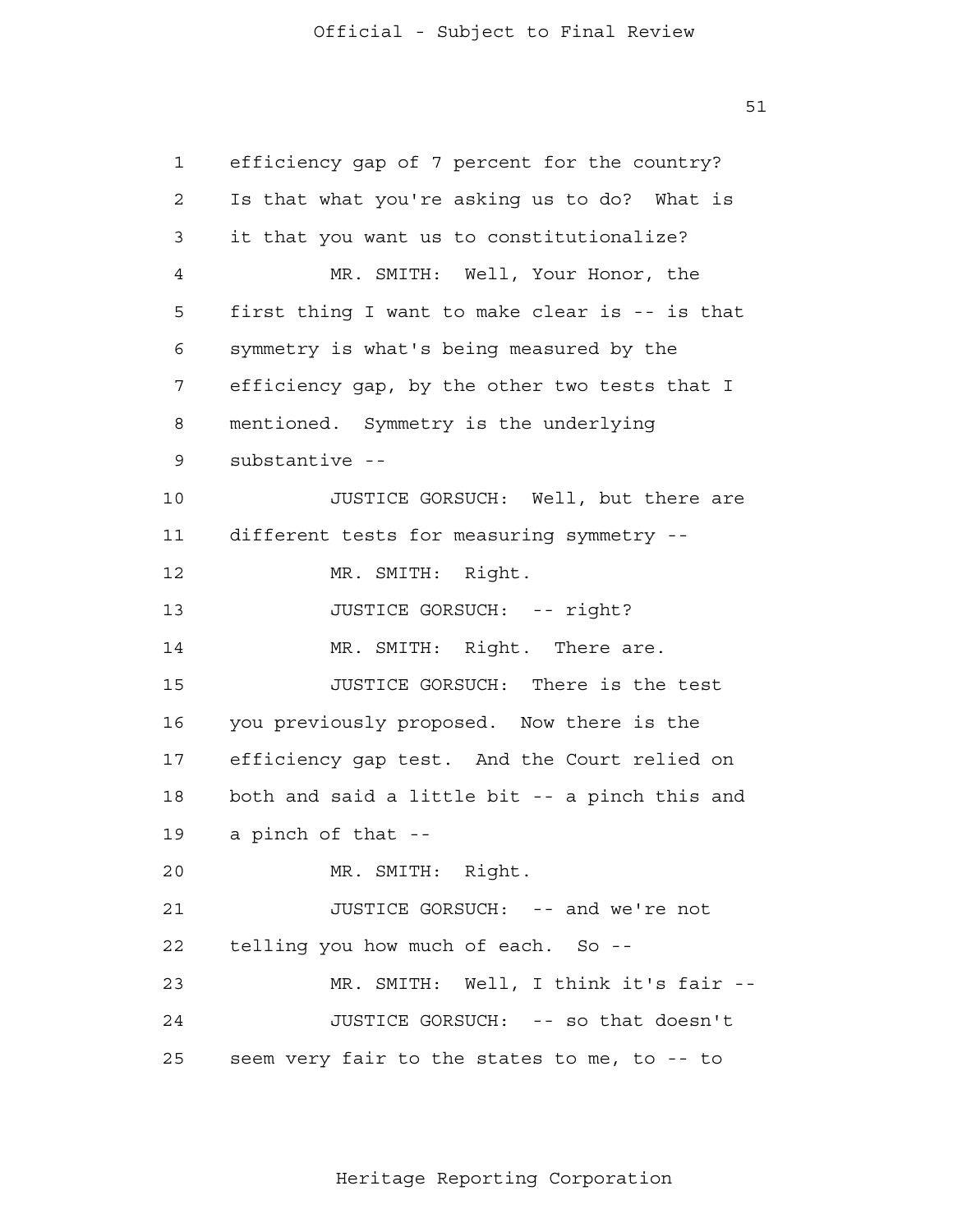efficiency gap of 7 percent for the country? Is that what you're asking us to do? What is it that you want us to constitutionalize?

MR. SMITH: Well, Your Honor, the first thing I want to make clear is -- is that symmetry is what's being measured by the efficiency gap, by the other two tests that I mentioned. Symmetry is the underlying substantive --

JUSTICE GORSUCH: Well, but there are different tests for measuring symmetry --

MR. SMITH: Right.

JUSTICE GORSUCH: -- right?

MR. SMITH: Right. There are.

JUSTICE GORSUCH: There is the test you previously proposed. Now there is the efficiency gap test. And the Court relied on both and said a little bit -- a pinch this and a pinch of that --

MR. SMITH: Right.

JUSTICE GORSUCH: -- and we're not telling you how much of each. So --

MR. SMITH: Well, I think it's fair --

JUSTICE GORSUCH: -- so that doesn't seem very fair to the states to me, to -- to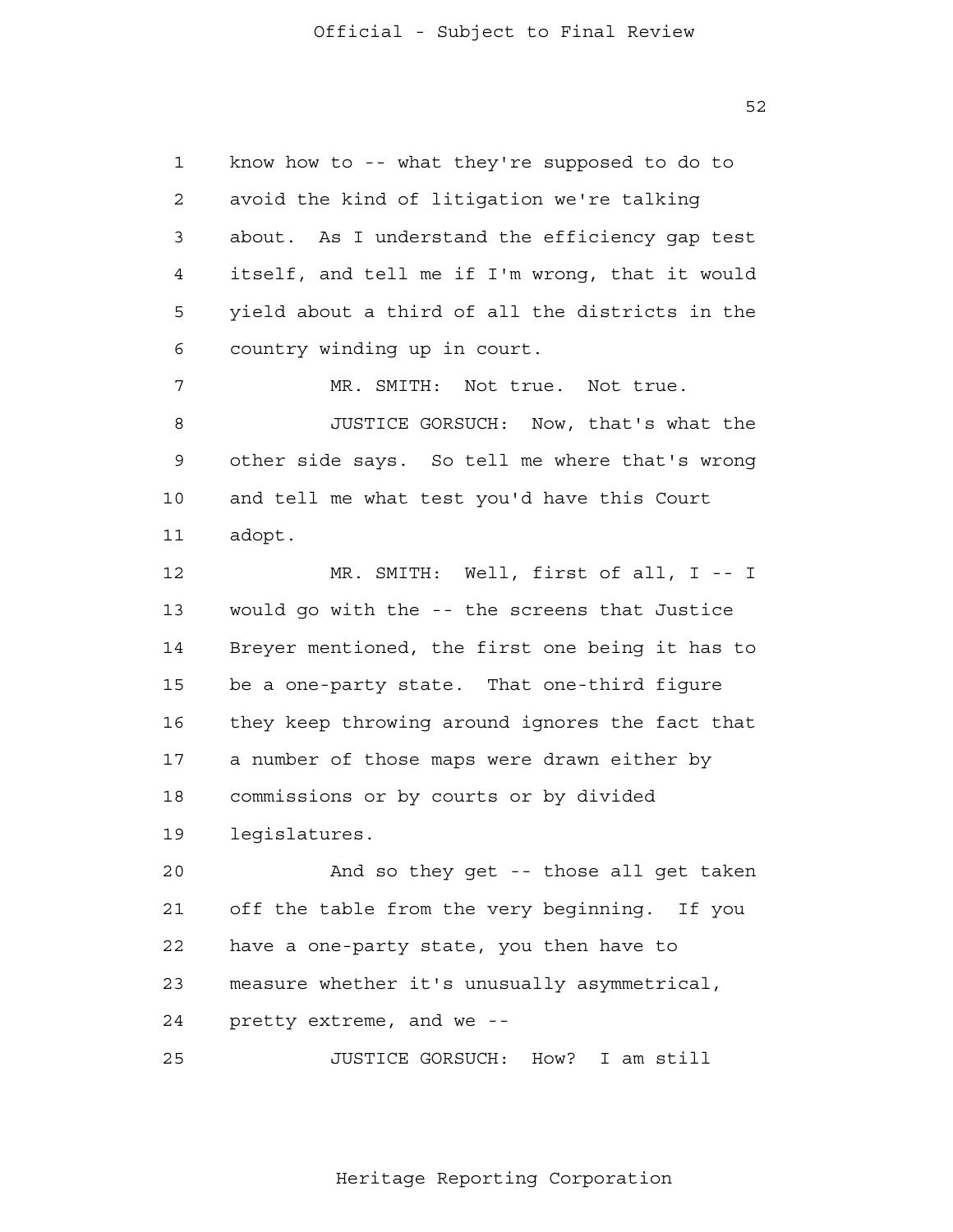know how to -- what they're supposed to do to avoid the kind of litigation we're talking about. As I understand the efficiency gap test itself, and tell me if I'm wrong, that it would yield about a third of all the districts in the country winding up in court.

MR. SMITH: Not true. Not true.

JUSTICE GORSUCH: Now, that's what the other side says. So tell me where that's wrong and tell me what test you'd have this Court adopt.

MR. SMITH: Well, first of all, I -- I would go with the -- the screens that Justice Breyer mentioned, the first one being it has to be a one-party state. That one-third figure they keep throwing around ignores the fact that a number of those maps were drawn either by commissions or by courts or by divided legislatures.

And so they get -- those all get taken off the table from the very beginning. If you have a one-party state, you then have to measure whether it's unusually asymmetrical, pretty extreme, and we --

JUSTICE GORSUCH: How? I am still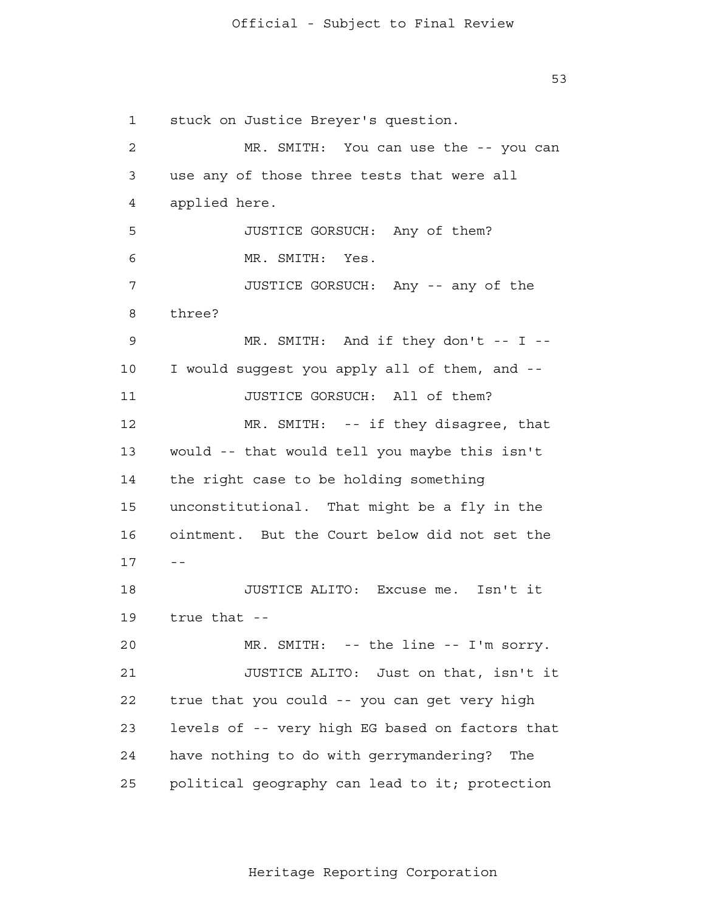stuck on Justice Breyer's question.

MR. SMITH: You can use the -- you can use any of those three tests that were all applied here.

JUSTICE GORSUCH: Any of them?

MR. SMITH: Yes.

JUSTICE GORSUCH: Any -- any of the three?

MR. SMITH: And if they don't -- I -- I would suggest you apply all of them, and --

JUSTICE GORSUCH: All of them?

MR. SMITH: -- if they disagree, that would -- that would tell you maybe this isn't the right case to be holding something unconstitutional. That might be a fly in the ointment. But the Court below did not set the --

JUSTICE ALITO: Excuse me. Isn't it true that --

MR. SMITH: -- the line -- I'm sorry.

JUSTICE ALITO: Just on that, isn't it true that you could -- you can get very high levels of -- very high EG based on factors that have nothing to do with gerrymandering? The political geography can lead to it; protection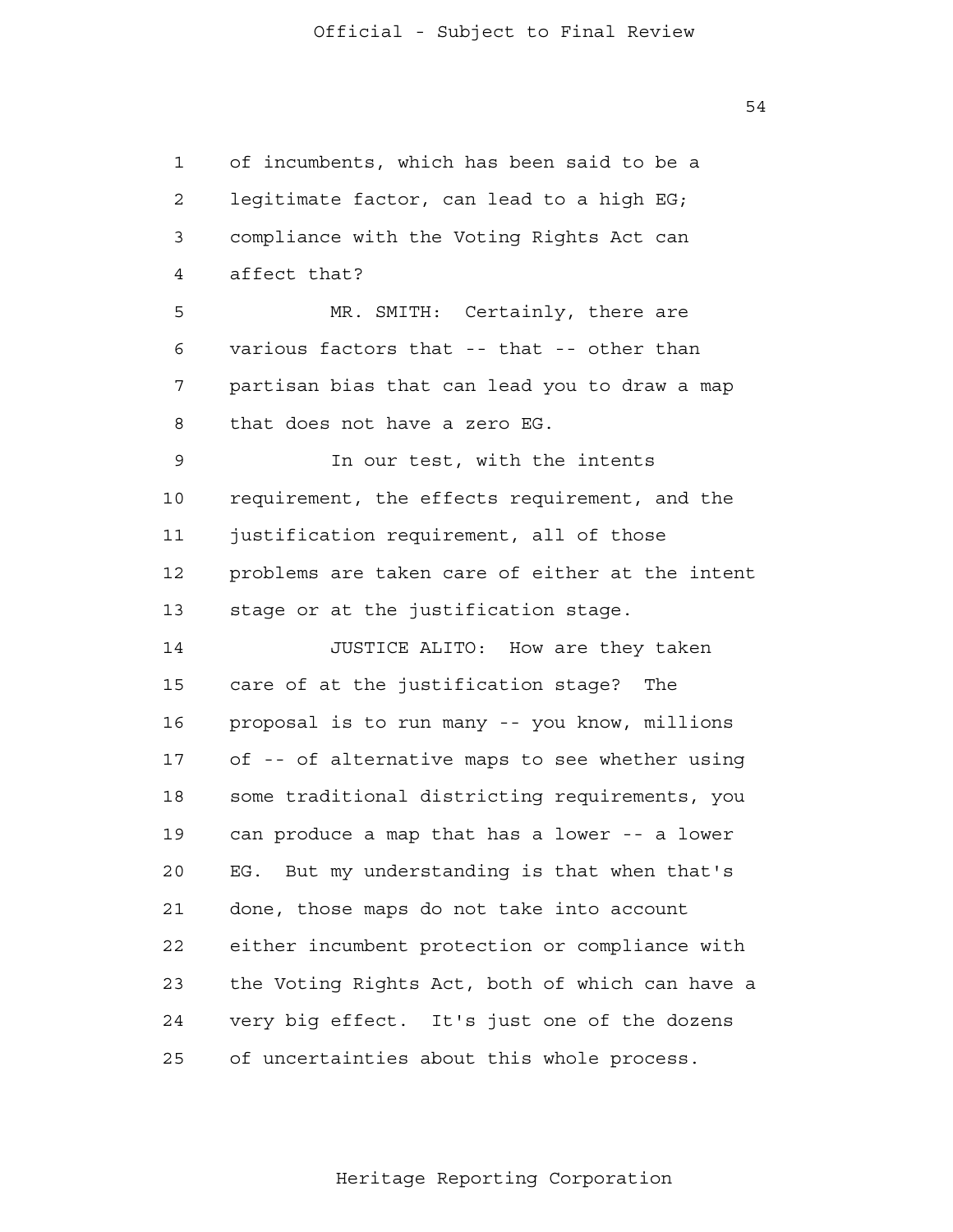of incumbents, which has been said to be a legitimate factor, can lead to a high EG; compliance with the Voting Rights Act can affect that?

MR. SMITH: Certainly, there are various factors that -- that -- other than partisan bias that can lead you to draw a map that does not have a zero EG.

In our test, with the intents requirement, the effects requirement, and the justification requirement, all of those problems are taken care of either at the intent stage or at the justification stage.

JUSTICE ALITO: How are they taken care of at the justification stage? The proposal is to run many -- you know, millions of -- of alternative maps to see whether using some traditional districting requirements, you can produce a map that has a lower -- a lower EG. But my understanding is that when that's done, those maps do not take into account either incumbent protection or compliance with the Voting Rights Act, both of which can have a very big effect. It's just one of the dozens of uncertainties about this whole process.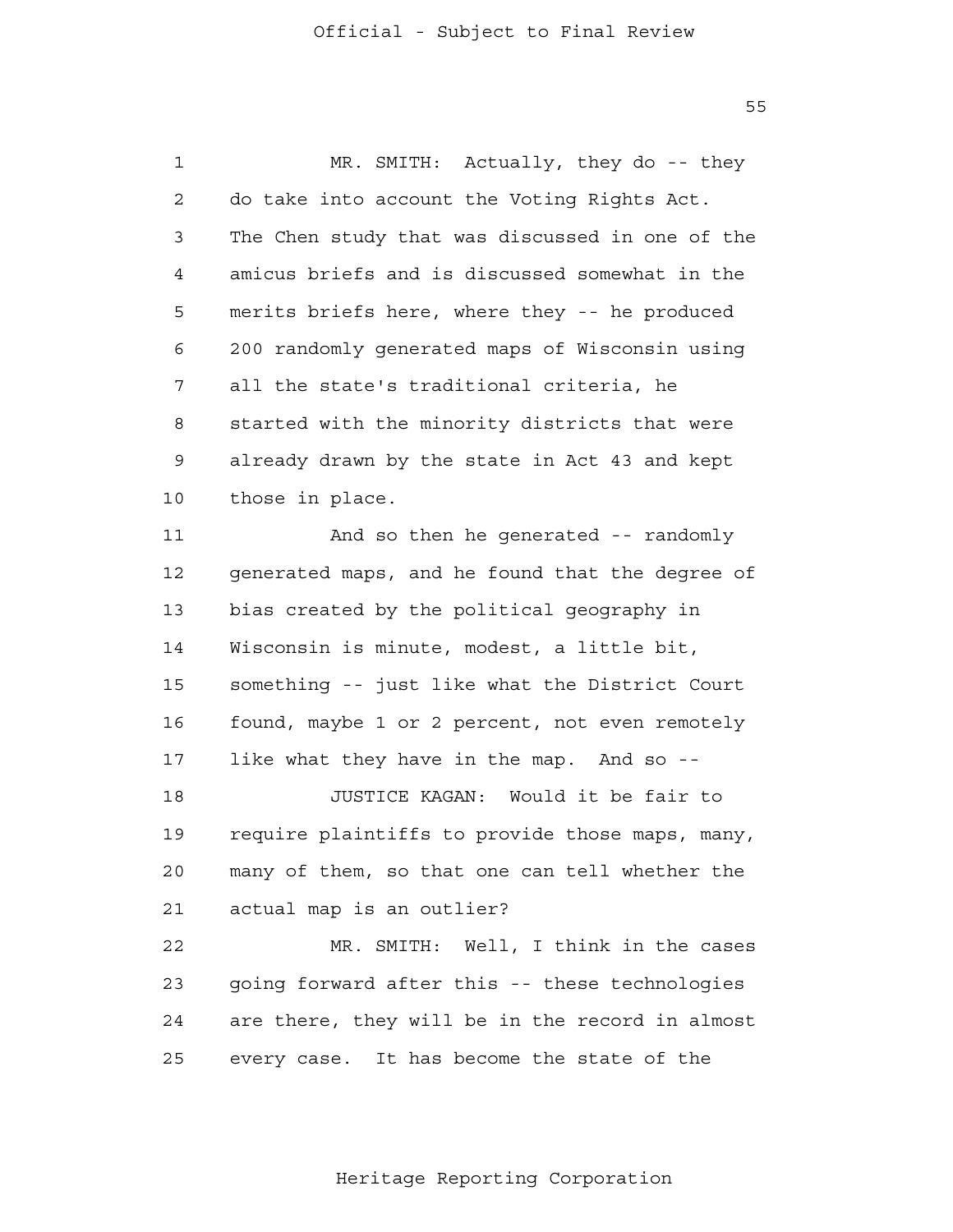MR. SMITH: Actually, they do -- they do take into account the Voting Rights Act. The Chen study that was discussed in one of the amicus briefs and is discussed somewhat in the merits briefs here, where they -- he produced 200 randomly generated maps of Wisconsin using all the state's traditional criteria, he started with the minority districts that were already drawn by the state in Act 43 and kept those in place.

And so then he generated -- randomly generated maps, and he found that the degree of bias created by the political geography in Wisconsin is minute, modest, a little bit, something -- just like what the District Court found, maybe 1 or 2 percent, not even remotely like what they have in the map. And so --

JUSTICE KAGAN: Would it be fair to require plaintiffs to provide those maps, many, many of them, so that one can tell whether the actual map is an outlier?

MR. SMITH: Well, I think in the cases going forward after this -- these technologies are there, they will be in the record in almost every case. It has become the state of the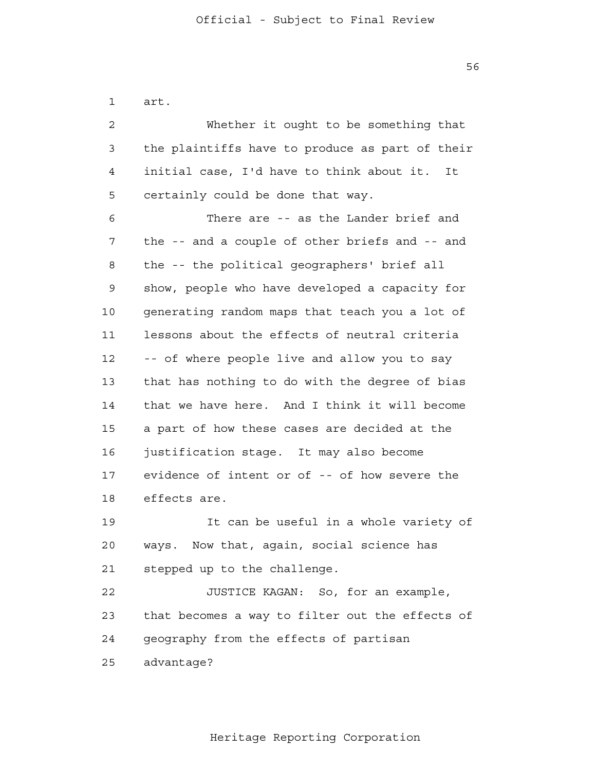art.

Whether it ought to be something that the plaintiffs have to produce as part of their initial case, I'd have to think about it. It certainly could be done that way.

There are -- as the Lander brief and the -- and a couple of other briefs and -- and the -- the political geographers' brief all show, people who have developed a capacity for generating random maps that teach you a lot of lessons about the effects of neutral criteria -- of where people live and allow you to say that has nothing to do with the degree of bias that we have here. And I think it will become a part of how these cases are decided at the justification stage. It may also become evidence of intent or of -- of how severe the effects are.

It can be useful in a whole variety of ways. Now that, again, social science has stepped up to the challenge.

JUSTICE KAGAN: So, for an example, that becomes a way to filter out the effects of geography from the effects of partisan advantage?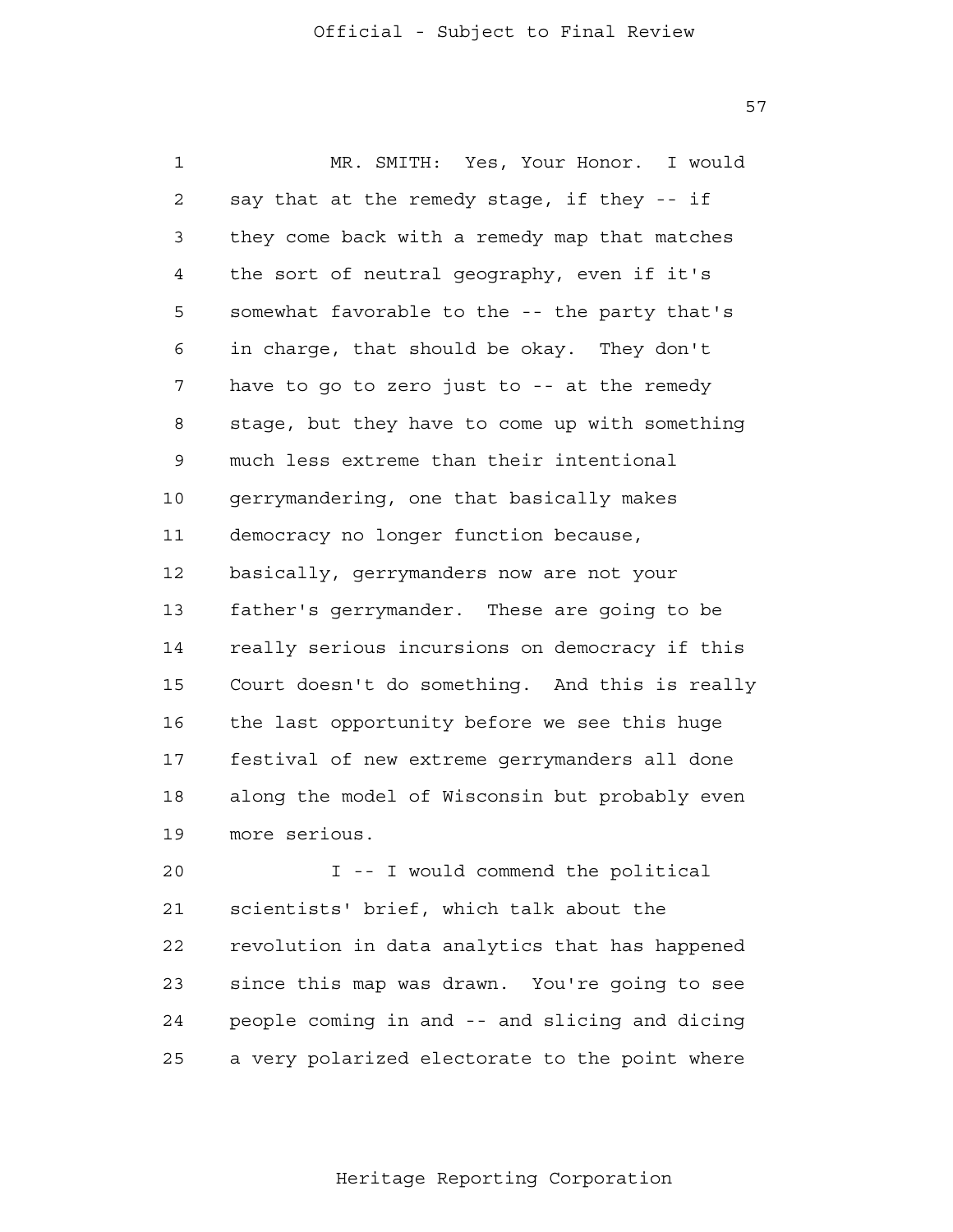MR. SMITH: Yes, Your Honor. I would say that at the remedy stage, if they -- if they come back with a remedy map that matches the sort of neutral geography, even if it's somewhat favorable to the -- the party that's in charge, that should be okay. They don't have to go to zero just to -- at the remedy stage, but they have to come up with something much less extreme than their intentional gerrymandering, one that basically makes democracy no longer function because, basically, gerrymanders now are not your father's gerrymander. These are going to be really serious incursions on democracy if this Court doesn't do something. And this is really the last opportunity before we see this huge festival of new extreme gerrymanders all done along the model of Wisconsin but probably even more serious.

I -- I would commend the political scientists' brief, which talk about the revolution in data analytics that has happened since this map was drawn. You're going to see people coming in and -- and slicing and dicing a very polarized electorate to the point where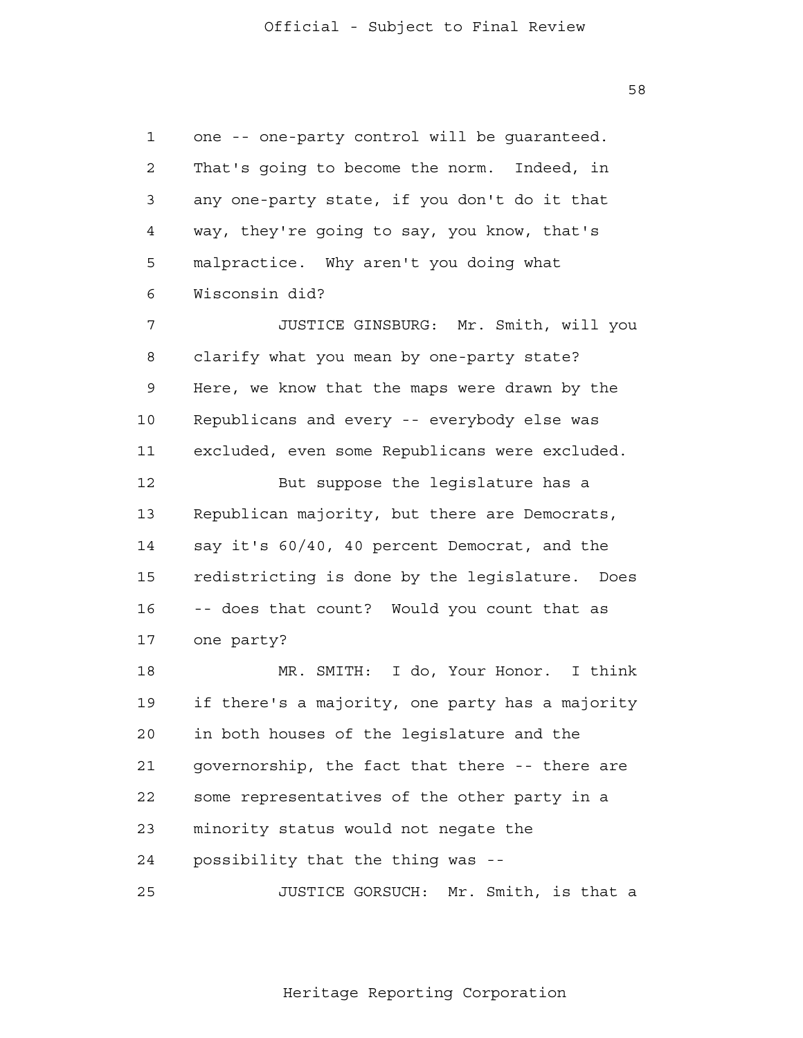one -- one-party control will be guaranteed. That's going to become the norm. Indeed, in any one-party state, if you don't do it that way, they're going to say, you know, that's malpractice. Why aren't you doing what Wisconsin did?

JUSTICE GINSBURG: Mr. Smith, will you clarify what you mean by one-party state? Here, we know that the maps were drawn by the Republicans and every -- everybody else was excluded, even some Republicans were excluded.

But suppose the legislature has a Republican majority, but there are Democrats, say it's 60/40, 40 percent Democrat, and the redistricting is done by the legislature. Does -- does that count? Would you count that as one party?

MR. SMITH: I do, Your Honor. I think if there's a majority, one party has a majority in both houses of the legislature and the governorship, the fact that there -- there are some representatives of the other party in a minority status would not negate the possibility that the thing was --

JUSTICE GORSUCH: Mr. Smith, is that a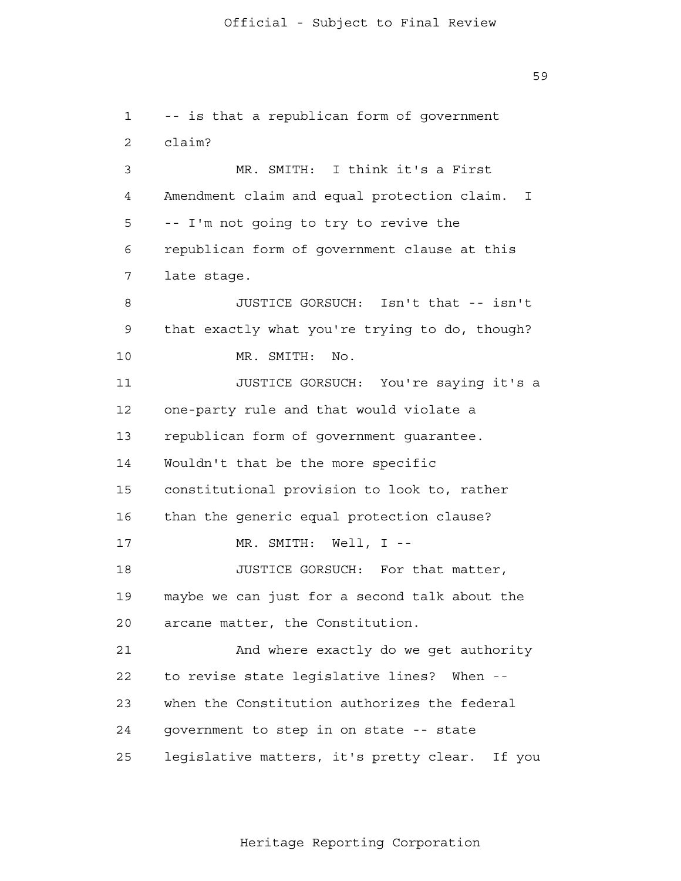-- is that a republican form of government claim?

MR. SMITH: I think it's a First Amendment claim and equal protection claim. I -- I'm not going to try to revive the republican form of government clause at this late stage.

JUSTICE GORSUCH: Isn't that -- isn't that exactly what you're trying to do, though?

MR. SMITH: No.

JUSTICE GORSUCH: You're saying it's a one-party rule and that would violate a republican form of government guarantee. Wouldn't that be the more specific constitutional provision to look to, rather than the generic equal protection clause?

MR. SMITH: Well, I --

JUSTICE GORSUCH: For that matter, maybe we can just for a second talk about the arcane matter, the Constitution.

And where exactly do we get authority to revise state legislative lines? When -- when the Constitution authorizes the federal government to step in on state -- state legislative matters, it's pretty clear. If you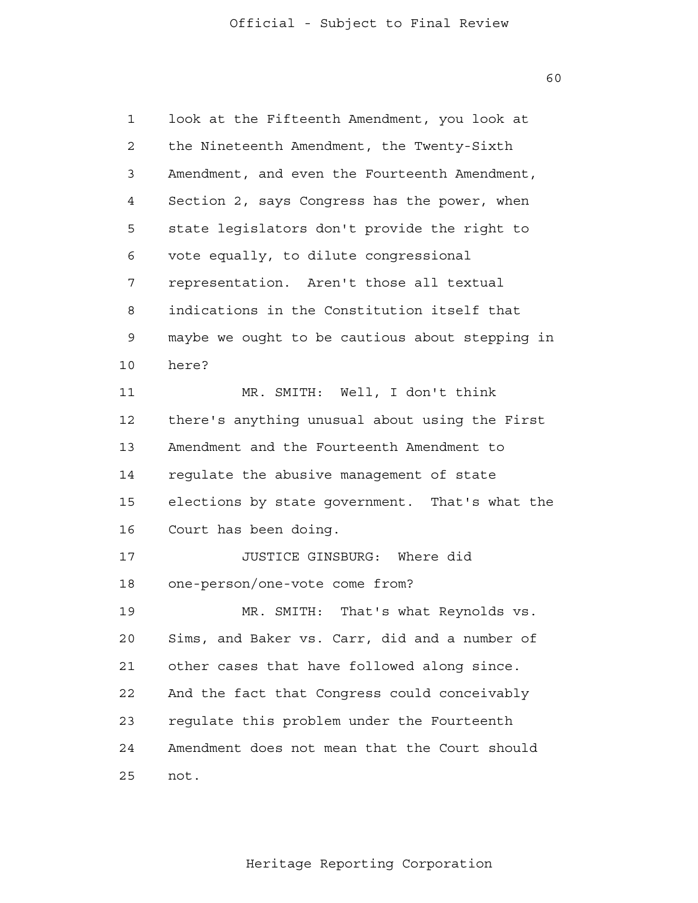look at the Fifteenth Amendment, you look at the Nineteenth Amendment, the Twenty-Sixth Amendment, and even the Fourteenth Amendment, Section 2, says Congress has the power, when state legislators don't provide the right to vote equally, to dilute congressional representation. Aren't those all textual indications in the Constitution itself that maybe we ought to be cautious about stepping in here?

MR. SMITH: Well, I don't think there's anything unusual about using the First Amendment and the Fourteenth Amendment to regulate the abusive management of state elections by state government. That's what the Court has been doing.

JUSTICE GINSBURG: Where did one-person/one-vote come from?

MR. SMITH: That's what Reynolds vs. Sims, and Baker vs. Carr, did and a number of other cases that have followed along since. And the fact that Congress could conceivably regulate this problem under the Fourteenth Amendment does not mean that the Court should not.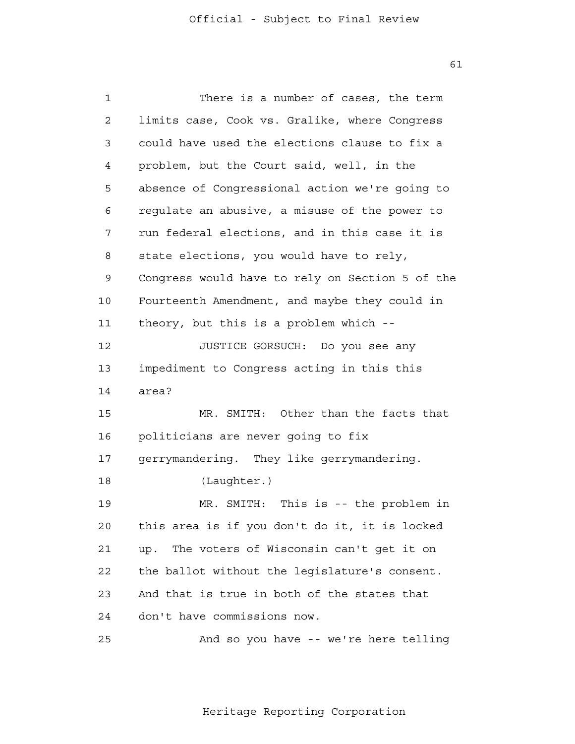There is a number of cases, the term limits case, Cook vs. Gralike, where Congress could have used the elections clause to fix a problem, but the Court said, well, in the absence of Congressional action we're going to regulate an abusive, a misuse of the power to run federal elections, and in this case it is state elections, you would have to rely, Congress would have to rely on Section 5 of the Fourteenth Amendment, and maybe they could in theory, but this is a problem which --

JUSTICE GORSUCH: Do you see any impediment to Congress acting in this this area?

MR. SMITH: Other than the facts that politicians are never going to fix gerrymandering. They like gerrymandering.

(Laughter.)

MR. SMITH: This is -- the problem in this area is if you don't do it, it is locked up. The voters of Wisconsin can't get it on the ballot without the legislature's consent. And that is true in both of the states that don't have commissions now.

And so you have -- we're here telling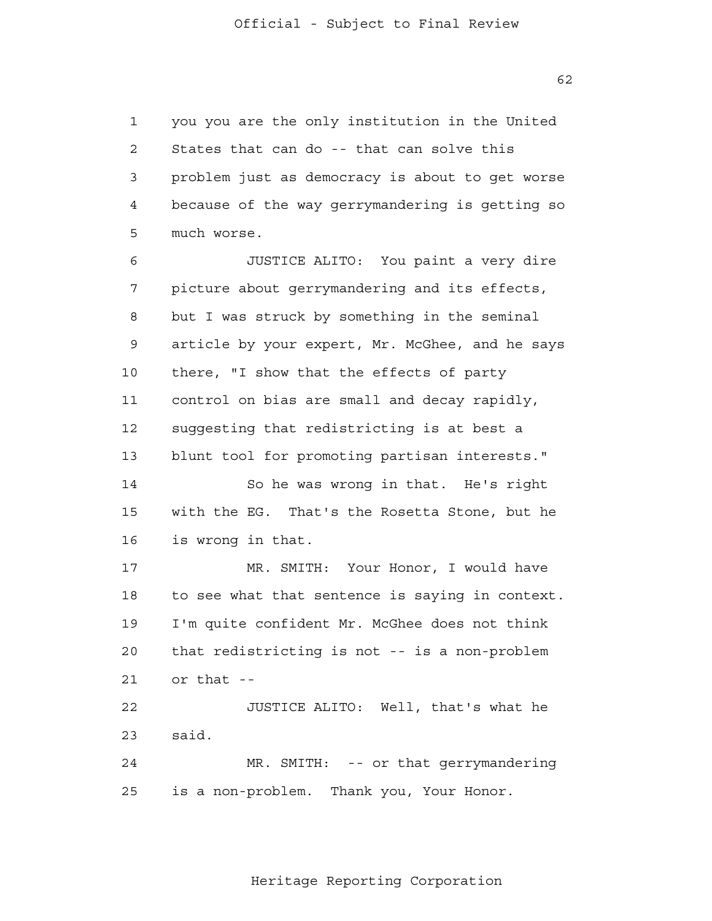you you are the only institution in the United States that can do -- that can solve this problem just as democracy is about to get worse because of the way gerrymandering is getting so much worse.

JUSTICE ALITO: You paint a very dire picture about gerrymandering and its effects, but I was struck by something in the seminal article by your expert, Mr. McGhee, and he says there, "I show that the effects of party control on bias are small and decay rapidly, suggesting that redistricting is at best a blunt tool for promoting partisan interests."

So he was wrong in that. He's right with the EG. That's the Rosetta Stone, but he is wrong in that.

MR. SMITH: Your Honor, I would have to see what that sentence is saying in context. I'm quite confident Mr. McGhee does not think that redistricting is not -- is a non-problem or that --

JUSTICE ALITO: Well, that's what he said.

MR. SMITH: -- or that gerrymandering is a non-problem. Thank you, Your Honor.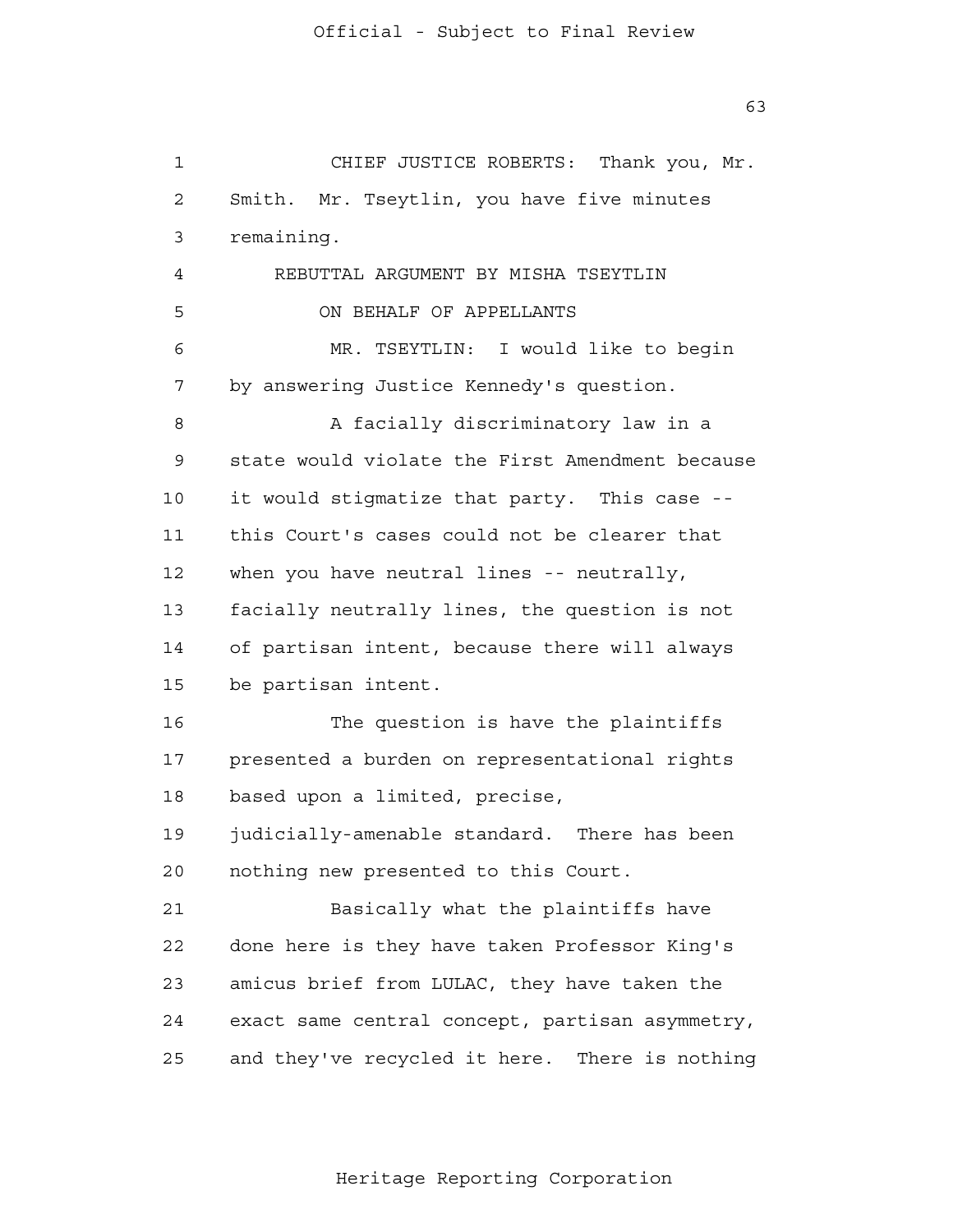CHIEF JUSTICE ROBERTS: Thank you, Mr. Smith. Mr. Tseytlin, you have five minutes remaining.

REBUTTAL ARGUMENT BY MISHA TSEYTLIN

ON BEHALF OF APPELLANTS

MR. TSEYTLIN: I would like to begin by answering Justice Kennedy's question.

A facially discriminatory law in a state would violate the First Amendment because it would stigmatize that party. This case -- this Court's cases could not be clearer that when you have neutral lines -- neutrally, facially neutrally lines, the question is not of partisan intent, because there will always be partisan intent.

The question is have the plaintiffs presented a burden on representational rights based upon a limited, precise, judicially-amenable standard. There has been nothing new presented to this Court.

Basically what the plaintiffs have done here is they have taken Professor King's amicus brief from LULAC, they have taken the exact same central concept, partisan asymmetry, and they've recycled it here. There is nothing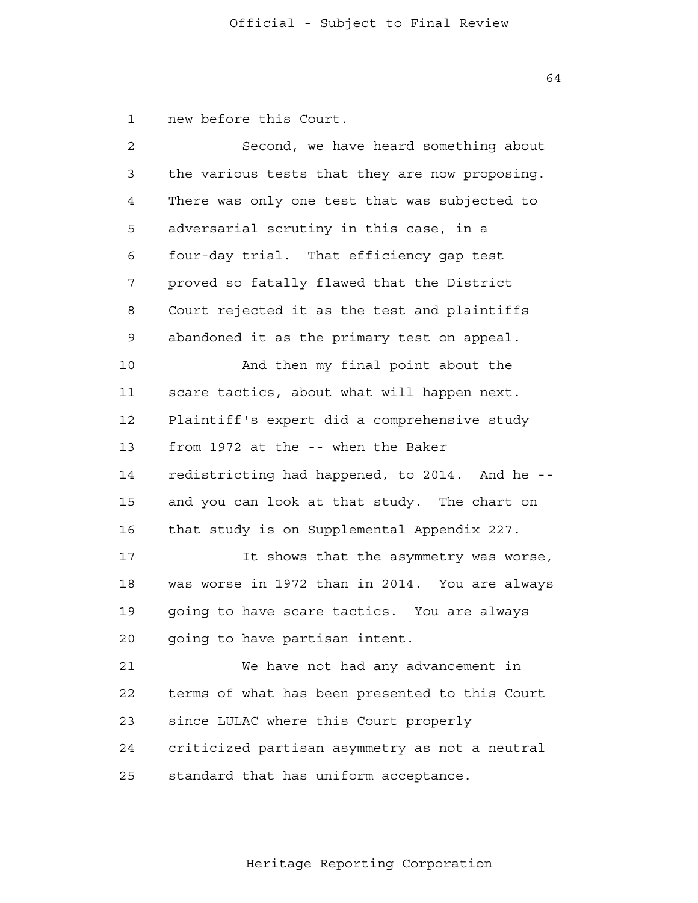new before this Court.

Second, we have heard something about the various tests that they are now proposing. There was only one test that was subjected to adversarial scrutiny in this case, in a four-day trial. That efficiency gap test proved so fatally flawed that the District Court rejected it as the test and plaintiffs abandoned it as the primary test on appeal.

And then my final point about the scare tactics, about what will happen next. Plaintiff's expert did a comprehensive study from 1972 at the -- when the Baker redistricting had happened, to 2014. And he -- and you can look at that study. The chart on that study is on Supplemental Appendix 227.

It shows that the asymmetry was worse, was worse in 1972 than in 2014. You are always going to have scare tactics. You are always going to have partisan intent.

We have not had any advancement in terms of what has been presented to this Court since LULAC where this Court properly criticized partisan asymmetry as not a neutral standard that has uniform acceptance.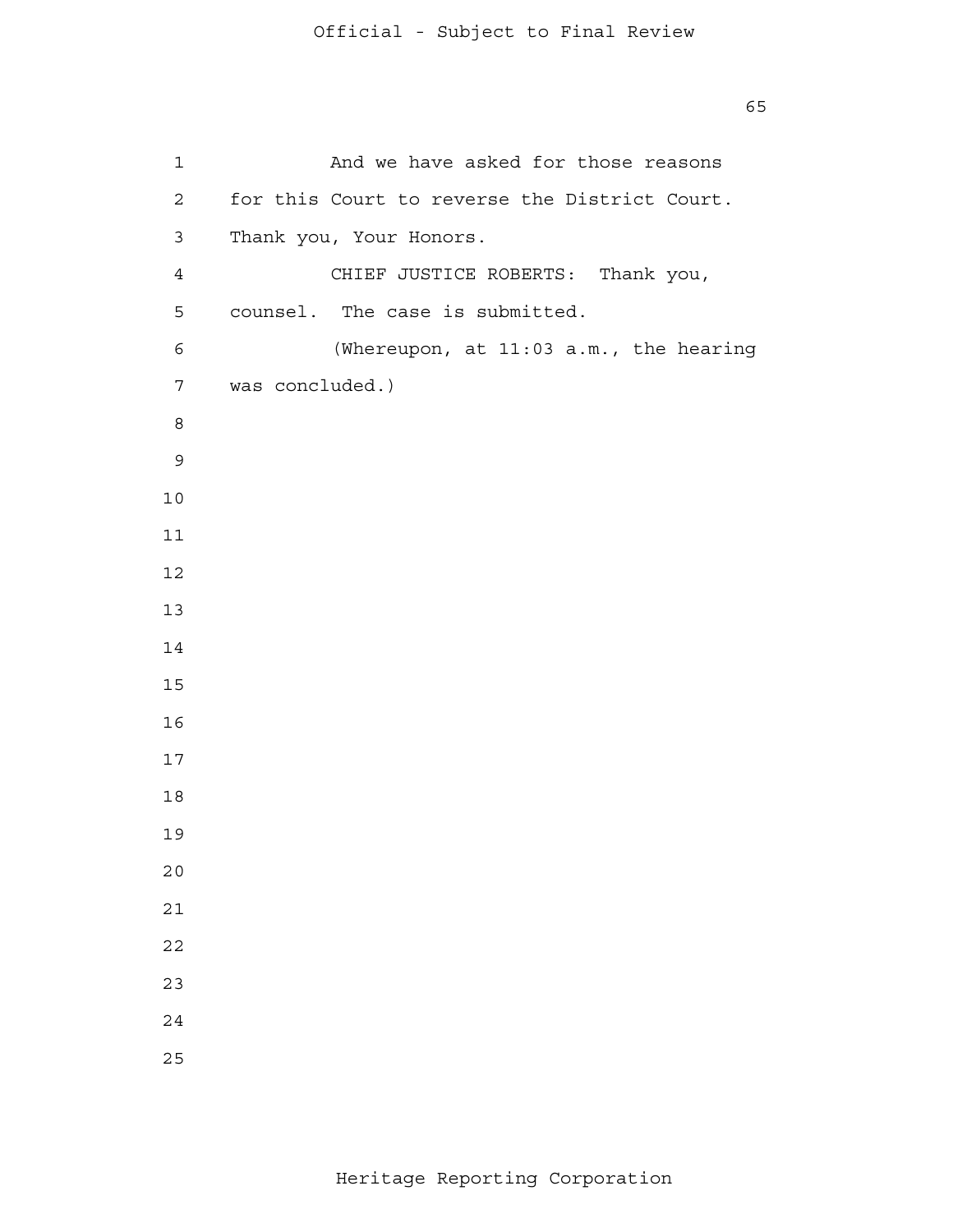And we have asked for those reasons for this Court to reverse the District Court. Thank you, Your Honors.

CHIEF JUSTICE ROBERTS: Thank you, counsel. The case is submitted.

(Whereupon, at 11:03 a.m., the hearing was concluded.)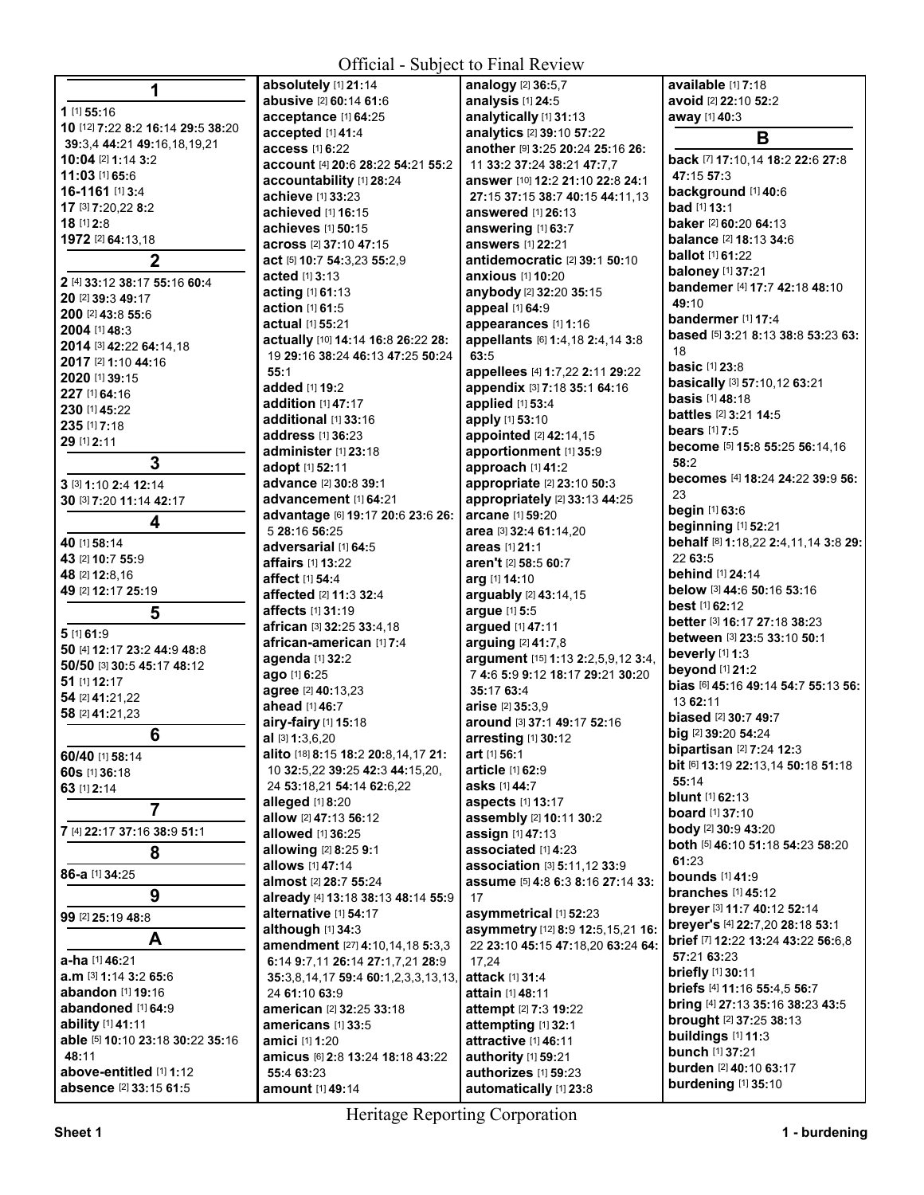Official - Subject to Final Review

## 1

**1** [1] **55:**16
**10** [12] **7:**22 **8:**2 **16:**14 **29:**5 **38:**20 **39:**3,4 **44:**21 **49:**16,18,19,21
**10:04** [2] **1:**14 **3:**2
**11:03** [1] **65:**6
**16-1161** [1] **3:**4
**17** [3] **7:**20,22 **8:**2
**18** [1] **2:**8
**1972** [2] **64:**13,18

## 2

**2** [4] **33:**12 **38:**17 **55:**16 **60:**4
**20** [2] **39:**3 **49:**17
**200** [2] **43:**8 **55:**6
**2004** [1] **48:**3
**2014** [3] **42:**22 **64:**14,18
**2017** [2] **1:**10 **44:**16
**2020** [1] **39:**15
**227** [1] **64:**16
**230** [1] **45:**22
**235** [1] **7:**18
**29** [1] **2:**11

## 3

**3** [3] **1:**10 **2:**4 **12:**14
**30** [3] **7:**20 **11:**14 **42:**17

## 4

**40** [1] **58:**14
**43** [2] **10:**7 **55:**9
**48** [2] **12:**8,16
**49** [2] **12:**17 **25:**19

## 5

**5** [1] **61:**9
**50** [4] **12:**17 **23:**2 **44:**9 **48:**8
**50/50** [3] **30:**5 **45:**17 **48:**12
**51** [1] **12:**17
**54** [2] **41:**21,22
**58** [2] **41:**21,23

## 6

**60/40** [1] **58:**14
**60s** [1] **36:**18
**63** [1] **2:**14

## 7

**7** [4] **22:**17 **37:**16 **38:**9 **51:**1

## 8

**86-a** [1] **34:**25

## 9

**99** [2] **25:**19 **48:**8

## A

**a-ha** [1] **46:**21
**a.m** [3] **1:**14 **3:**2 **65:**6
**abandon** [1] **19:**16
**abandoned** [1] **64:**9
**ability** [1] **41:**11
**able** [5] **10:**10 **23:**18 **30:**22 **35:**16 **48:**11
**above-entitled** [1] **1:**12
**absence** [2] **33:**15 **61:**5
**absolutely** [1] **21:**14
**abusive** [2] **60:**14 **61:**6
**acceptance** [1] **64:**25
**accepted** [1] **41:**4
**access** [1] **6:**22
**account** [4] **20:**6 **28:**22 **54:**21 **55:**2
**accountability** [1] **28:**24
**achieve** [1] **33:**23
**achieved** [1] **16:**15
**achieves** [1] **50:**15
**across** [2] **37:**10 **47:**15
**act** [5] **10:**7 **54:**3,23 **55:**2,9
**acted** [1] **3:**13
**acting** [1] **61:**13
**action** [1] **61:**5
**actual** [1] **55:**21
**actually** [10] **14:**14 **16:**8 **26:**22 **28:**19 **29:**16 **38:**24 **46:**13 **47:**25 **50:**24 **55:**1
**added** [1] **19:**2
**addition** [1] **47:**17
**additional** [1] **33:**16
**address** [1] **36:**23
**administer** [1] **23:**18
**adopt** [1] **52:**11
**advance** [2] **30:**8 **39:**1
**advancement** [1] **64:**21
**advantage** [6] **19:**17 **20:**6 **23:**6 **26:**5 **28:**16 **56:**25
**adversarial** [1] **64:**5
**affairs** [1] **13:**22
**affect** [1] **54:**4
**affected** [2] **11:**3 **32:**4
**affects** [1] **31:**19
**african** [3] **32:**25 **33:**4,18
**african-american** [1] **7:**4
**agenda** [1] **32:**2
**ago** [1] **6:**25
**agree** [2] **40:**13,23
**ahead** [1] **46:**7
**airy-fairy** [1] **15:**18
**al** [3] **1:**3,6,20
**alito** [18] **8:**15 **18:**2 **20:**8,14,17 **21:**10 **32:**5,22 **39:**25 **42:**3 **44:**15,20,24 **53:**18,21 **54:**14 **62:**6,22
**alleged** [1] **8:**20
**allow** [2] **47:**13 **56:**12
**allowed** [1] **36:**25
**allowing** [2] **8:**25 **9:**1
**allows** [1] **47:**14
**almost** [2] **28:**7 **55:**24
**already** [4] **13:**18 **38:**13 **48:**14 **55:**9
**alternative** [1] **54:**17
**although** [1] **34:**3
**amendment** [27] **4:**10,14,18 **5:**3,3 **6:**14 **9:**7,11 **26:**14 **27:**1,7,21 **28:**9 **35:**3,8,14,17 **59:**4 **60:**1,2,3,13,13,24 **61:**10 **63:**9
**american** [2] **32:**25 **33:**18
**americans** [1] **33:**5
**amici** [1] **1:**20
**amicus** [6] **2:**8 **13:**24 **18:**18 **43:**22 **55:**4 **63:**23
**amount** [1] **49:**14
**analogy** [2] **36:**5,7
**analysis** [1] **24:**5
**analytically** [1] **31:**13
**analytics** [2] **39:**10 **57:**22
**another** [9] **3:**25 **20:**24 **25:**16 **26:**11 **33:**2 **37:**24 **38:**21 **47:**7,7
**answer** [10] **12:**2 **21:**10 **22:**8 **24:**1 **27:**15 **37:**15 **38:**7 **40:**15 **44:**11,13
**answered** [1] **26:**13
**answering** [1] **63:**7
**answers** [1] **22:**21
**antidemocratic** [2] **39:**1 **50:**10
**anxious** [1] **10:**20
**anybody** [2] **32:**20 **35:**15
**appeal** [1] **64:**9
**appearances** [1] **1:**16
**appellants** [6] **1:**4,18 **2:**4,14 **3:**8 **63:**5
**appellees** [4] **1:**7,22 **2:**11 **29:**22
**appendix** [3] **7:**18 **35:**1 **64:**16
**applied** [1] **53:**4
**apply** [1] **53:**10
**appointed** [2] **42:**14,15
**apportionment** [1] **35:**9
**approach** [1] **41:**2
**appropriate** [2] **23:**10 **50:**3
**appropriately** [2] **33:**13 **44:**25
**arcane** [1] **59:**20
**area** [3] **32:**4 **61:**14,20
**areas** [1] **21:**1
**aren't** [2] **58:**5 **60:**7
**arg** [1] **14:**10
**arguably** [2] **43:**14,15
**argue** [1] **5:**5
**argued** [1] **47:**11
**arguing** [2] **41:**7,8
**argument** [15] **1:**13 **2:**2,5,9,12 **3:**4,7 **4:**6 **5:**9 **9:**12 **18:**17 **29:**21 **30:**20 **35:**17 **63:**4
**arise** [2] **35:**3,9
**around** [3] **37:**1 **49:**17 **52:**16
**arresting** [1] **30:**12
**art** [1] **56:**1
**article** [1] **62:**9
**asks** [1] **44:**7
**aspects** [1] **13:**17
**assembly** [2] **10:**11 **30:**2
**assign** [1] **47:**13
**associated** [1] **4:**23
**association** [3] **5:**11,12 **33:**9
**assume** [5] **4:**8 **6:**3 **8:**16 **27:**14 **33:**17
**asymmetrical** [1] **52:**23
**asymmetry** [12] **8:**9 **12:**5,15,21 **16:**22 **23:**10 **45:**15 **47:**18,20 **63:**24 **64:**17,24
**attack** [1] **31:**4
**attain** [1] **48:**11
**attempt** [2] **7:**3 **19:**22
**attempting** [1] **32:**1
**attractive** [1] **46:**11
**authority** [1] **59:**21
**authorizes** [1] **59:**23
**automatically** [1] **23:**8
**available** [1] **7:**18
**avoid** [2] **22:**10 **52:**2
**away** [1] **40:**3

## B

**back** [7] **17:**10,14 **18:**2 **22:**6 **27:**8 **47:**15 **57:**3
**background** [1] **40:**6
**bad** [1] **13:**1
**baker** [2] **60:**20 **64:**13
**balance** [2] **18:**13 **34:**6
**ballot** [1] **61:**22
**baloney** [1] **37:**21
**bandemer** [4] **17:**7 **42:**18 **48:**10 **49:**10
**bandermer** [1] **17:**4
**based** [5] **3:**21 **8:**13 **38:**8 **53:**23 **63:**18
**basic** [1] **23:**8
**basically** [3] **57:**10,12 **63:**21
**basis** [1] **48:**18
**battles** [2] **3:**21 **14:**5
**bears** [1] **7:**5
**become** [5] **15:**8 **55:**25 **56:**14,16 **58:**2
**becomes** [4] **18:**24 **24:**22 **39:**9 **56:**23
**begin** [1] **63:**6
**beginning** [1] **52:**21
**behalf** [8] **1:**18,22 **2:**4,11,14 **3:**8 **29:**22 **63:**5
**behind** [1] **24:**14
**below** [3] **44:**6 **50:**16 **53:**16
**best** [1] **62:**12
**better** [3] **16:**17 **27:**18 **38:**23
**between** [3] **23:**5 **33:**10 **50:**1
**beverly** [1] **1:**3
**beyond** [1] **21:**2
**bias** [6] **45:**16 **49:**14 **54:**7 **55:**13 **56:**13 **62:**11
**biased** [2] **30:**7 **49:**7
**big** [2] **39:**20 **54:**24
**bipartisan** [2] **7:**24 **12:**3
**bit** [6] **13:**19 **22:**13,14 **50:**18 **51:**18 **55:**14
**blunt** [1] **62:**13
**board** [1] **37:**10
**body** [2] **30:**9 **43:**20
**both** [5] **46:**10 **51:**18 **54:**23 **58:**20 **61:**23
**bounds** [1] **41:**9
**branches** [1] **45:**12
**breyer** [3] **11:**7 **40:**12 **52:**14
**breyer's** [4] **22:**7,20 **28:**18 **53:**1
**brief** [7] **12:**22 **13:**24 **43:**22 **56:**6,8 **57:**21 **63:**23
**briefly** [1] **30:**11
**briefs** [4] **11:**16 **55:**4,5 **56:**7
**bring** [4] **27:**13 **35:**16 **38:**23 **43:**5
**brought** [2] **37:**25 **38:**13
**buildings** [1] **11:**3
**bunch** [1] **37:**21
**burden** [2] **40:**10 **63:**17
**burdening** [1] **35:**10

Heritage Reporting Corporation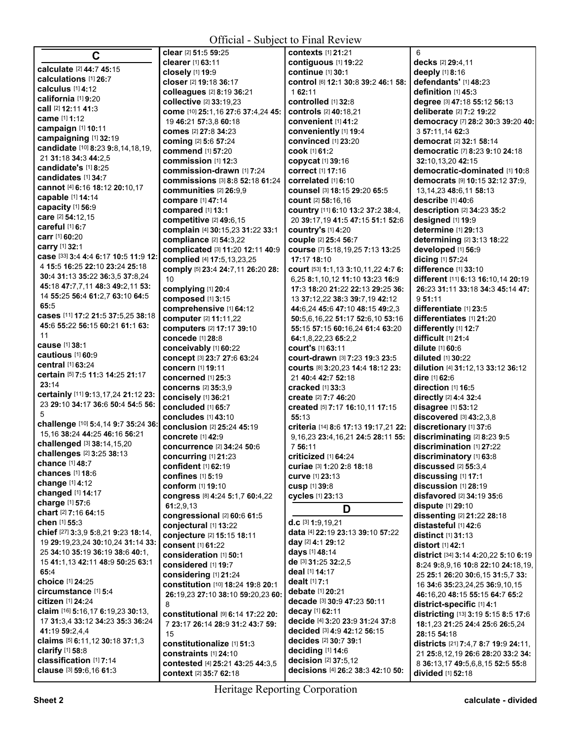## C

**calculate** [2] **44:**7 **45:**15
**calculations** [1] **26:**7
**calculus** [1] **4:**12
**california** [1] **9:**20
**call** [2] **12:**11 **41:**3
**came** [1] **1:**12
**campaign** [1] **10:**11
**campaigning** [1] **32:**19
**candidate** [10] **8:**23 **9:**8,14,18,19, 21 **31:**18 **34:**3 **44:**2,5
**candidate's** [1] **8:**25
**candidates** [1] **34:**7
**cannot** [4] **6:**16 **18:**12 **20:**10,17
**capable** [1] **14:**14
**capacity** [1] **56:**9
**care** [2] **54:**12,15
**careful** [1] **6:**7
**carr** [1] **60:**20
**carry** [1] **32:**1
**case** [33] **3:**4 **4:**4 **6:**17 **10:**5 **11:**9 **12:** 4 **15:**5 **16:**25 **22:**10 **23:**24 **25:**18 **30:**4 **31:**13 **35:**22 **36:**3,5 **37:**8,24 **45:**18 **47:**7,7,11 **48:**3 **49:**2,11 **53:** 14 **55:**25 **56:**4 **61:**2,7 **63:**10 **64:**5 **65:**5
**cases** [11] **17:**2 **21:**5 **37:**5,25 **38:**18 **45:**6 **55:**22 **56:**15 **60:**21 **61:**1 **63:** 11
**cause** [1] **38:**1
**cautious** [1] **60:**9
**central** [1] **63:**24
**certain** [5] **7:**5 **11:**3 **14:**25 **21:**17 **23:**14
**certainly** [11] **9:**13,17,24 **21:**12 **23:** 23 **29:**10 **34:**17 **36:**6 **50:**4 **54:**5 **56:** 5
**challenge** [10] **5:**4,14 **9:**7 **35:**24 **36:** 15,16 **38:**24 **44:**25 **46:**16 **56:**21
**challenged** [3] **38:**14,15,20
**challenges** [2] **3:**25 **38:**13
**chance** [1] **48:**7
**chances** [1] **18:**6
**change** [1] **4:**12
**changed** [1] **14:**17
**charge** [1] **57:**6
**chart** [2] **7:**16 **64:**15
**chen** [1] **55:**3
**chief** [27] **3:**3,9 **5:**8,21 **9:**23 **18:**14, 19 **29:**19,23,24 **30:**10,24 **31:**14 **33:** 25 **34:**10 **35:**19 **36:**19 **38:**6 **40:**1, 15 **41:**1,13 **42:**11 **48:**9 **50:**25 **63:**1 **65:**4
**choice** [1] **24:**25
**circumstance** [1] **5:**4
**citizen** [1] **24:**24
**claim** [16] **5:**16,17 **6:**19,23 **30:**13, 17 **31:**3,4 **33:**12 **34:**23 **35:**3 **36:**24 **41:**19 **59:**2,4,4
**claims** [5] **6:**11,12 **30:**18 **37:**1,3
**clarify** [1] **58:**8
**classification** [1] **7:**14
**clause** [3] **59:**6,16 **61:**3
**clear** [2] **51:**5 **59:**25
**clearer** [1] **63:**11
**closely** [1] **19:**9
**closer** [2] **19:**18 **36:**17
**colleagues** [2] **8:**19 **36:**21
**collective** [2] **33:**19,23
**come** [10] **25:**1,16 **27:**6 **37:**4,24 **45:** 19 **46:**21 **57:**3,8 **60:**18
**comes** [2] **27:**8 **34:**23
**coming** [2] **5:**6 **57:**24
**commend** [1] **57:**20
**commission** [1] **12:**3
**commission-drawn** [1] **7:**24
**commissions** [3] **8:**8 **52:**18 **61:**24
**communities** [2] **26:**9,9
**compare** [1] **47:**14
**compared** [1] **13:**1
**competitive** [2] **49:**6,15
**complain** [4] **30:**15,23 **31:**22 **33:**1
**compliance** [2] **54:**3,22
**complicated** [3] **11:**20 **12:**11 **40:**9
**complied** [4] **17:**5,13,23,25
**comply** [5] **23:**4 **24:**7,11 **26:**20 **28:** 10
**complying** [1] **20:**4
**composed** [1] **3:**15
**comprehensive** [1] **64:**12
**computer** [2] **11:**11,22
**computers** [2] **17:**17 **39:**10
**concede** [1] **28:**8
**conceivably** [1] **60:**22
**concept** [3] **23:**7 **27:**6 **63:**24
**concern** [1] **19:**11
**concerned** [1] **25:**3
**concerns** [2] **35:**3,9
**concisely** [1] **36:**21
**concluded** [1] **65:**7
**concludes** [1] **43:**10
**conclusion** [2] **25:**24 **45:**19
**concrete** [1] **42:**9
**concurrence** [2] **34:**24 **50:**6
**concurring** [1] **21:**23
**confident** [1] **62:**19
**confines** [1] **5:**19
**conform** [1] **19:**10
**congress** [8] **4:**24 **5:**1,7 **60:**4,22 **61:**2,9,13
**congressional** [2] **60:**6 **61:**5
**conjectural** [1] **13:**22
**conjecture** [2] **15:**15 **18:**11
**consent** [1] **61:**22
**consideration** [1] **50:**1
**considered** [1] **19:**7
**considering** [1] **21:**24
**constitution** [10] **18:**24 **19:**8 **20:**1 **26:**19,23 **27:**10 **38:**10 **59:**20,23 **60:** 8
**constitutional** [9] **6:**14 **17:**22 **20:** 7 **23:**17 **26:**14 **28:**9 **31:**2 **43:**7 **59:** 15
**constitutionalize** [1] **51:**3
**constraints** [1] **24:**10
**contested** [4] **25:**21 **43:**25 **44:**3,5
**context** [2] **35:**7 **62:**18
**contexts** [1] **21:**21
**contiguous** [1] **19:**22
**continue** [1] **30:**1
**control** [6] **12:**1 **30:**8 **39:**2 **46:**1 **58:** 1 **62:**11
**controlled** [1] **32:**8
**controls** [2] **40:**18,21
**convenient** [1] **41:**2
**conveniently** [1] **19:**4
**convinced** [1] **23:**20
**cook** [1] **61:**2
**copycat** [1] **39:**16
**correct** [1] **17:**16
**correlated** [1] **6:**10
**counsel** [3] **18:**15 **29:**20 **65:**5
**count** [2] **58:**16,16
**country** [11] **6:**10 **13:**2 **37:**2 **38:**4, 20 **39:**17,19 **41:**5 **47:**15 **51:**2 **52:**6
**country's** [1] **4:**20
**couple** [2] **25:**4 **56:**7
**course** [7] **5:**18,19,25 **7:**13 **13:**25 **17:**17 **18:**10
**court** [53] **1:**1,13 **3:**10,11,22 **4:**7 **6:** 6,25 **8:**1,10,12 **11:**10 **13:**23 **16:**9 **17:**3 **18:**20 **21:**22 **22:**13 **29:**25 **36:** 13 **37:**12,22 **38:**3 **39:**7,19 **42:**12 **44:**6,24 **45:**6 **47:**10 **48:**15 **49:**2,3 **50:**5,6,16,22 **51:**17 **52:**6,10 **53:**16 **55:**15 **57:**15 **60:**16,24 **61:**4 **63:**20 **64:**1,8,22,23 **65:**2,2
**court's** [1] **63:**11
**court-drawn** [3] **7:**23 **19:**3 **23:**5
**courts** [8] **3:**20,23 **14:**4 **18:**12 **23:** 21 **40:**4 **42:**7 **52:**18
**cracked** [1] **33:**3
**create** [2] **7:**7 **46:**20
**created** [5] **7:**17 **16:**10,11 **17:**15 **55:**13
**criteria** [14] **8:**6 **17:**13 **19:**17,21 **22:** 9,16,23 **23:**4,16,21 **24:**5 **28:**11 **55:** 7 **56:**11
**criticized** [1] **64:**24
**curiae** [3] **1:**20 **2:**8 **18:**18
**curve** [1] **23:**13
**cusp** [1] **39:**8
**cycles** [1] **23:**13

## D

**d.c** [3] **1:**9,19,21
**data** [4] **22:**19 **23:**13 **39:**10 **57:**22
**day** [2] **4:**1 **29:**12
**days** [1] **48:**14
**de** [3] **31:**25 **32:**2,5
**deal** [1] **14:**17
**dealt** [1] **7:**1
**debate** [1] **20:**21
**decade** [3] **30:**9 **47:**23 **50:**11
**decay** [1] **62:**11
**decide** [4] **3:**20 **23:**9 **31:**24 **37:**8
**decided** [3] **4:**9 **42:**12 **56:**15
**decides** [2] **30:**7 **39:**1
**deciding** [1] **14:**6
**decision** [2] **37:**5,12
**decisions** [4] **26:**2 **38:**3 **42:**10 **50:** 6
**decks** [2] **29:**4,11
**deeply** [1] **8:**16
**defendants'** [1] **48:**23
**definition** [1] **45:**3
**degree** [3] **47:**18 **55:**12 **56:**13
**deliberate** [2] **7:**2 **19:**22
**democracy** [7] **28:**2 **30:**3 **39:**20 **40:** 3 **57:**11,14 **62:**3
**democrat** [2] **32:**1 **58:**14
**democratic** [7] **8:**23 **9:**10 **24:**18 **32:**10,13,20 **42:**15
**democratic-dominated** [1] **10:**8
**democrats** [9] **10:**15 **32:**12 **37:**9, 13,14,23 **48:**6,11 **58:**13
**describe** [1] **40:**6
**description** [2] **34:**23 **35:**2
**designed** [1] **19:**9
**determine** [1] **29:**13
**determining** [2] **3:**13 **18:**22
**developed** [1] **56:**9
**dicing** [1] **57:**24
**difference** [1] **33:**10
**different** [11] **6:**13 **16:**10,14 **20:**19 **26:**23 **31:**11 **33:**18 **34:**3 **45:**14 **47:** 9 **51:**11
**differentiate** [1] **23:**5
**differentiates** [1] **21:**20
**differently** [1] **12:**7
**difficult** [1] **21:**4
**dilute** [1] **60:**6
**diluted** [1] **30:**22
**dilution** [4] **31:**12,13 **33:**12 **36:**12
**dire** [1] **62:**6
**direction** [1] **16:**5
**directly** [2] **4:**4 **32:**4
**disagree** [1] **53:**12
**discovered** [3] **43:**2,3,8
**discretionary** [1] **37:**6
**discriminating** [2] **8:**23 **9:**5
**discrimination** [1] **27:**22
**discriminatory** [1] **63:**8
**discussed** [2] **55:**3,4
**discussing** [1] **17:**1
**discussion** [1] **28:**19
**disfavored** [2] **34:**19 **35:**6
**dispute** [1] **29:**10
**dissenting** [2] **21:**22 **28:**18
**distasteful** [1] **42:**6
**distinct** [1] **31:**13
**distort** [1] **42:**1
**district** [34] **3:**14 **4:**20,22 **5:**10 **6:**19 **8:**24 **9:**8,9,16 **10:**8 **22:**10 **24:**18,19, 25 **25:**1 **26:**20 **30:**6,15 **31:**5,7 **33:** 16 **34:**6 **35:**23,24,25 **36:**9,10,15 **46:**16,20 **48:**15 **55:**15 **64:**7 **65:**2
**district-specific** [1] **4:**1
**districting** [13] **3:**19 **5:**15 **8:**5 **17:**6 **18:**1,23 **21:**25 **24:**4 **25:**6 **26:**5,24 **28:**15 **54:**18
**districts** [21] **7:**4,7 **8:**7 **19:**9 **24:**11, 21 **25:**8,12,19 **26:**6 **28:**20 **33:**2 **34:** 8 **36:**13,17 **49:**5,6,8,15 **52:**5 **55:**8
**divided** [1] **52:**18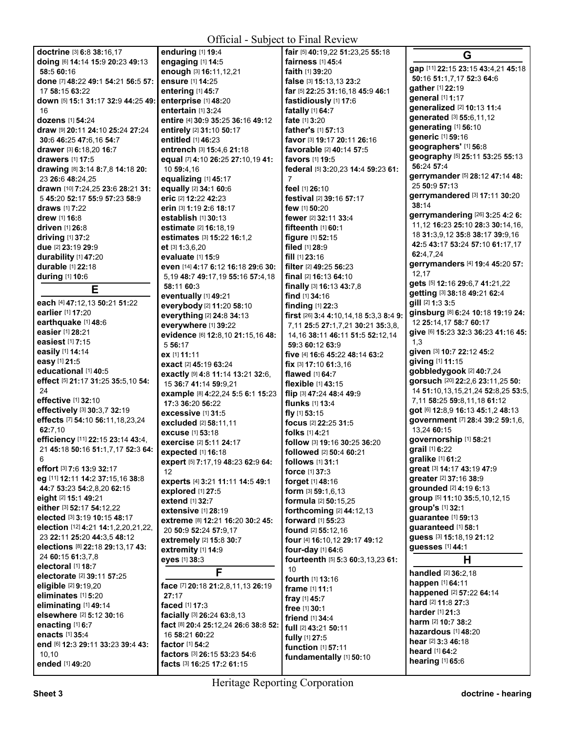**doctrine** [3] **6:**8 **38:**16,17
**doing** [6] **14:**14 **15:**9 **20:**23 **49:**13 **58:**5 **60:**16
**done** [7] **48:**22 **49:**1 **54:**21 **56:**5 **57:**17 **58:**15 **63:**22
**down** [5] **15:**1 **31:**17 **32:**9 **44:**25 **49:**16
**dozens** [1] **54:**24
**draw** [9] **20:**11 **24:**10 **25:**24 **27:**24 **30:**6 **46:**25 **47:**6,16 **54:**7
**drawer** [3] **6:**18,20 **16:**7
**drawers** [1] **17:**5
**drawing** [8] **3:**14 **8:**7,8 **14:**18 **20:**23 **26:**6 **48:**24,25
**drawn** [10] **7:**24,25 **23:**6 **28:**21 **31:**5 **45:**20 **52:**17 **55:**9 **57:**23 **58:**9
**draws** [1] **7:**22
**drew** [1] **16:**8
**driven** [1] **26:**8
**driving** [1] **37:**2
**due** [2] **23:**19 **29:**9
**durability** [1] **47:**20
**durable** [1] **22:**18
**during** [1] **10:**6

## E

**each** [4] **47:**12,13 **50:**21 **51:**22
**earlier** [1] **17:**20
**earthquake** [1] **48:**6
**easier** [1] **28:**21
**easiest** [1] **7:**15
**easily** [1] **14:**14
**easy** [1] **21:**5
**educational** [1] **40:**5
**effect** [5] **21:**17 **31:**25 **35:**5,10 **54:**24
**effective** [1] **32:**10
**effectively** [3] **30:**3,7 **32:**19
**effects** [7] **54:**10 **56:**11,18,23,24 **62:**7,10
**efficiency** [11] **22:**15 **23:**14 **43:**4,21 **45:**18 **50:**16 **51:**1,7,17 **52:**3 **64:**6
**effort** [3] **7:**6 **13:**9 **32:**17
**eg** [11] **12:**11 **14:**2 **37:**15,16 **38:**8 **44:**7 **53:**23 **54:**2,8,20 **62:**15
**eight** [2] **15:**1 **49:**21
**either** [3] **52:**17 **54:**12,22
**elected** [3] **3:**19 **10:**15 **48:**17
**election** [12] **4:**21 **14:**1,2,20,21,22,23 **22:**11 **25:**20 **44:**3,5 **48:**12
**elections** [8] **22:**18 **29:**13,17 **43:**24 **60:**15 **61:**3,7,8
**electoral** [1] **18:**7
**electorate** [2] **39:**11 **57:**25
**eligible** [2] **9:**19,20
**eliminates** [1] **5:**20
**eliminating** [1] **49:**14
**elsewhere** [2] **5:**12 **30:**16
**enacting** [1] **6:**7
**enacts** [1] **35:**4
**end** [6] **12:**3 **29:**11 **33:**23 **39:**4 **43:**10,10
**ended** [1] **49:**20
**enduring** [1] **19:**4
**engaging** [1] **14:**5
**enough** [3] **16:**11,12,21
**ensure** [1] **14:**25
**entering** [1] **45:**7
**enterprise** [1] **48:**20
**entertain** [1] **3:**24
**entire** [4] **30:**9 **35:**25 **36:**16 **49:**12
**entirely** [2] **31:**10 **50:**17
**entitled** [1] **46:**23
**entrench** [3] **15:**4,6 **21:**18
**equal** [7] **4:**10 **26:**25 **27:**10,19 **41:**10 **59:**4,16
**equalizing** [1] **45:**17
**equally** [2] **34:**1 **60:**6
**eric** [2] **12:**22 **42:**23
**erin** [3] **1:**19 **2:**6 **18:**17
**establish** [1] **30:**13
**estimate** [2] **16:**18,19
**estimates** [3] **15:**22 **16:**1,2
**et** [3] **1:**3,6,20
**evaluate** [1] **15:**9
**even** [14] **4:**17 **6:**12 **16:**18 **29:**6 **30:**5,19 **48:**7 **49:**17,19 **55:**16 **57:**4,18 **58:**11 **60:**3
**eventually** [1] **49:**21
**everybody** [2] **11:**20 **58:**10
**everything** [2] **24:**8 **34:**13
**everywhere** [1] **39:**22
**evidence** [6] **12:**8,10 **21:**15,16 **48:**5 **56:**17
**ex** [1] **11:**11
**exact** [2] **45:**19 **63:**24
**exactly** [9] **4:**8 **11:**14 **13:**21 **32:**6,15 **36:**7 **41:**14 **59:**9,21
**example** [8] **4:**22,24 **5:**5 **6:**1 **15:**23 **17:**3 **36:**20 **56:**22
**excessive** [1] **31:**5
**excluded** [2] **58:**11,11
**excuse** [1] **53:**18
**exercise** [2] **5:**11 **24:**17
**expected** [1] **16:**18
**expert** [5] **7:**17,19 **48:**23 **62:**9 **64:**12
**experts** [4] **3:**21 **11:**11 **14:**5 **49:**1
**explored** [1] **27:**5
**extend** [1] **32:**7
**extensive** [1] **28:**19
**extreme** [8] **12:**21 **16:**20 **30:**2 **45:**20 **50:**9 **52:**24 **57:**9,17
**extremely** [2] **15:**8 **30:**7
**extremity** [1] **14:**9
**eyes** [1] **38:**3

## F

**face** [7] **20:**18 **21:**2,8,11,13 **26:**19 **27:**17
**faced** [1] **17:**3
**facially** [3] **26:**24 **63:**8,13
**fact** [8] **20:**4 **25:**12,24 **26:**6 **38:**8 **52:**16 **58:**21 **60:**22
**factor** [1] **54:**2
**factors** [3] **26:**15 **53:**23 **54:**6
**facts** [3] **16:**25 **17:**2 **61:**15
**fair** [5] **40:**19,22 **51:**23,25 **55:**18
**fairness** [1] **45:**4
**faith** [1] **39:**20
**false** [3] **15:**13,13 **23:**2
**far** [5] **22:**25 **31:**16,18 **45:**9 **46:**1
**fastidiously** [1] **17:**6
**fatally** [1] **64:**7
**fate** [1] **3:**20
**father's** [1] **57:**13
**favor** [3] **19:**17 **20:**11 **26:**16
**favorable** [2] **40:**14 **57:**5
**favors** [1] **19:**5
**federal** [5] **3:**20,23 **14:**4 **59:**23 **61:**7
**feel** [1] **26:**10
**festival** [2] **39:**16 **57:**17
**few** [1] **50:**20
**fewer** [2] **32:**11 **33:**4
**fifteenth** [1] **60:**1
**figure** [1] **52:**15
**filed** [1] **28:**9
**fill** [1] **23:**16
**filter** [2] **49:**25 **56:**23
**final** [2] **16:**13 **64:**10
**finally** [3] **16:**13 **43:**7,8
**find** [1] **34:**16
**finding** [1] **22:**3
**first** [26] **3:**4 **4:**10,14,18 **5:**3,3 **8:**4 **9:**7,11 **25:**5 **27:**1,7,21 **30:**21 **35:**3,8,14,16 **38:**11 **46:**11 **51:**5 **52:**12,14 **59:**3 **60:**12 **63:**9
**five** [4] **16:**6 **45:**22 **48:**14 **63:**2
**fix** [3] **17:**10 **61:**3,16
**flawed** [1] **64:**7
**flexible** [1] **43:**15
**flip** [3] **47:**24 **48:**4 **49:**9
**flunks** [1] **13:**4
**fly** [1] **53:**15
**focus** [2] **22:**25 **31:**5
**folks** [1] **4:**21
**follow** [3] **19:**16 **30:**25 **36:**20
**followed** [2] **50:**4 **60:**21
**follows** [1] **31:**1
**force** [1] **37:**3
**forget** [1] **48:**16
**form** [3] **59:**1,6,13
**formula** [2] **50:**15,25
**forthcoming** [2] **44:**12,13
**forward** [1] **55:**23
**found** [2] **55:**12,16
**four** [4] **16:**10,12 **29:**17 **49:**12
**four-day** [1] **64:**6
**fourteenth** [5] **5:**3 **60:**3,13,23 **61:**10
**fourth** [1] **13:**16
**frame** [1] **11:**1
**fray** [1] **45:**7
**free** [1] **30:**1
**friend** [1] **34:**4
**full** [2] **43:**21 **50:**11
**fully** [1] **27:**5
**function** [1] **57:**11
**fundamentally** [1] **50:**10

## G

**gap** [11] **22:**15 **23:**15 **43:**4,21 **45:**18 **50:**16 **51:**1,7,17 **52:**3 **64:**6
**gather** [1] **22:**19
**general** [1] **1:**17
**generalized** [2] **10:**13 **11:**4
**generated** [3] **55:**6,11,12
**generating** [1] **56:**10
**generic** [1] **59:**16
**geographers'** [1] **56:**8
**geography** [5] **25:**11 **53:**25 **55:**13 **56:**24 **57:**4
**gerrymander** [5] **28:**12 **47:**14 **48:**25 **50:**9 **57:**13
**gerrymandered** [3] **17:**11 **30:**20 **38:**14
**gerrymandering** [26] **3:**25 **4:**2 **6:**11,12 **16:**23 **25:**10 **28:**3 **30:**14,16,18 **31:**3,9,12 **35:**8 **38:**17 **39:**9,16 **42:**5 **43:**17 **53:**24 **57:**10 **61:**17,17 **62:**4,7,24
**gerrymanders** [4] **19:**4 **45:**20 **57:**12,17
**gets** [5] **12:**16 **29:**6,7 **41:**21,22
**getting** [3] **38:**18 **49:**21 **62:**4
**gill** [2] **1:**3 **3:**5
**ginsburg** [8] **6:**24 **10:**18 **19:**19 **24:**12 **25:**14,17 **58:**7 **60:**17
**give** [6] **15:**23 **32:**3 **36:**23 **41:**16 **45:**1,3
**given** [3] **10:**7 **22:**12 **45:**2
**giving** [1] **11:**15
**gobbledygook** [2] **40:**7,24
**gorsuch** [20] **22:**2,6 **23:**11,25 **50:**14 **51:**10,13,15,21,24 **52:**8,25 **53:**5,7,11 **58:**25 **59:**8,11,18 **61:**12
**got** [6] **12:**8,9 **16:**13 **45:**1,2 **48:**13
**government** [7] **28:**4 **39:**2 **59:**1,6,13,24 **60:**15
**governorship** [1] **58:**21
**grail** [1] **6:**22
**gralike** [1] **61:**2
**great** [3] **14:**17 **43:**19 **47:**9
**greater** [2] **37:**16 **38:**9
**grounded** [2] **4:**19 **6:**13
**group** [5] **11:**10 **35:**5,10,12,15
**group's** [1] **32:**1
**guarantee** [1] **59:**13
**guaranteed** [1] **58:**1
**guess** [3] **15:**18,19 **21:**12
**guesses** [1] **44:**1

## H

**handled** [2] **36:**2,18
**happen** [1] **64:**11
**happened** [2] **57:**22 **64:**14
**hard** [2] **11:**8 **27:**3
**harder** [1] **21:**3
**harm** [2] **10:**7 **38:**2
**hazardous** [1] **48:**20
**hear** [2] **3:**3 **46:**18
**heard** [1] **64:**2
**hearing** [1] **65:**6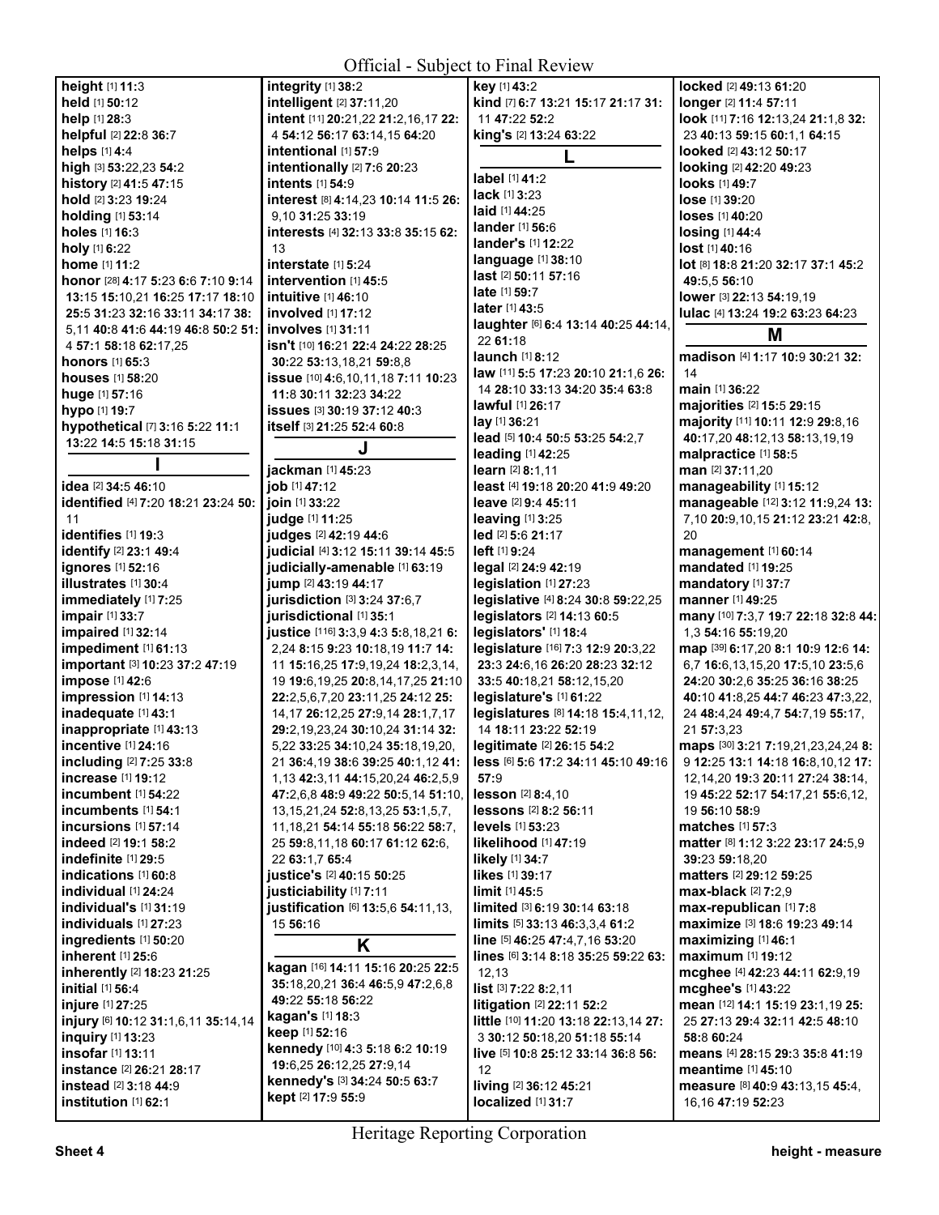**height** [1] **11:**3
**held** [1] **50:**12
**help** [1] **28:**3
**helpful** [2] **22:**8 **36:**7
**helps** [1] **4:**4
**high** [3] **53:**22,23 **54:**2
**history** [2] **41:**5 **47:**15
**hold** [2] **3:**23 **19:**24
**holding** [1] **53:**14
**holes** [1] **16:**3
**holy** [1] **6:**22
**home** [1] **11:**2
**honor** [28] **4:**17 **5:**23 **6:**6 **7:**10 **9:**14 **13:**15 **15:**10,21 **16:**25 **17:**17 **18:**10 **25:**5 **31:**23 **32:**16 **33:**11 **34:**17 **38:** 5,11 **40:**8 **41:**6 **44:**19 **46:**8 **50:**2 **51:** 4 **57:**1 **58:**18 **62:**17,25
**honors** [1] **65:**3
**houses** [1] **58:**20
**huge** [1] **57:**16
**hypo** [1] **19:**7
**hypothetical** [7] **3:**16 **5:**22 **11:**1 **13:**22 **14:**5 **15:**18 **31:**15

## I

**idea** [2] **34:**5 **46:**10
**identified** [4] **7:**20 **18:**21 **23:**24 **50:** 11
**identifies** [1] **19:**3
**identify** [2] **23:**1 **49:**4
**ignores** [1] **52:**16
**illustrates** [1] **30:**4
**immediately** [1] **7:**25
**impair** [1] **33:**7
**impaired** [1] **32:**14
**impediment** [1] **61:**13
**important** [3] **10:**23 **37:**2 **47:**19
**impose** [1] **42:**6
**impression** [1] **14:**13
**inadequate** [1] **43:**1
**inappropriate** [1] **43:**13
**incentive** [1] **24:**16
**including** [2] **7:**25 **33:**8
**increase** [1] **19:**12
**incumbent** [1] **54:**22
**incumbents** [1] **54:**1
**incursions** [1] **57:**14
**indeed** [2] **19:**1 **58:**2
**indefinite** [1] **29:**5
**indications** [1] **60:**8
**individual** [1] **24:**24
**individual's** [1] **31:**19
**individuals** [1] **27:**23
**ingredients** [1] **50:**20
**inherent** [1] **25:**6
**inherently** [2] **18:**23 **21:**25
**initial** [1] **56:**4
**injure** [1] **27:**25
**injury** [6] **10:**12 **31:**1,6,11 **35:**14,14
**inquiry** [1] **13:**23
**insofar** [1] **13:**11
**instance** [2] **26:**21 **28:**17
**instead** [2] **3:**18 **44:**9
**institution** [1] **62:**1
**integrity** [1] **38:**2
**intelligent** [2] **37:**11,20
**intent** [11] **20:**21,22 **21:**2,16,17 **22:** 4 **54:**12 **56:**17 **63:**14,15 **64:**20
**intentional** [1] **57:**9
**intentionally** [2] **7:**6 **20:**23
**intents** [1] **54:**9
**interest** [8] **4:**14,23 **10:**14 **11:**5 **26:** 9,10 **31:**25 **33:**19
**interests** [4] **32:**13 **33:**8 **35:**15 **62:** 13
**interstate** [1] **5:**24
**intervention** [1] **45:**5
**intuitive** [1] **46:**10
**involved** [1] **17:**12
**involves** [1] **31:**11
**isn't** [10] **16:**21 **22:**4 **24:**22 **28:**25 **30:**22 **53:**13,18,21 **59:**8,8
**issue** [10] **4:**6,10,11,18 **7:**11 **10:**23 **11:**8 **30:**11 **32:**23 **34:**22
**issues** [3] **30:**19 **37:**12 **40:**3
**itself** [3] **21:**25 **52:**4 **60:**8

## J

**jackman** [1] **45:**23
**job** [1] **47:**12
**join** [1] **33:**22
**judge** [1] **11:**25
**judges** [2] **42:**19 **44:**6
**judicial** [4] **3:**12 **15:**11 **39:**14 **45:**5
**judicially-amenable** [1] **63:**19
**jump** [2] **43:**19 **44:**17
**jurisdiction** [3] **3:**24 **37:**6,7
**jurisdictional** [1] **35:**1
**justice** [116] **3:**3,9 **4:**3 **5:**8,18,21 **6:** 2,24 **8:**15 **9:**23 **10:**18,19 **11:**7 **14:** 11 **15:**16,25 **17:**9,19,24 **18:**2,3,14, 19 **19:**6,19,25 **20:**8,14,17,25 **21:**10 **22:**2,5,6,7,20 **23:**11,25 **24:**12 **25:** 14,17 **26:**12,25 **27:**9,14 **28:**1,7,17 **29:**2,19,23,24 **30:**10,24 **31:**14 **32:** 5,22 **33:**25 **34:**10,24 **35:**18,19,20, 21 **36:**4,19 **38:**6 **39:**25 **40:**1,12 **41:** 1,13 **42:**3,11 **44:**15,20,24 **46:**2,5,9 **47:**2,6,8 **48:**9 **49:**22 **50:**5,14 **51:**10, 13,15,21,24 **52:**8,13,25 **53:**1,5,7, 11,18,21 **54:**14 **55:**18 **56:**22 **58:**7, 25 **59:**8,11,18 **60:**17 **61:**12 **62:**6, 22 **63:**1,7 **65:**4
**justice's** [2] **40:**15 **50:**25
**justiciability** [1] **7:**11
**justification** [6] **13:**5,6 **54:**11,13, 15 **56:**16

## K

**kagan** [16] **14:**11 **15:**16 **20:**25 **22:**5 **35:**18,20,21 **36:**4 **46:**5,9 **47:**2,6,8 **49:**22 **55:**18 **56:**22
**kagan's** [1] **18:**3
**keep** [1] **52:**16
**kennedy** [10] **4:**3 **5:**18 **6:**2 **10:**19 **19:**6,25 **26:**12,25 **27:**9,14
**kennedy's** [3] **34:**24 **50:**5 **63:**7
**kept** [2] **17:**9 **55:**9
**key** [1] **43:**2
**kind** [7] **6:**7 **13:**21 **15:**17 **21:**17 **31:** 11 **47:**22 **52:**2
**king's** [2] **13:**24 **63:**22

## L

**label** [1] **41:**2
**lack** [1] **3:**23
**laid** [1] **44:**25
**lander** [1] **56:**6
**lander's** [1] **12:**22
**language** [1] **38:**10
**last** [2] **50:**11 **57:**16
**late** [1] **59:**7
**later** [1] **43:**5
**laughter** [6] **6:**4 **13:**14 **40:**25 **44:**14, 22 **61:**18
**launch** [1] **8:**12
**law** [11] **5:**5 **17:**23 **20:**10 **21:**1,6 **26:** 14 **28:**10 **33:**13 **34:**20 **35:**4 **63:**8
**lawful** [1] **26:**17
**lay** [1] **36:**21
**lead** [5] **10:**4 **50:**5 **53:**25 **54:**2,7
**leading** [1] **42:**25
**learn** [2] **8:**1,11
**least** [4] **19:**18 **20:**20 **41:**9 **49:**20
**leave** [2] **9:**4 **45:**11
**leaving** [1] **3:**25
**led** [2] **5:**6 **21:**17
**left** [1] **9:**24
**legal** [2] **24:**9 **42:**19
**legislation** [1] **27:**23
**legislative** [4] **8:**24 **30:**8 **59:**22,25
**legislators** [2] **14:**13 **60:**5
**legislators'** [1] **18:**4
**legislature** [16] **7:**3 **12:**9 **20:**3,22 **23:**3 **24:**6,16 **26:**20 **28:**23 **32:**12 **33:**5 **40:**18,21 **58:**12,15,20
**legislature's** [1] **61:**22
**legislatures** [8] **14:**18 **15:**4,11,12, 14 **18:**11 **23:**22 **52:**19
**legitimate** [2] **26:**15 **54:**2
**less** [6] **5:**6 **17:**2 **34:**11 **45:**10 **49:**16 **57:**9
**lesson** [2] **8:**4,10
**lessons** [2] **8:**2 **56:**11
**levels** [1] **53:**23
**likelihood** [1] **47:**19
**likely** [1] **34:**7
**likes** [1] **39:**17
**limit** [1] **45:**5
**limited** [3] **6:**19 **30:**14 **63:**18
**limits** [5] **33:**13 **46:**3,3,4 **61:**2
**line** [5] **46:**25 **47:**4,7,16 **53:**20
**lines** [6] **3:**14 **8:**18 **35:**25 **59:**22 **63:** 12,13
**list** [3] **7:**22 **8:**2,11
**litigation** [2] **22:**11 **52:**2
**little** [10] **11:**20 **13:**18 **22:**13,14 **27:** 3 **30:**12 **50:**18,20 **51:**18 **55:**14
**live** [5] **10:**8 **25:**12 **33:**14 **36:**8 **56:** 12
**living** [2] **36:**12 **45:**21
**localized** [1] **31:**7
**locked** [2] **49:**13 **61:**20
**longer** [2] **11:**4 **57:**11
**look** [11] **7:**16 **12:**13,24 **21:**1,8 **32:** 23 **40:**13 **59:**15 **60:**1,1 **64:**15
**looked** [2] **43:**12 **50:**17
**looking** [2] **42:**20 **49:**23
**looks** [1] **49:**7
**lose** [1] **39:**20
**loses** [1] **40:**20
**losing** [1] **44:**4
**lost** [1] **40:**16
**lot** [8] **18:**8 **21:**20 **32:**17 **37:**1 **45:**2 **49:**5,5 **56:**10
**lower** [3] **22:**13 **54:**19,19
**lulac** [4] **13:**24 **19:**2 **63:**23 **64:**23

## M

**madison** [4] **1:**17 **10:**9 **30:**21 **32:** 14
**main** [1] **36:**22
**majorities** [2] **15:**5 **29:**15
**majority** [11] **10:**11 **12:**9 **29:**8,16 **40:**17,20 **48:**12,13 **58:**13,19,19
**malpractice** [1] **58:**5
**man** [2] **37:**11,20
**manageability** [1] **15:**12
**manageable** [12] **3:**12 **11:**9,24 **13:** 7,10 **20:**9,10,15 **21:**12 **23:**21 **42:**8, 20
**management** [1] **60:**14
**mandated** [1] **19:**25
**mandatory** [1] **37:**7
**manner** [1] **49:**25
**many** [10] **7:**3,7 **19:**7 **22:**18 **32:**8 **44:** 1,3 **54:**16 **55:**19,20
**map** [39] **6:**17,20 **8:**1 **10:**9 **12:**6 **14:** 6,7 **16:**6,13,15,20 **17:**5,10 **23:**5,6 **24:**20 **30:**2,6 **35:**25 **36:**16 **38:**25 **40:**10 **41:**8,25 **44:**7 **46:**23 **47:**3,22, 24 **48:**4,24 **49:**4,7 **54:**7,19 **55:**17, 21 **57:**3,23
**maps** [30] **3:**21 **7:**19,21,23,24,24 **8:** 9 **12:**25 **13:**1 **14:**18 **16:**8,10,12 **17:** 12,14,20 **19:**3 **20:**11 **27:**24 **38:**14, 19 **45:**22 **52:**17 **54:**17,21 **55:**6,12, 19 **56:**10 **58:**9
**matches** [1] **57:**3
**matter** [8] **1:**12 **3:**22 **23:**17 **24:**5,9 **39:**23 **59:**18,20
**matters** [2] **29:**12 **59:**25
**max-black** [2] **7:**2,9
**max-republican** [1] **7:**8
**maximize** [3] **18:**6 **19:**23 **49:**14
**maximizing** [1] **46:**1
**maximum** [1] **19:**12
**mcghee** [4] **42:**23 **44:**11 **62:**9,19
**mcghee's** [1] **43:**22
**mean** [12] **14:**1 **15:**19 **23:**1,19 **25:** 25 **27:**13 **29:**4 **32:**11 **42:**5 **48:**10 **58:**8 **60:**24
**means** [4] **28:**15 **29:**3 **35:**8 **41:**19
**meantime** [1] **45:**10
**measure** [8] **40:**9 **43:**13,15 **45:**4, 16,16 **47:**19 **52:**23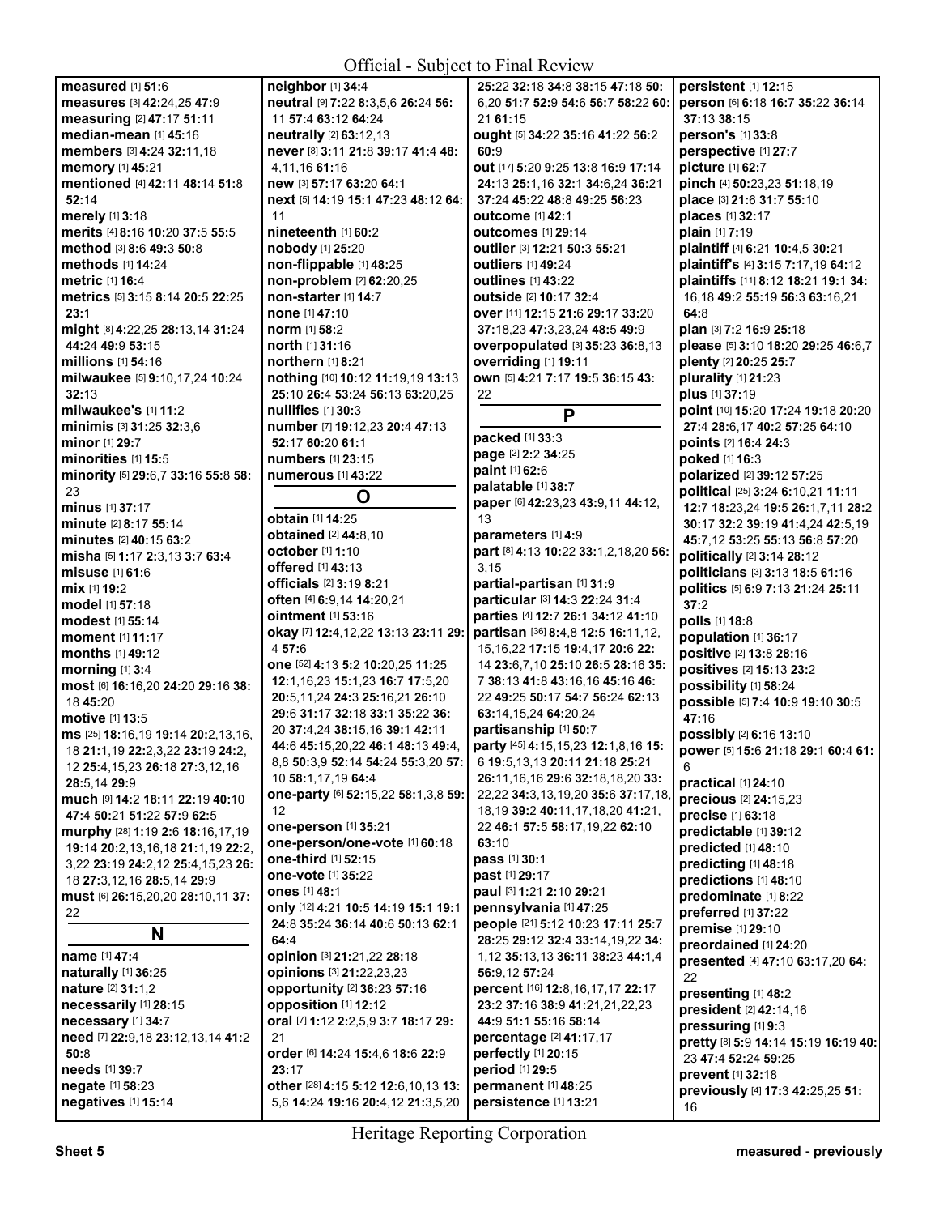Official - Subject to Final Review

**measured** [1] **51:**6
**measures** [3] **42:**24,25 **47:**9
**measuring** [2] **47:**17 **51:**11
**median-mean** [1] **45:**16
**members** [3] **4:**24 **32:**11,18
**memory** [1] **45:**21
**mentioned** [4] **42:**11 **48:**14 **51:**8 **52:**14
**merely** [1] **3:**18
**merits** [4] **8:**16 **10:**20 **37:**5 **55:**5
**method** [3] **8:**6 **49:**3 **50:**8
**methods** [1] **14:**24
**metric** [1] **16:**4
**metrics** [5] **3:**15 **8:**14 **20:**5 **22:**25 **23:**1
**might** [8] **4:**22,25 **28:**13,14 **31:**24 **44:**24 **49:**9 **53:**15
**millions** [1] **54:**16
**milwaukee** [5] **9:**10,17,24 **10:**24 **32:**13
**milwaukee's** [1] **11:**2
**minimis** [3] **31:**25 **32:**3,6
**minor** [1] **29:**7
**minorities** [1] **15:**5
**minority** [5] **29:**6,7 **33:**16 **55:**8 **58:**23
**minus** [1] **37:**17
**minute** [2] **8:**17 **55:**14
**minutes** [2] **40:**15 **63:**2
**misha** [5] **1:**17 **2:**3,13 **3:**7 **63:**4
**misuse** [1] **61:**6
**mix** [1] **19:**2
**model** [1] **57:**18
**modest** [1] **55:**14
**moment** [1] **11:**17
**months** [1] **49:**12
**morning** [1] **3:**4
**most** [6] **16:**16,20 **24:**20 **29:**16 **38:**18 **45:**20
**motive** [1] **13:**5
**ms** [25] **18:**16,19 **19:**14 **20:**2,13,16,18 **21:**1,19 **22:**2,3,22 **23:**19 **24:**2,12 **25:**4,15,23 **26:**18 **27:**3,12,16 **28:**5,14 **29:**9
**much** [9] **14:**2 **18:**11 **22:**19 **40:**10 **47:**4 **50:**21 **51:**22 **57:**9 **62:**5
**murphy** [28] **1:**19 **2:**6 **18:**16,17,19 **19:**14 **20:**2,13,16,18 **21:**1,19 **22:**2,3,22 **23:**19 **24:**2,12 **25:**4,15,23 **26:**18 **27:**3,12,16 **28:**5,14 **29:**9
**must** [6] **26:**15,20,20 **28:**10,11 **37:**22

## N

**name** [1] **47:**4
**naturally** [1] **36:**25
**nature** [2] **31:**1,2
**necessarily** [1] **28:**15
**necessary** [1] **34:**7
**need** [7] **22:**9,18 **23:**12,13,14 **41:**2 **50:**8
**needs** [1] **39:**7
**negate** [1] **58:**23
**negatives** [1] **15:**14
**neighbor** [1] **34:**4
**neutral** [9] **7:**22 **8:**3,5,6 **26:**24 **56:**11 **57:**4 **63:**12 **64:**24
**neutrally** [2] **63:**12,13
**never** [8] **3:**11 **21:**8 **39:**17 **41:**4 **48:**4,11,16 **61:**16
**new** [3] **57:**17 **63:**20 **64:**1
**next** [5] **14:**19 **15:**1 **47:**23 **48:**12 **64:**11
**nineteenth** [1] **60:**2
**nobody** [1] **25:**20
**non-flippable** [1] **48:**25
**non-problem** [2] **62:**20,25
**non-starter** [1] **14:**7
**none** [1] **47:**10
**norm** [1] **58:**2
**north** [1] **31:**16
**northern** [1] **8:**21
**nothing** [10] **10:**12 **11:**19,19 **13:**13 **25:**10 **26:**4 **53:**24 **56:**13 **63:**20,25
**nullifies** [1] **30:**3
**number** [7] **19:**12,23 **20:**4 **47:**13 **52:**17 **60:**20 **61:**1
**numbers** [1] **23:**15
**numerous** [1] **43:**22

## O

**obtain** [1] **14:**25
**obtained** [2] **44:**8,10
**october** [1] **1:**10
**offered** [1] **43:**13
**officials** [2] **3:**19 **8:**21
**often** [4] **6:**9,14 **14:**20,21
**ointment** [1] **53:**16
**okay** [7] **12:**4,12,22 **13:**13 **23:**11 **29:**4 **57:**6
**one** [52] **4:**13 **5:**2 **10:**20,25 **11:**25 **12:**1,16,23 **15:**1,23 **16:**7 **17:**5,20 **20:**5,11,24 **24:**3 **25:**16,21 **26:**10 **29:**6 **31:**17 **32:**18 **33:**1 **35:**22 **36:**20 **37:**4,24 **38:**15,16 **39:**1 **42:**11 **44:**6 **45:**15,20,22 **46:**1 **48:**13 **49:**4,8,8 **50:**3,9 **52:**14 **54:**24 **55:**3,20 **57:**10 **58:**1,17,19 **64:**4
**one-party** [6] **52:**15,22 **58:**1,3,8 **59:**12
**one-person** [1] **35:**21
**one-person/one-vote** [1] **60:**18
**one-third** [1] **52:**15
**one-vote** [1] **35:**22
**ones** [1] **48:**1
**only** [12] **4:**21 **10:**5 **14:**19 **15:**1 **19:**1 **24:**8 **35:**24 **36:**14 **40:**6 **50:**13 **62:**1 **64:**4
**opinion** [3] **21:**21,22 **28:**18
**opinions** [3] **21:**22,23,23
**opportunity** [2] **36:**23 **57:**16
**opposition** [1] **12:**12
**oral** [7] **1:**12 **2:**2,5,9 **3:**7 **18:**17 **29:**21
**order** [6] **14:**24 **15:**4,6 **18:**6 **22:**9 **23:**17
**other** [28] **4:**15 **5:**12 **12:**6,10,13 **13:**5,6 **14:**24 **19:**16 **20:**4,12 **21:**3,5,20 **25:**22 **32:**18 **34:**8 **38:**15 **47:**18 **50:**6,20 **51:**7 **52:**9 **54:**6 **56:**7 **58:**22 **60:**21 **61:**15
**ought** [5] **34:**22 **35:**16 **41:**22 **56:**2 **60:**9
**out** [17] **5:**20 **9:**25 **13:**8 **16:**9 **17:**14 **24:**13 **25:**1,16 **32:**1 **34:**6,24 **36:**21 **37:**24 **45:**22 **48:**8 **49:**25 **56:**23
**outcome** [1] **42:**1
**outcomes** [1] **29:**14
**outlier** [3] **12:**21 **50:**3 **55:**21
**outliers** [1] **49:**24
**outlines** [1] **43:**22
**outside** [2] **10:**17 **32:**4
**over** [11] **12:**15 **21:**6 **29:**17 **33:**20 **37:**18,23 **47:**3,23,24 **48:**5 **49:**9
**overpopulated** [3] **35:**23 **36:**8,13
**overriding** [1] **19:**11
**own** [5] **4:**21 **7:**17 **19:**5 **36:**15 **43:**22

## P

**packed** [1] **33:**3
**page** [2] **2:**2 **34:**25
**paint** [1] **62:**6
**palatable** [1] **38:**7
**paper** [6] **42:**23,23 **43:**9,11 **44:**12,13
**parameters** [1] **4:**9
**part** [8] **4:**13 **10:**22 **33:**1,2,18,20 **56:**3,15
**partial-partisan** [1] **31:**9
**particular** [3] **14:**3 **22:**24 **31:**4
**parties** [4] **12:**7 **26:**1 **34:**12 **41:**10
**partisan** [36] **8:**4,8 **12:**5 **16:**11,12,15,16,22 **17:**15 **19:**4,17 **20:**6 **22:**14 **23:**6,7,10 **25:**10 **26:**5 **28:**16 **35:**7 **38:**13 **41:**8 **43:**16,16 **45:**16 **46:**22 **49:**25 **50:**17 **54:**7 **56:**24 **62:**13 **63:**14,15,24 **64:**20,24
**partisanship** [1] **50:**7
**party** [45] **4:**15,15,23 **12:**1,8,16 **15:**6 **19:**5,13,15 **20:**11 **21:**18 **25:**21 **26:**11,16,16 **29:**6 **32:**18,18,20 **33:**22,22 **34:**3,13,19,20 **35:**6 **37:**17,18,18,19 **39:**2 **40:**11,17,18,20 **41:**21,22 **46:**1 **57:**5 **58:**17,19,22 **62:**10 **63:**10
**pass** [1] **30:**1
**past** [1] **29:**17
**paul** [3] **1:**21 **2:**10 **29:**21
**pennsylvania** [1] **47:**25
**people** [21] **5:**12 **10:**23 **17:**11 **25:**7 **28:**25 **29:**12 **32:**4 **33:**14,19,22 **34:**1,12 **35:**13,13 **36:**11 **38:**23 **44:**1,4 **56:**9,12 **57:**24
**percent** [16] **12:**8,16,17,17 **22:**17 **23:**2 **37:**16 **38:**9 **41:**21,21,22,23 **44:**9 **51:**1 **55:**16 **58:**14
**percentage** [2] **41:**17,17
**perfectly** [1] **20:**15
**period** [1] **29:**5
**permanent** [1] **48:**25
**persistence** [1] **13:**21
**persistent** [1] **12:**15
**person** [6] **6:**18 **16:**7 **35:**22 **36:**14 **37:**13 **38:**15
**person's** [1] **33:**8
**perspective** [1] **27:**7
**picture** [1] **62:**7
**pinch** [4] **50:**23,23 **51:**18,19
**place** [3] **21:**6 **31:**7 **55:**10
**places** [1] **32:**17
**plain** [1] **7:**19
**plaintiff** [4] **6:**21 **10:**4,5 **30:**21
**plaintiff's** [4] **3:**15 **7:**17,19 **64:**12
**plaintiffs** [11] **8:**12 **18:**21 **19:**1 **34:**16,18 **49:**2 **55:**19 **56:**3 **63:**16,21 **64:**8
**plan** [3] **7:**2 **16:**9 **25:**18
**please** [5] **3:**10 **18:**20 **29:**25 **46:**6,7
**plenty** [2] **20:**25 **25:**7
**plurality** [1] **21:**23
**plus** [1] **37:**19
**point** [10] **15:**20 **17:**24 **19:**18 **20:**20 **27:**4 **28:**6,17 **40:**2 **57:**25 **64:**10
**points** [2] **16:**4 **24:**3
**poked** [1] **16:**3
**polarized** [2] **39:**12 **57:**25
**political** [25] **3:**24 **6:**10,21 **11:**11 **12:**7 **18:**23,24 **19:**5 **26:**1,7,11 **28:**2 **30:**17 **32:**2 **39:**19 **41:**4,24 **42:**5,19 **45:**7,12 **53:**25 **55:**13 **56:**8 **57:**20
**politically** [2] **3:**14 **28:**12
**politicians** [3] **3:**13 **18:**5 **61:**16
**politics** [5] **6:**9 **7:**13 **21:**24 **25:**11 **37:**2
**polls** [1] **18:**8
**population** [1] **36:**17
**positive** [2] **13:**8 **28:**16
**positives** [2] **15:**13 **23:**2
**possibility** [1] **58:**24
**possible** [5] **7:**4 **10:**9 **19:**10 **30:**5 **47:**16
**possibly** [2] **6:**16 **13:**10
**power** [5] **15:**6 **21:**18 **29:**1 **60:**4 **61:**6
**practical** [1] **24:**10
**precious** [2] **24:**15,23
**precise** [1] **63:**18
**predictable** [1] **39:**12
**predicted** [1] **48:**10
**predicting** [1] **48:**18
**predictions** [1] **48:**10
**predominate** [1] **8:**22
**preferred** [1] **37:**22
**premise** [1] **29:**10
**preordained** [1] **24:**20
**presented** [4] **47:**10 **63:**17,20 **64:**22
**presenting** [1] **48:**2
**president** [2] **42:**14,16
**pressuring** [1] **9:**3
**pretty** [8] **5:**9 **14:**14 **15:**19 **16:**19 **40:**23 **47:**4 **52:**24 **59:**25
**prevent** [1] **32:**18
**previously** [4] **17:**3 **42:**25,25 **51:**16

Heritage Reporting Corporation

Sheet 5 measured - previously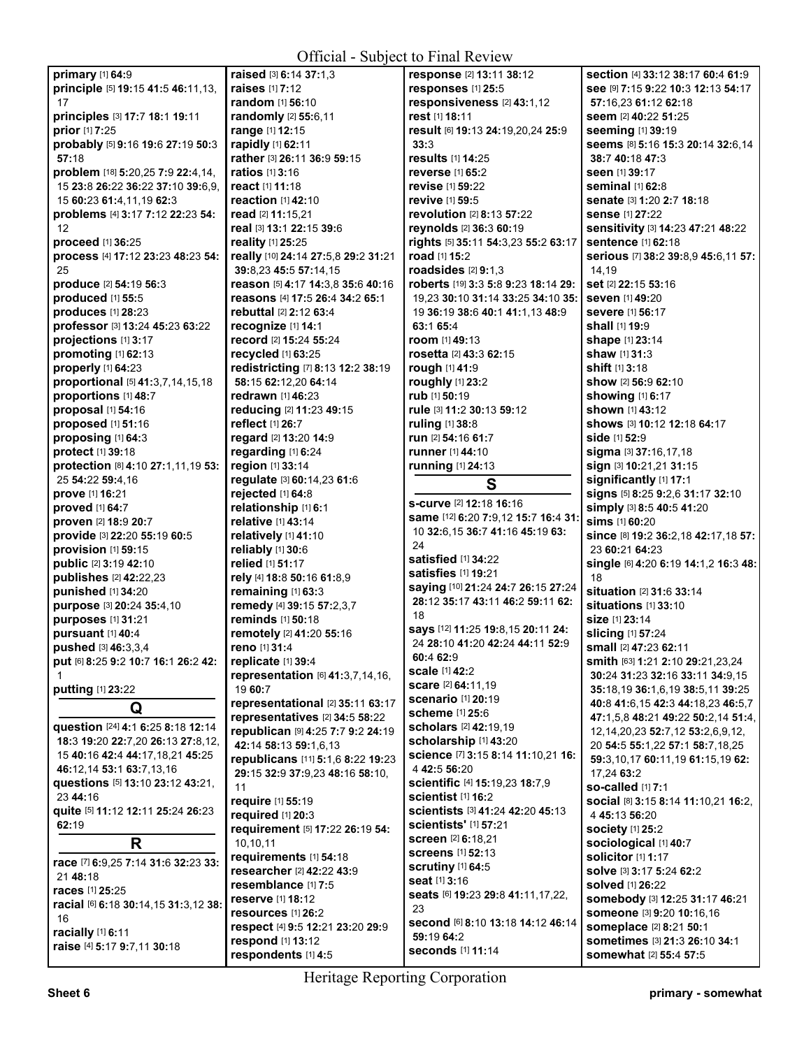**primary** [1] **64:**9
**principle** [5] **19:**15 **41:**5 **46:**11,13, 17
**principles** [3] **17:**7 **18:**1 **19:**11
**prior** [1] **7:**25
**probably** [5] **9:**16 **19:**6 **27:**19 **50:**3 **57:**18
**problem** [18] **5:**20,25 **7:**9 **22:**4,14, 15 **23:**8 **26:**22 **36:**22 **37:**10 **39:**6,9, 15 **60:**23 **61:**4,11,19 **62:**3
**problems** [4] **3:**17 **7:**12 **22:**23 **54:** 12
**proceed** [1] **36:**25
**process** [4] **17:**12 **23:**23 **48:**23 **54:** 25
**produce** [2] **54:**19 **56:**3
**produced** [1] **55:**5
**produces** [1] **28:**23
**professor** [3] **13:**24 **45:**23 **63:**22
**projections** [1] **3:**17
**promoting** [1] **62:**13
**properly** [1] **64:**23
**proportional** [5] **41:**3,7,14,15,18
**proportions** [1] **48:**7
**proposal** [1] **54:**16
**proposed** [1] **51:**16
**proposing** [1] **64:**3
**protect** [1] **39:**18
**protection** [8] **4:**10 **27:**1,11,19 **53:** 25 **54:**22 **59:**4,16
**prove** [1] **16:**21
**proved** [1] **64:**7
**proven** [2] **18:**9 **20:**7
**provide** [3] **22:**20 **55:**19 **60:**5
**provision** [1] **59:**15
**public** [2] **3:**19 **42:**10
**publishes** [2] **42:**22,23
**punished** [1] **34:**20
**purpose** [3] **20:**24 **35:**4,10
**purposes** [1] **31:**21
**pursuant** [1] **40:**4
**pushed** [3] **46:**3,3,4
**put** [6] **8:**25 **9:**2 **10:**7 **16:**1 **26:**2 **42:** 1
**putting** [1] **23:**22

## Q

**question** [24] **4:**1 **6:**25 **8:**18 **12:**14 **18:**3 **19:**20 **22:**7,20 **26:**13 **27:**8,12, 15 **40:**16 **42:**4 **44:**17,18,21 **45:**25 **46:**12,14 **53:**1 **63:**7,13,16
**questions** [5] **13:**10 **23:**12 **43:**21, 23 **44:**16
**quite** [5] **11:**12 **12:**11 **25:**24 **26:**23 **62:**19

## R

**race** [7] **6:**9,25 **7:**14 **31:**6 **32:**23 **33:** 21 **48:**18
**races** [1] **25:**25
**racial** [6] **6:**18 **30:**14,15 **31:**3,12 **38:** 16
**racially** [1] **6:**11
**raise** [4] **5:**17 **9:**7,11 **30:**18
**raised** [3] **6:**14 **37:**1,3
**raises** [1] **7:**12
**random** [1] **56:**10
**randomly** [2] **55:**6,11
**range** [1] **12:**15
**rapidly** [1] **62:**11
**rather** [3] **26:**11 **36:**9 **59:**15
**ratios** [1] **3:**16
**react** [1] **11:**18
**reaction** [1] **42:**10
**read** [2] **11:**15,21
**real** [3] **13:**1 **22:**15 **39:**6
**reality** [1] **25:**25
**really** [10] **24:**14 **27:**5,8 **29:**2 **31:**21 **39:**8,23 **45:**5 **57:**14,15
**reason** [5] **4:**17 **14:**3,8 **35:**6 **40:**16
**reasons** [4] **17:**5 **26:**4 **34:**2 **65:**1
**rebuttal** [2] **2:**12 **63:**4
**recognize** [1] **14:**1
**record** [2] **15:**24 **55:**24
**recycled** [1] **63:**25
**redistricting** [7] **8:**13 **12:**2 **38:**19 **58:**15 **62:**12,20 **64:**14
**redrawn** [1] **46:**23
**reducing** [2] **11:**23 **49:**15
**reflect** [1] **26:**7
**regard** [2] **13:**20 **14:**9
**regarding** [1] **6:**24
**region** [1] **33:**14
**regulate** [3] **60:**14,23 **61:**6
**rejected** [1] **64:**8
**relationship** [1] **6:**1
**relative** [1] **43:**14
**relatively** [1] **41:**10
**relied** [1] **51:**17
**rely** [4] **18:**8 **50:**16 **61:**8,9
**remaining** [1] **63:**3
**remedy** [4] **39:**15 **57:**2,3,7
**reminds** [1] **50:**18
**remotely** [2] **41:**20 **55:**16
**reno** [1] **31:**4
**replicate** [1] **39:**4
**representation** [6] **41:**3,7,14,16, 19 **60:**7
**representational** [2] **35:**11 **63:**17
**representatives** [2] **34:**5 **58:**22
**republican** [9] **4:**25 **7:**7 **9:**2 **24:**19 **42:**14 **58:**13 **59:**1,6,13
**republicans** [11] **5:**1,6 **8:**22 **19:**23 **29:**15 **32:**9 **37:**9,23 **48:**16 **58:**10, 11
**require** [1] **55:**19
**required** [1] **20:**3
**requirement** [5] **17:**22 **26:**19 **54:** 10,10,11
**requirements** [1] **54:**18
**researcher** [2] **42:**22 **43:**9
**resemblance** [1] **7:**5
**reserve** [1] **18:**12
**resources** [1] **26:**2
**respect** [4] **9:**5 **12:**21 **23:**20 **29:**9
**respond** [1] **13:**12
**respondents** [1] **4:**5
**response** [2] **13:**11 **38:**12
**responses** [1] **25:**5
**responsiveness** [2] **43:**1,12
**rest** [1] **18:**11
**result** [6] **19:**13 **24:**19,20,24 **25:**9 **33:**3
**results** [1] **14:**25
**reverse** [1] **65:**2
**revise** [1] **59:**22
**revive** [1] **59:**5
**revolution** [2] **8:**13 **57:**22
**reynolds** [2] **36:**3 **60:**19
**rights** [5] **35:**11 **54:**3,23 **55:**2 **63:**17
**road** [1] **15:**2
**roadsides** [2] **9:**1,3
**roberts** [19] **3:**3 **5:**8 **9:**23 **18:**14 **29:** 19,23 **30:**10 **31:**14 **33:**25 **34:**10 **35:** 19 **36:**19 **38:**6 **40:**1 **41:**1,13 **48:**9 **63:**1 **65:**4
**room** [1] **49:**13
**rosetta** [2] **43:**3 **62:**15
**rough** [1] **41:**9
**roughly** [1] **23:**2
**rub** [1] **50:**19
**rule** [3] **11:**2 **30:**13 **59:**12
**ruling** [1] **38:**8
**run** [2] **54:**16 **61:**7
**runner** [1] **44:**10
**running** [1] **24:**13

## S

**s-curve** [2] **12:**18 **16:**16
**same** [12] **6:**20 **7:**9,12 **15:**7 **16:**4 **31:** 10 **32:**6,15 **36:**7 **41:**16 **45:**19 **63:** 24
**satisfied** [1] **34:**22
**satisfies** [1] **19:**21
**saying** [10] **21:**24 **24:**7 **26:**15 **27:**24 **28:**12 **35:**17 **43:**11 **46:**2 **59:**11 **62:** 18
**says** [12] **11:**25 **19:**8,15 **20:**11 **24:** 24 **28:**10 **41:**20 **42:**24 **44:**11 **52:**9 **60:**4 **62:**9
**scale** [1] **42:**2
**scare** [2] **64:**11,19
**scenario** [1] **20:**19
**scheme** [1] **25:**6
**scholars** [2] **42:**19,19
**scholarship** [1] **43:**20
**science** [7] **3:**15 **8:**14 **11:**10,21 **16:** 4 **42:**5 **56:**20
**scientific** [4] **15:**19,23 **18:**7,9
**scientist** [1] **16:**2
**scientists** [3] **41:**24 **42:**20 **45:**13
**scientists'** [1] **57:**21
**screen** [2] **6:**18,21
**screens** [1] **52:**13
**scrutiny** [1] **64:**5
**seat** [1] **3:**16
**seats** [6] **19:**23 **29:**8 **41:**11,17,22, 23
**second** [6] **8:**10 **13:**18 **14:**12 **46:**14 **59:**19 **64:**2
**seconds** [1] **11:**14
**section** [4] **33:**12 **38:**17 **60:**4 **61:**9
**see** [9] **7:**15 **9:**22 **10:**3 **12:**13 **54:**17 **57:**16,23 **61:**12 **62:**18
**seem** [2] **40:**22 **51:**25
**seeming** [1] **39:**19
**seems** [8] **5:**16 **15:**3 **20:**14 **32:**6,14 **38:**7 **40:**18 **47:**3
**seen** [1] **39:**17
**seminal** [1] **62:**8
**senate** [3] **1:**20 **2:**7 **18:**18
**sense** [1] **27:**22
**sensitivity** [3] **14:**23 **47:**21 **48:**22
**sentence** [1] **62:**18
**serious** [7] **38:**2 **39:**8,9 **45:**6,11 **57:** 14,19
**set** [2] **22:**15 **53:**16
**seven** [1] **49:**20
**severe** [1] **56:**17
**shall** [1] **19:**9
**shape** [1] **23:**14
**shaw** [1] **31:**3
**shift** [1] **3:**18
**show** [2] **56:**9 **62:**10
**showing** [1] **6:**17
**shown** [1] **43:**12
**shows** [3] **10:**12 **12:**18 **64:**17
**side** [1] **52:**9
**sigma** [3] **37:**16,17,18
**sign** [3] **10:**21,21 **31:**15
**significantly** [1] **17:**1
**signs** [5] **8:**25 **9:**2,6 **31:**17 **32:**10
**simply** [3] **8:**5 **40:**5 **41:**20
**sims** [1] **60:**20
**since** [8] **19:**2 **36:**2,18 **42:**17,18 **57:** 23 **60:**21 **64:**23
**single** [6] **4:**20 **6:**19 **14:**1,2 **16:**3 **48:** 18
**situation** [2] **31:**6 **33:**14
**situations** [1] **33:**10
**size** [1] **23:**14
**slicing** [1] **57:**24
**small** [2] **47:**23 **62:**11
**smith** [63] **1:**21 **2:**10 **29:**21,23,24 **30:**24 **31:**23 **32:**16 **33:**11 **34:**9,15 **35:**18,19 **36:**1,6,19 **38:**5,11 **39:**25 **40:**8 **41:**6,15 **42:**3 **44:**18,23 **46:**5,7 **47:**1,5,8 **48:**21 **49:**22 **50:**2,14 **51:**4, 12,14,20,23 **52:**7,12 **53:**2,6,9,12, 20 **54:**5 **55:**1,22 **57:**1 **58:**7,18,25 **59:**3,10,17 **60:**11,19 **61:**15,19 **62:** 17,24 **63:**2
**so-called** [1] **7:**1
**social** [8] **3:**15 **8:**14 **11:**10,21 **16:**2, 4 **45:**13 **56:**20
**society** [1] **25:**2
**sociological** [1] **40:**7
**solicitor** [1] **1:**17
**solve** [3] **3:**17 **5:**24 **62:**2
**solved** [1] **26:**22
**somebody** [3] **12:**25 **31:**17 **46:**21
**someone** [3] **9:**20 **10:**16,16
**someplace** [2] **8:**21 **50:**1
**sometimes** [3] **21:**3 **26:**10 **34:**1
**somewhat** [2] **55:**4 **57:**5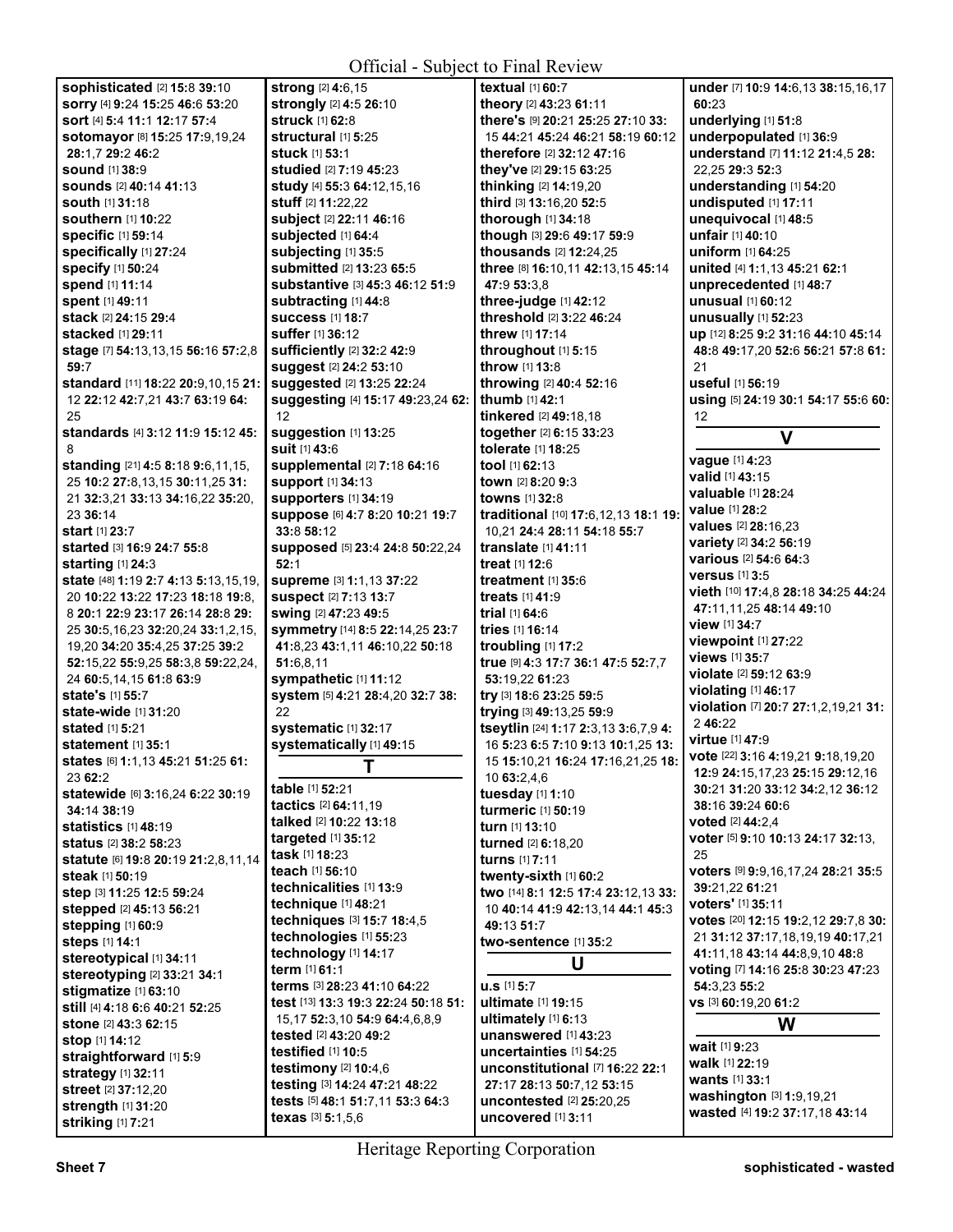**sophisticated** [2] **15:**8 **39:**10
**sorry** [4] **9:**24 **15:**25 **46:**6 **53:**20
**sort** [4] **5:**4 **11:**1 **12:**17 **57:**4
**sotomayor** [8] **15:**25 **17:**9,19,24 **28:**1,7 **29:**2 **46:**2
**sound** [1] **38:**9
**sounds** [2] **40:**14 **41:**13
**south** [1] **31:**18
**southern** [1] **10:**22
**specific** [1] **59:**14
**specifically** [1] **27:**24
**specify** [1] **50:**24
**spend** [1] **11:**14
**spent** [1] **49:**11
**stack** [2] **24:**15 **29:**4
**stacked** [1] **29:**11
**stage** [7] **54:**13,13,15 **56:**16 **57:**2,8 **59:**7
**standard** [11] **18:**22 **20:**9,10,15 **21:**12 **22:**12 **42:**7,21 **43:**7 **63:**19 **64:**25
**standards** [4] **3:**12 **11:**9 **15:**12 **45:**8
**standing** [21] **4:**5 **8:**18 **9:**6,11,15, 25 **10:**2 **27:**8,13,15 **30:**11,25 **31:**21 **32:**3,21 **33:**13 **34:**16,22 **35:**20, 23 **36:**14
**start** [1] **23:**7
**started** [3] **16:**9 **24:**7 **55:**8
**starting** [1] **24:**3
**state** [48] **1:**19 **2:**7 **4:**13 **5:**13,15,19, 20 **10:**22 **13:**22 **17:**23 **18:**18 **19:**8, 8 **20:**1 **22:**9 **23:**17 **26:**14 **28:**8 **29:**25 **30:**5,16,23 **32:**20,24 **33:**1,2,15, 19,20 **34:**20 **35:**4,25 **37:**25 **39:**2 **52:**15,22 **55:**9,25 **58:**3,8 **59:**22,24, 24 **60:**5,14,15 **61:**8 **63:**9
**state's** [1] **55:**7
**state-wide** [1] **31:**20
**stated** [1] **5:**21
**statement** [1] **35:**1
**states** [6] **1:**1,13 **45:**21 **51:**25 **61:**23 **62:**1
**statewide** [6] **3:**16,24 **6:**22 **30:**19 **34:**14 **38:**19
**statistics** [1] **48:**19
**status** [2] **38:**2 **58:**23
**statute** [6] **19:**8 **20:**19 **21:**2,8,11,14
**steak** [1] **50:**19
**step** [3] **11:**25 **12:**5 **59:**24
**stepped** [2] **45:**13 **56:**21
**stepping** [1] **60:**9
**steps** [1] **14:**1
**stereotypical** [1] **34:**11
**stereotyping** [2] **33:**21 **34:**1
**stigmatize** [1] **63:**10
**still** [4] **4:**18 **6:**6 **40:**21 **52:**25
**stone** [2] **43:**3 **62:**15
**stop** [1] **14:**12
**straightforward** [1] **5:**9
**strategy** [1] **32:**11
**street** [2] **37:**12,20
**strength** [1] **31:**20
**striking** [1] **7:**21
**strong** [2] **4:**6,15
**strongly** [2] **4:**5 **26:**10
**struck** [1] **62:**8
**structural** [1] **5:**25
**stuck** [1] **53:**1
**studied** [2] **7:**19 **45:**23
**study** [4] **55:**3 **64:**12,15,16
**stuff** [2] **11:**22,22
**subject** [2] **22:**11 **46:**16
**subjected** [1] **64:**4
**subjecting** [1] **35:**5
**submitted** [2] **13:**23 **65:**5
**substantive** [3] **45:**3 **46:**12 **51:**9
**subtracting** [1] **44:**8
**success** [1] **18:**7
**suffer** [1] **36:**12
**sufficiently** [2] **32:**2 **42:**9
**suggest** [2] **24:**2 **53:**10
**suggested** [2] **13:**25 **22:**24
**suggesting** [4] **15:**17 **49:**23,24 **62:**12
**suggestion** [1] **13:**25
**suit** [1] **43:**6
**supplemental** [2] **7:**18 **64:**16
**support** [1] **34:**13
**supporters** [1] **34:**19
**suppose** [6] **4:**7 **8:**20 **10:**21 **19:**7 **33:**8 **58:**12
**supposed** [5] **23:**4 **24:**8 **50:**22,24 **52:**1
**supreme** [3] **1:**1,13 **37:**22
**suspect** [2] **7:**13 **13:**7
**swing** [2] **47:**23 **49:**5
**symmetry** [14] **8:**5 **22:**14,25 **23:**7 **41:**8,23 **43:**1,11 **46:**10,22 **50:**18 **51:**6,8,11
**sympathetic** [1] **11:**12
**system** [5] **4:**21 **28:**4,20 **32:**7 **38:**22
**systematic** [1] **32:**17
**systematically** [1] **49:**15

## T

**table** [1] **52:**21
**tactics** [2] **64:**11,19
**talked** [2] **10:**22 **13:**18
**targeted** [1] **35:**12
**task** [1] **18:**23
**teach** [1] **56:**10
**technicalities** [1] **13:**9
**technique** [1] **48:**21
**techniques** [3] **15:**7 **18:**4,5
**technologies** [1] **55:**23
**technology** [1] **14:**17
**term** [1] **61:**1
**terms** [3] **28:**23 **41:**10 **64:**22
**test** [13] **13:**3 **19:**3 **22:**24 **50:**18 **51:**15,17 **52:**3,10 **54:**9 **64:**4,6,8,9
**tested** [2] **43:**20 **49:**2
**testified** [1] **10:**5
**testimony** [2] **10:**4,6
**testing** [3] **14:**24 **47:**21 **48:**22
**tests** [5] **48:**1 **51:**7,11 **53:**3 **64:**3
**texas** [3] **5:**1,5,6
**textual** [1] **60:**7
**theory** [2] **43:**23 **61:**11
**there's** [9] **20:**21 **25:**25 **27:**10 **33:**15 **44:**21 **45:**24 **46:**21 **58:**19 **60:**12
**therefore** [2] **32:**12 **47:**16
**they've** [2] **29:**15 **63:**25
**thinking** [2] **14:**19,20
**third** [3] **13:**16,20 **52:**5
**thorough** [1] **34:**18
**though** [3] **29:**6 **49:**17 **59:**9
**thousands** [2] **12:**24,25
**three** [8] **16:**10,11 **42:**13,15 **45:**14 **47:**9 **53:**3,8
**three-judge** [1] **42:**12
**threshold** [2] **3:**22 **46:**24
**threw** [1] **17:**14
**throughout** [1] **5:**15
**throw** [1] **13:**8
**throwing** [2] **40:**4 **52:**16
**thumb** [1] **42:**1
**tinkered** [2] **49:**18,18
**together** [2] **6:**15 **33:**23
**tolerate** [1] **18:**25
**tool** [1] **62:**13
**town** [2] **8:**20 **9:**3
**towns** [1] **32:**8
**traditional** [10] **17:**6,12,13 **18:**1 **19:**10,21 **24:**4 **28:**11 **54:**18 **55:**7
**translate** [1] **41:**11
**treat** [1] **12:**6
**treatment** [1] **35:**6
**treats** [1] **41:**9
**trial** [1] **64:**6
**tries** [1] **16:**14
**troubling** [1] **17:**2
**true** [9] **4:**3 **17:**7 **36:**1 **47:**5 **52:**7,7 **53:**19,22 **61:**23
**try** [3] **18:**6 **23:**25 **59:**5
**trying** [3] **49:**13,25 **59:**9
**tseytlin** [24] **1:**17 **2:**3,13 **3:**6,7,9 **4:**16 **5:**23 **6:**5 **7:**10 **9:**13 **10:**1,25 **13:**15 **15:**10,21 **16:**24 **17:**16,21,25 **18:**10 **63:**2,4,6
**tuesday** [1] **1:**10
**turmeric** [1] **50:**19
**turn** [1] **13:**10
**turned** [2] **6:**18,20
**turns** [1] **7:**11
**twenty-sixth** [1] **60:**2
**two** [14] **8:**1 **12:**5 **17:**4 **23:**12,13 **33:**10 **40:**14 **41:**9 **42:**13,14 **44:**1 **45:**3 **49:**13 **51:**7
**two-sentence** [1] **35:**2

## U

**u.s** [1] **5:**7
**ultimate** [1] **19:**15
**ultimately** [1] **6:**13
**unanswered** [1] **43:**23
**uncertainties** [1] **54:**25
**unconstitutional** [7] **16:**22 **22:**1 **27:**17 **28:**13 **50:**7,12 **53:**15
**uncontested** [2] **25:**20,25
**uncovered** [1] **3:**11
**under** [7] **10:**9 **14:**6,13 **38:**15,16,17 **60:**23
**underlying** [1] **51:**8
**underpopulated** [1] **36:**9
**understand** [7] **11:**12 **21:**4,5 **28:**22,25 **29:**3 **52:**3
**understanding** [1] **54:**20
**undisputed** [1] **17:**11
**unequivocal** [1] **48:**5
**unfair** [1] **40:**10
**uniform** [1] **64:**25
**united** [4] **1:**1,13 **45:**21 **62:**1
**unprecedented** [1] **48:**7
**unusual** [1] **60:**12
**unusually** [1] **52:**23
**up** [12] **8:**25 **9:**2 **31:**16 **44:**10 **45:**14 **48:**8 **49:**17,20 **52:**6 **56:**21 **57:**8 **61:**21
**useful** [1] **56:**19
**using** [5] **24:**19 **30:**1 **54:**17 **55:**6 **60:**12

## V

**vague** [1] **4:**23
**valid** [1] **43:**15
**valuable** [1] **28:**24
**value** [1] **28:**2
**values** [2] **28:**16,23
**variety** [2] **34:**2 **56:**19
**various** [2] **54:**6 **64:**3
**versus** [1] **3:**5
**vieth** [10] **17:**4,8 **28:**18 **34:**25 **44:**24 **47:**11,11,25 **48:**14 **49:**10
**view** [1] **34:**7
**viewpoint** [1] **27:**22
**views** [1] **35:**7
**violate** [2] **59:**12 **63:**9
**violating** [1] **46:**17
**violation** [7] **20:**7 **27:**1,2,19,21 **31:**2 **46:**22
**virtue** [1] **47:**9
**vote** [22] **3:**16 **4:**19,21 **9:**18,19,20 **12:**9 **24:**15,17,23 **25:**15 **29:**12,16 **30:**21 **31:**20 **33:**12 **34:**2,12 **36:**12 **38:**16 **39:**24 **60:**6
**voted** [2] **44:**2,4
**voter** [5] **9:**10 **10:**13 **24:**17 **32:**13, 25
**voters** [9] **9:**9,16,17,24 **28:**21 **35:**5 **39:**21,22 **61:**21
**voters'** [1] **35:**11
**votes** [20] **12:**15 **19:**2,12 **29:**7,8 **30:**21 **31:**12 **37:**17,18,19,19 **40:**17,21 **41:**11,18 **43:**14 **44:**8,9,10 **48:**8
**voting** [7] **14:**16 **25:**8 **30:**23 **47:**23 **54:**3,23 **55:**2
**vs** [3] **60:**19,20 **61:**2

## W

**wait** [1] **9:**23
**walk** [1] **22:**19
**wants** [1] **33:**1
**washington** [3] **1:**9,19,21
**wasted** [4] **19:**2 **37:**17,18 **43:**14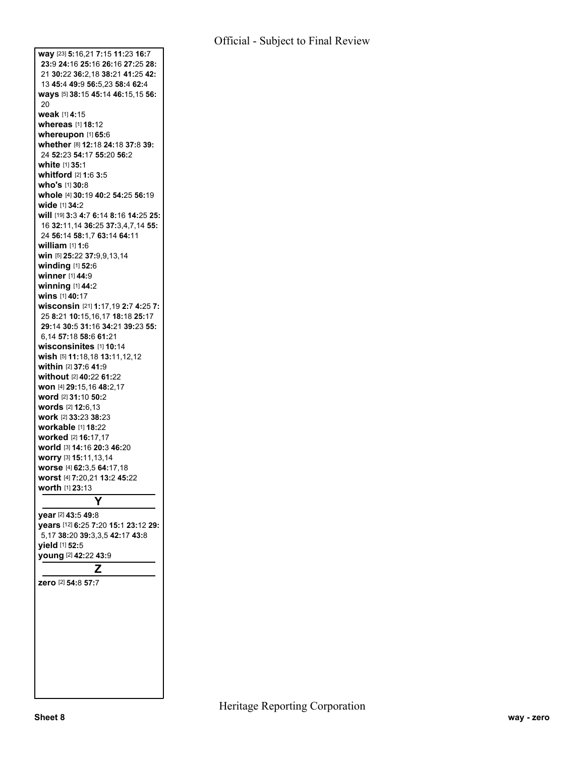**way** [23] **5:**16,21 **7:**15 **11:**23 **16:**7 **23:**9 **24:**16 **25:**16 **26:**16 **27:**25 **28:**21 **30:**22 **36:**2,18 **38:**21 **41:**25 **42:**13 **45:**4 **49:**9 **56:**5,23 **58:**4 **62:**4

**ways** [5] **38:**15 **45:**14 **46:**15,15 **56:**20

**weak** [1] **4:**15

**whereas** [1] **18:**12

**whereupon** [1] **65:**6

**whether** [8] **12:**18 **24:**18 **37:**8 **39:**24 **52:**23 **54:**17 **55:**20 **56:**2

**white** [1] **35:**1

**whitford** [2] **1:**6 **3:**5

**who's** [1] **30:**8

**whole** [4] **30:**19 **40:**2 **54:**25 **56:**19

**wide** [1] **34:**2

**will** [19] **3:**3 **4:**7 **6:**14 **8:**16 **14:**25 **25:**16 **32:**11,14 **36:**25 **37:**3,4,7,14 **55:**24 **56:**14 **58:**1,7 **63:**14 **64:**11

**william** [1] **1:**6

**win** [5] **25:**22 **37:**9,9,13,14

**winding** [1] **52:**6

**winner** [1] **44:**9

**winning** [1] **44:**2

**wins** [1] **40:**17

**wisconsin** [21] **1:**17,19 **2:**7 **4:**25 **7:**25 **8:**21 **10:**15,16,17 **18:**18 **25:**17 **29:**14 **30:**5 **31:**16 **34:**21 **39:**23 **55:**6,14 **57:**18 **58:**6 **61:**21

**wisconsinites** [1] **10:**14

**wish** [5] **11:**18,18 **13:**11,12,12

**within** [2] **37:**6 **41:**9

**without** [2] **40:**22 **61:**22

**won** [4] **29:**15,16 **48:**2,17

**word** [2] **31:**10 **50:**2

**words** [2] **12:**6,13

**work** [2] **33:**23 **38:**23

**workable** [1] **18:**22

**worked** [2] **16:**17,17

**world** [3] **14:**16 **20:**3 **46:**20

**worry** [3] **15:**11,13,14

**worse** [4] **62:**3,5 **64:**17,18

**worst** [4] **7:**20,21 **13:**2 **45:**22

**worth** [1] **23:**13

## Y

**year** [2] **43:**5 **49:**8

**years** [12] **6:**25 **7:**20 **15:**1 **23:**12 **29:**5,17 **38:**20 **39:**3,3,5 **42:**17 **43:**8

**yield** [1] **52:**5

**young** [2] **42:**22 **43:**9

## Z

**zero** [2] **54:**8 **57:**7